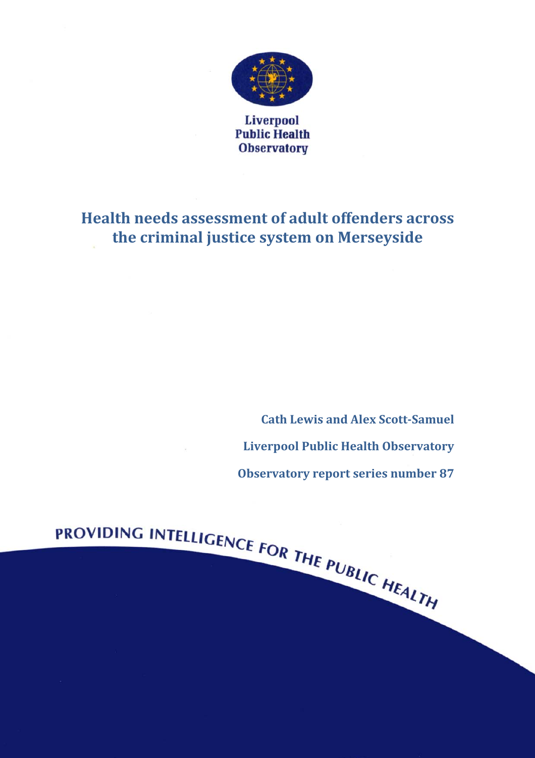Liverpool
Public Health
Observatory

# Health needs assessment of adult offenders across the criminal justice system on Merseyside

**Cath Lewis and Alex Scott-Samuel**

**Liverpool Public Health Observatory**

**Observatory report series number 87**

PROVIDING INTELLIGENCE FOR THE PUBLIC HEALTH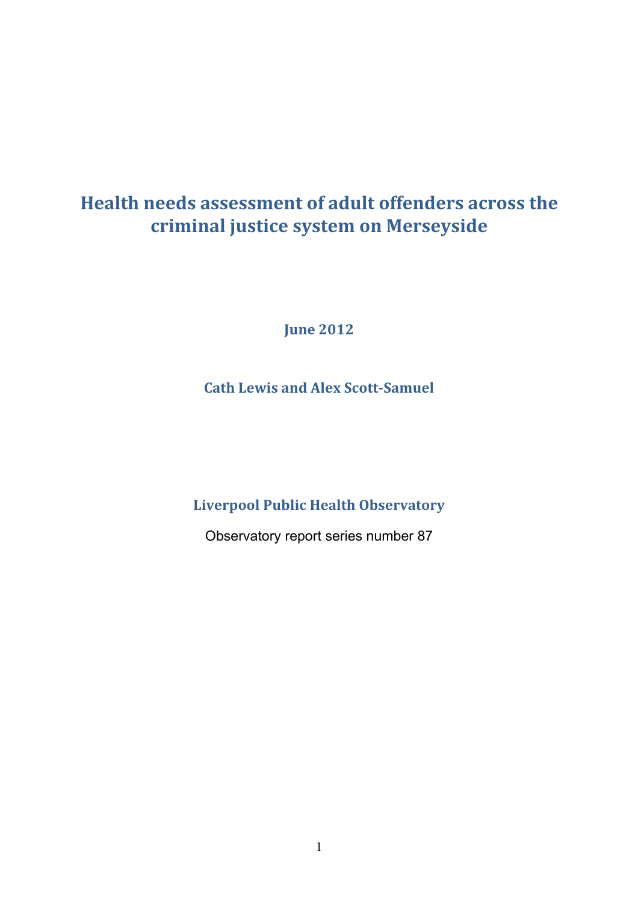# Health needs assessment of adult offenders across the criminal justice system on Merseyside

**June 2012**

**Cath Lewis and Alex Scott-Samuel**

**Liverpool Public Health Observatory**

Observatory report series number 87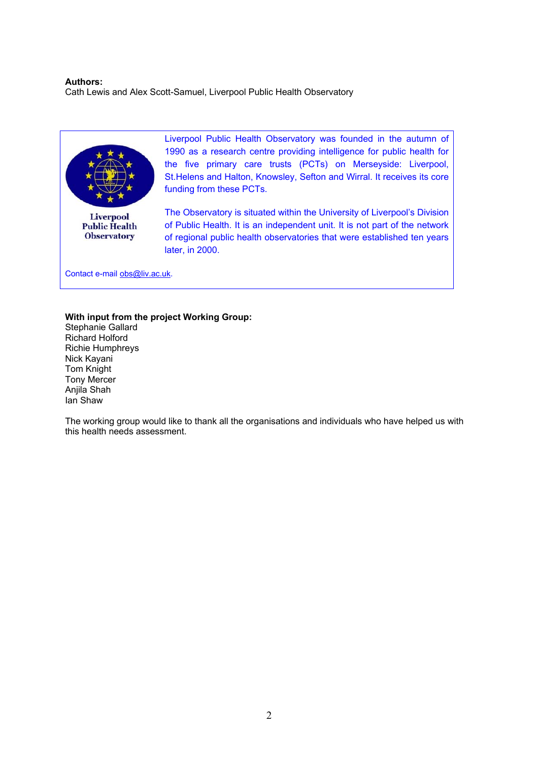**Authors:**
Cath Lewis and Alex Scott-Samuel, Liverpool Public Health Observatory

Liverpool Public Health Observatory

Liverpool Public Health Observatory was founded in the autumn of 1990 as a research centre providing intelligence for public health for the five primary care trusts (PCTs) on Merseyside: Liverpool, St.Helens and Halton, Knowsley, Sefton and Wirral. It receives its core funding from these PCTs.

The Observatory is situated within the University of Liverpool's Division of Public Health. It is an independent unit. It is not part of the network of regional public health observatories that were established ten years later, in 2000.

Contact e-mail obs@liv.ac.uk.

**With input from the project Working Group:**
Stephanie Gallard
Richard Holford
Richie Humphreys
Nick Kayani
Tom Knight
Tony Mercer
Anjila Shah
Ian Shaw

The working group would like to thank all the organisations and individuals who have helped us with this health needs assessment.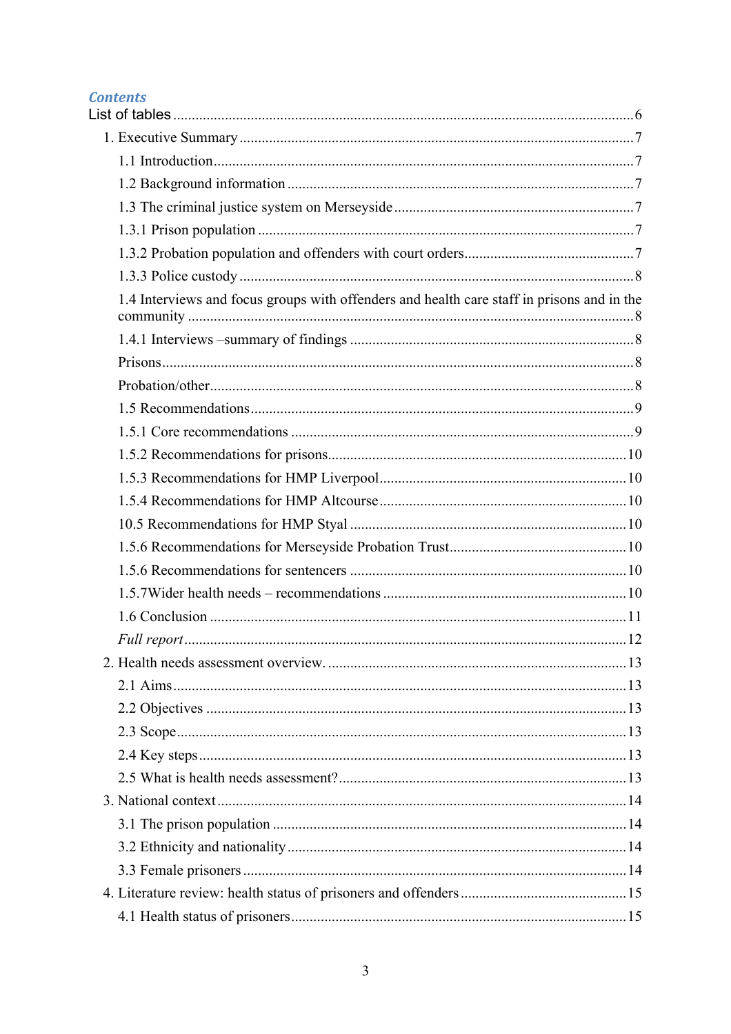## *Contents*

List of tables ........................................................................................................6

1. Executive Summary ..........................................................................................7
    - 1.1 Introduction.................................................................................................7
    - 1.2 Background information ............................................................................7
    - 1.3 The criminal justice system on Merseyside ..............................................7
    - 1.3.1 Prison population .....................................................................................7
    - 1.3.2 Probation population and offenders with court orders.............................7
    - 1.3.3 Police custody ..........................................................................................8
    - 1.4 Interviews and focus groups with offenders and health care staff in prisons and in the community .......................................................................................................8
    - 1.4.1 Interviews –summary of findings ............................................................8
    - Prisons..............................................................................................................8
    - Probation/other.................................................................................................8
    - 1.5 Recommendations.......................................................................................9
    - 1.5.1 Core recommendations ............................................................................9
    - 1.5.2 Recommendations for prisons................................................................10
    - 1.5.3 Recommendations for HMP Liverpool..................................................10
    - 1.5.4 Recommendations for HMP Altcourse ..................................................10
    - 10.5 Recommendations for HMP Styal .........................................................10
    - 1.5.6 Recommendations for Merseyside Probation Trust...............................10
    - 1.5.6 Recommendations for sentencers ..........................................................10
    - 1.5.7Wider health needs – recommendations .................................................10
    - 1.6 Conclusion ................................................................................................11
    - *Full report*......................................................................................................12
2. Health needs assessment overview. ................................................................13
    - 2.1 Aims..........................................................................................................13
    - 2.2 Objectives .................................................................................................13
    - 2.3 Scope.........................................................................................................13
    - 2.4 Key steps...................................................................................................13
    - 2.5 What is health needs assessment?.............................................................13
3. National context...............................................................................................14
    - 3.1 The prison population ...............................................................................14
    - 3.2 Ethnicity and nationality...........................................................................14
    - 3.3 Female prisoners .......................................................................................14
4. Literature review: health status of prisoners and offenders .............................15
    - 4.1 Health status of prisoners..........................................................................15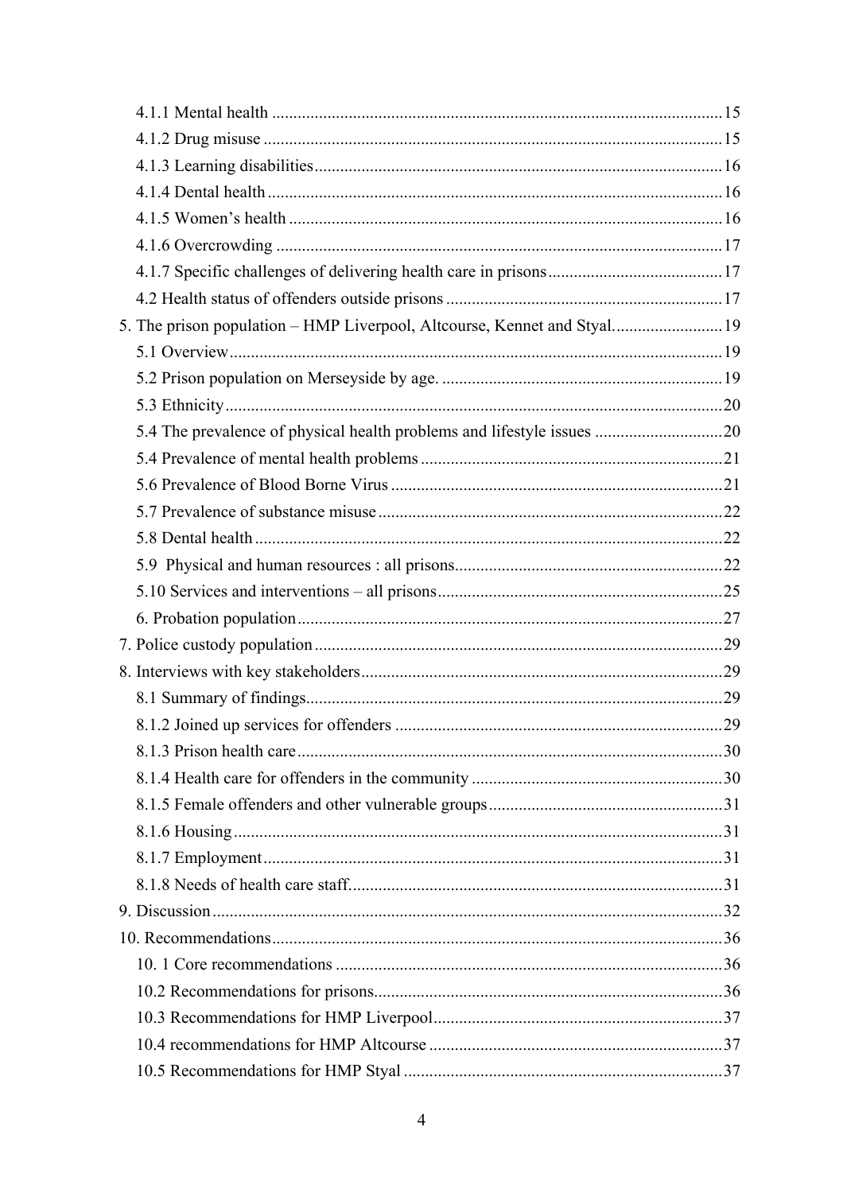4.1.1 Mental health ........................................................................................................15
4.1.2 Drug misuse ...........................................................................................................15
4.1.3 Learning disabilities...............................................................................................16
4.1.4 Dental health ..........................................................................................................16
4.1.5 Women's health .....................................................................................................16
4.1.6 Overcrowding ........................................................................................................17
4.1.7 Specific challenges of delivering health care in prisons.........................................17
4.2 Health status of offenders outside prisons ................................................................17
5. The prison population – HMP Liverpool, Altcourse, Kennet and Styal..........................19
5.1 Overview...................................................................................................................19
5.2 Prison population on Merseyside by age. ..................................................................19
5.3 Ethnicity....................................................................................................................20
5.4 The prevalence of physical health problems and lifestyle issues ..............................20
5.4 Prevalence of mental health problems ......................................................................21
5.6 Prevalence of Blood Borne Virus .............................................................................21
5.7 Prevalence of substance misuse ................................................................................22
5.8 Dental health .............................................................................................................22
5.9 Physical and human resources : all prisons...............................................................22
5.10 Services and interventions – all prisons..................................................................25
6. Probation population....................................................................................................27
7. Police custody population ..............................................................................................29
8. Interviews with key stakeholders.....................................................................................29
8.1 Summary of findings.................................................................................................29
8.1.2 Joined up services for offenders ............................................................................29
8.1.3 Prison health care...................................................................................................30
8.1.4 Health care for offenders in the community ...........................................................30
8.1.5 Female offenders and other vulnerable groups.......................................................31
8.1.6 Housing..................................................................................................................31
8.1.7 Employment...........................................................................................................31
8.1.8 Needs of health care staff........................................................................................31
9. Discussion ......................................................................................................................32
10. Recommendations.........................................................................................................36
10. 1 Core recommendations ...........................................................................................36
10.2 Recommendations for prisons..................................................................................36
10.3 Recommendations for HMP Liverpool....................................................................37
10.4 recommendations for HMP Altcourse .....................................................................37
10.5 Recommendations for HMP Styal ...........................................................................37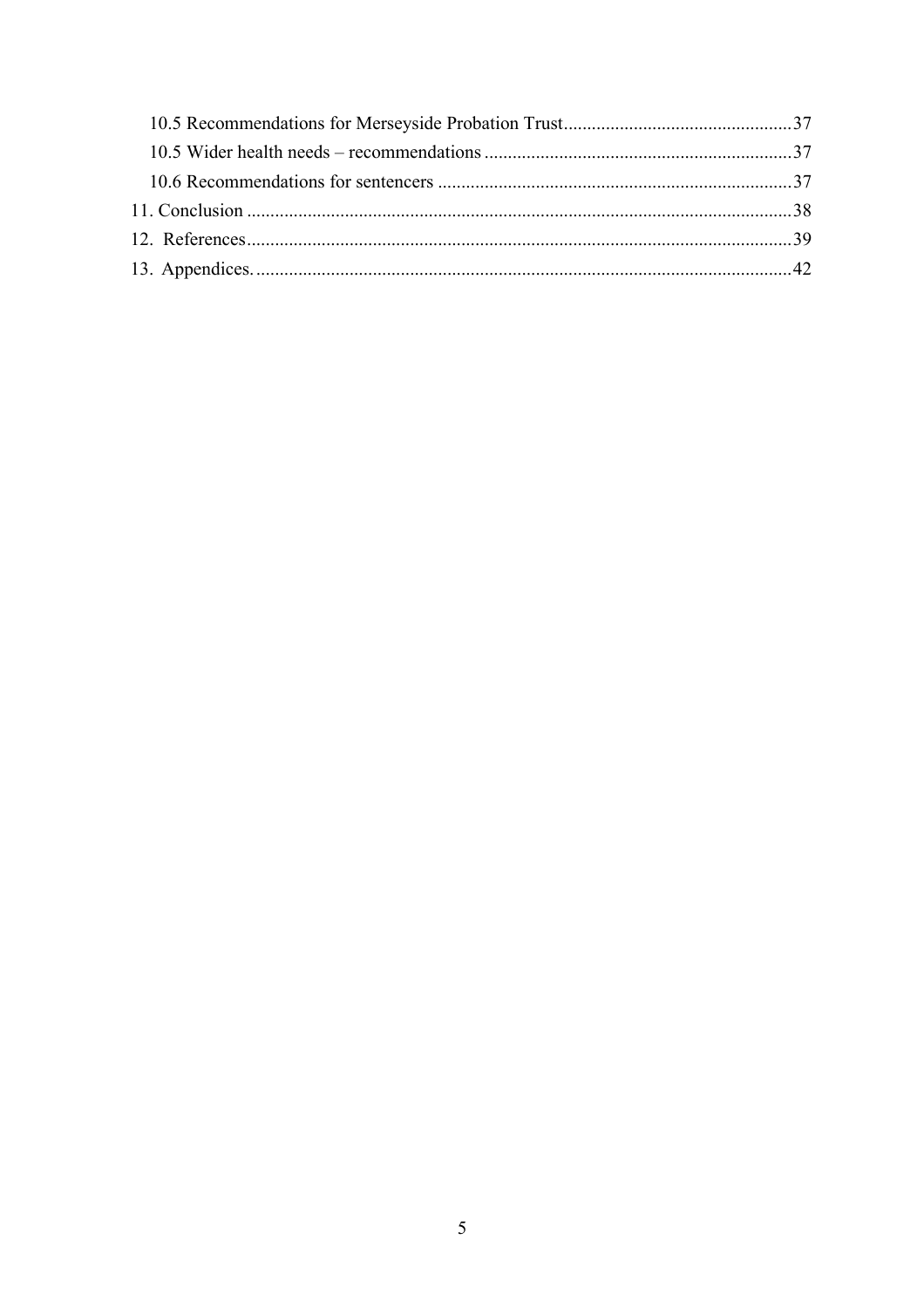10.5 Recommendations for Merseyside Probation Trust....................................................37

10.5 Wider health needs – recommendations ....................................................................37

10.6 Recommendations for sentencers ...............................................................................37

11. Conclusion ........................................................................................................................38

12. References..........................................................................................................................39

13. Appendices. ........................................................................................................................42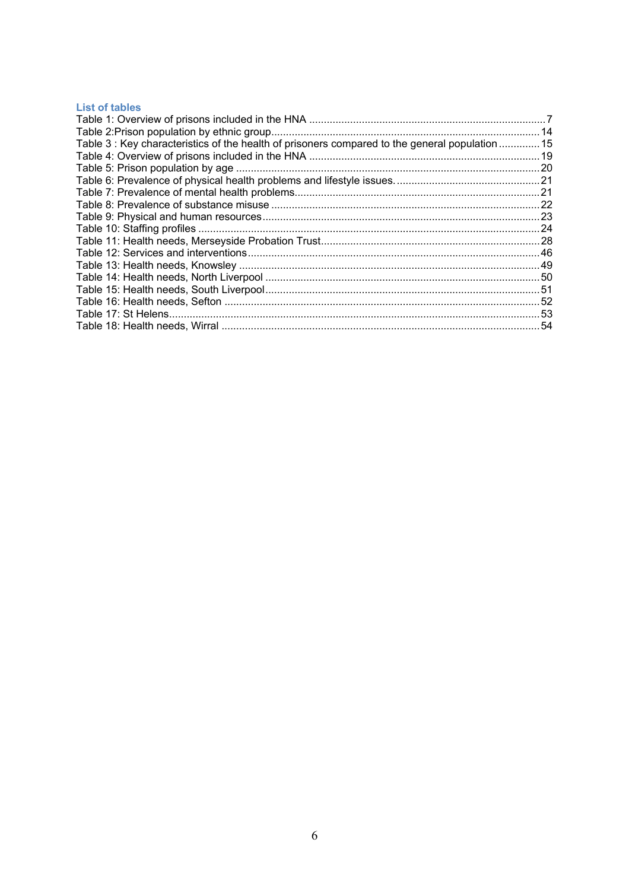### List of tables

Table 1: Overview of prisons included in the HNA ................................................................................. 7
Table 2:Prison population by ethnic group .......................................................................................... 14
Table 3 : Key characteristics of the health of prisoners compared to the general population .............. 15
Table 4: Overview of prisons included in the HNA ............................................................................... 19
Table 5: Prison population by age ........................................................................................................ 20
Table 6: Prevalence of physical health problems and lifestyle issues. .................................................. 21
Table 7: Prevalence of mental health problems .................................................................................... 21
Table 8: Prevalence of substance misuse ............................................................................................ 22
Table 9: Physical and human resources ............................................................................................... 23
Table 10: Staffing profiles ..................................................................................................................... 24
Table 11: Health needs, Merseyside Probation Trust ........................................................................... 28
Table 12: Services and interventions .................................................................................................... 46
Table 13: Health needs, Knowsley ....................................................................................................... 49
Table 14: Health needs, North Liverpool .............................................................................................. 50
Table 15: Health needs, South Liverpool .............................................................................................. 51
Table 16: Health needs, Sefton ............................................................................................................ 52
Table 17: St Helens ............................................................................................................................... 53
Table 18: Health needs, Wirral ............................................................................................................. 54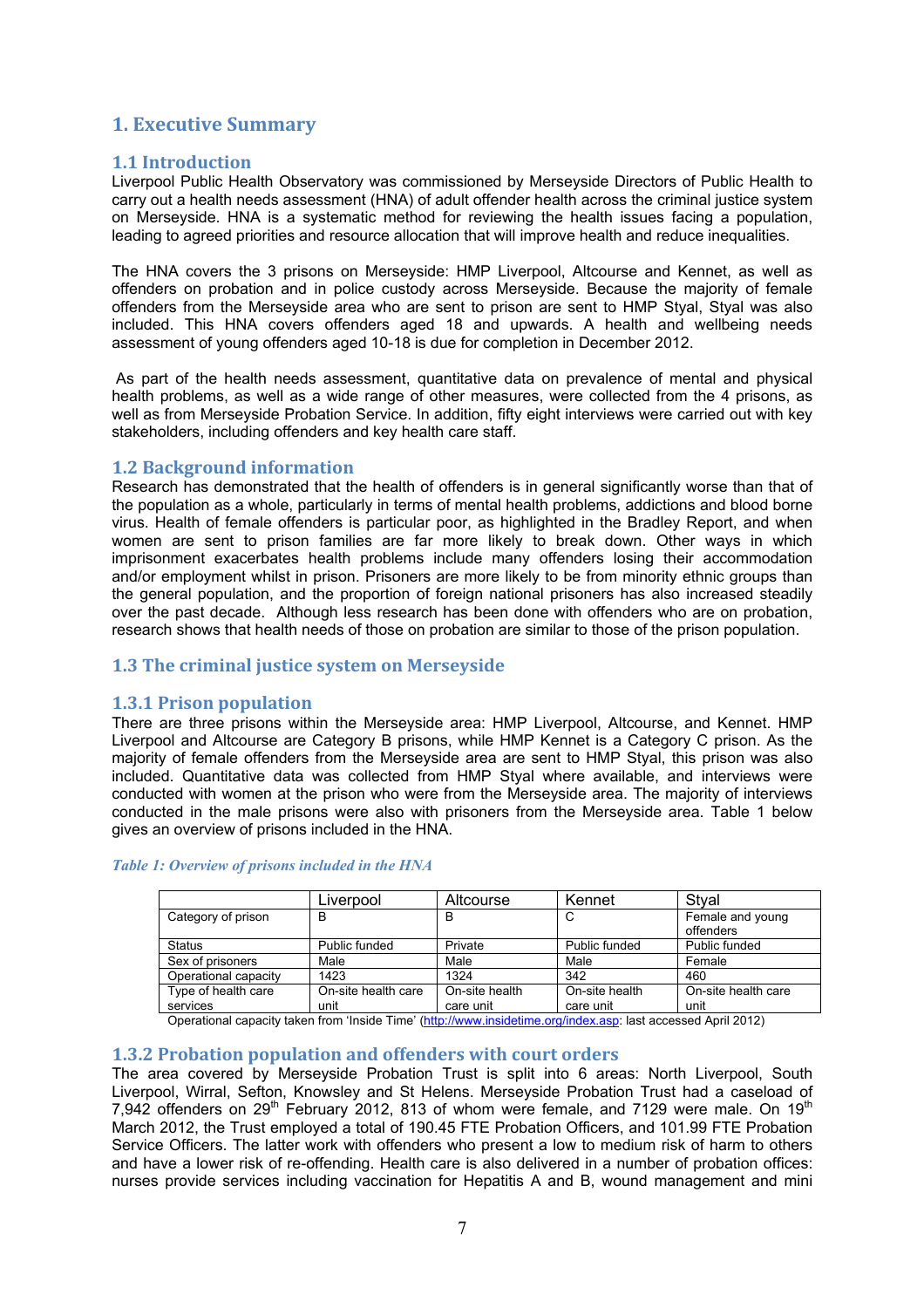# 1. Executive Summary

## 1.1 Introduction

Liverpool Public Health Observatory was commissioned by Merseyside Directors of Public Health to carry out a health needs assessment (HNA) of adult offender health across the criminal justice system on Merseyside. HNA is a systematic method for reviewing the health issues facing a population, leading to agreed priorities and resource allocation that will improve health and reduce inequalities.

The HNA covers the 3 prisons on Merseyside: HMP Liverpool, Altcourse and Kennet, as well as offenders on probation and in police custody across Merseyside. Because the majority of female offenders from the Merseyside area who are sent to prison are sent to HMP Styal, Styal was also included. This HNA covers offenders aged 18 and upwards. A health and wellbeing needs assessment of young offenders aged 10-18 is due for completion in December 2012.

As part of the health needs assessment, quantitative data on prevalence of mental and physical health problems, as well as a wide range of other measures, were collected from the 4 prisons, as well as from Merseyside Probation Service. In addition, fifty eight interviews were carried out with key stakeholders, including offenders and key health care staff.

## 1.2 Background information

Research has demonstrated that the health of offenders is in general significantly worse than that of the population as a whole, particularly in terms of mental health problems, addictions and blood borne virus. Health of female offenders is particular poor, as highlighted in the Bradley Report, and when women are sent to prison families are far more likely to break down. Other ways in which imprisonment exacerbates health problems include many offenders losing their accommodation and/or employment whilst in prison. Prisoners are more likely to be from minority ethnic groups than the general population, and the proportion of foreign national prisoners has also increased steadily over the past decade. Although less research has been done with offenders who are on probation, research shows that health needs of those on probation are similar to those of the prison population.

## 1.3 The criminal justice system on Merseyside

### 1.3.1 Prison population

There are three prisons within the Merseyside area: HMP Liverpool, Altcourse, and Kennet. HMP Liverpool and Altcourse are Category B prisons, while HMP Kennet is a Category C prison. As the majority of female offenders from the Merseyside area are sent to HMP Styal, this prison was also included. Quantitative data was collected from HMP Styal where available, and interviews were conducted with women at the prison who were from the Merseyside area. The majority of interviews conducted in the male prisons were also with prisoners from the Merseyside area. Table 1 below gives an overview of prisons included in the HNA.

*Table 1: Overview of prisons included in the HNA*

| | Liverpool | Altcourse | Kennet | Styal |
|---|---|---|---|---|
| Category of prison | B | B | C | Female and young offenders |
| Status | Public funded | Private | Public funded | Public funded |
| Sex of prisoners | Male | Male | Male | Female |
| Operational capacity | 1423 | 1324 | 342 | 460 |
| Type of health care services | On-site health care unit | On-site health care unit | On-site health care unit | On-site health care unit |

Operational capacity taken from 'Inside Time' (http://www.insidetime.org/index.asp: last accessed April 2012)

### 1.3.2 Probation population and offenders with court orders

The area covered by Merseyside Probation Trust is split into 6 areas: North Liverpool, South Liverpool, Wirral, Sefton, Knowsley and St Helens. Merseyside Probation Trust had a caseload of 7,942 offenders on 29th February 2012, 813 of whom were female, and 7129 were male. On 19th March 2012, the Trust employed a total of 190.45 FTE Probation Officers, and 101.99 FTE Probation Service Officers. The latter work with offenders who present a low to medium risk of harm to others and have a lower risk of re-offending. Health care is also delivered in a number of probation offices: nurses provide services including vaccination for Hepatitis A and B, wound management and mini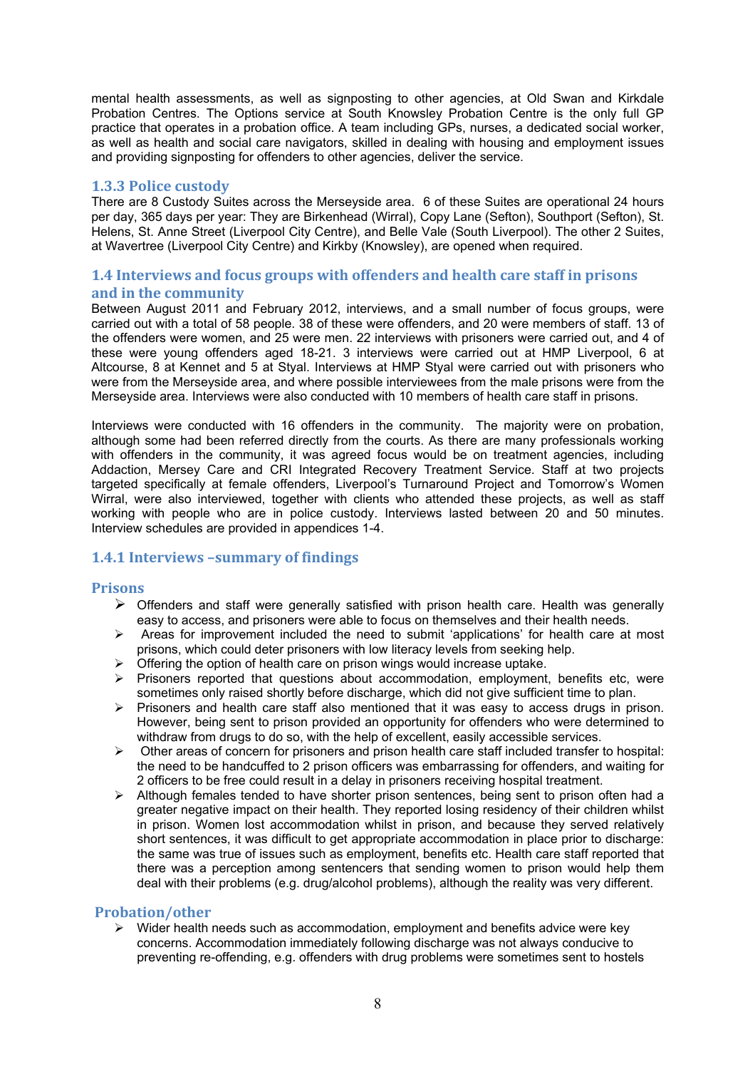mental health assessments, as well as signposting to other agencies, at Old Swan and Kirkdale Probation Centres. The Options service at South Knowsley Probation Centre is the only full GP practice that operates in a probation office. A team including GPs, nurses, a dedicated social worker, as well as health and social care navigators, skilled in dealing with housing and employment issues and providing signposting for offenders to other agencies, deliver the service.

### 1.3.3 Police custody

There are 8 Custody Suites across the Merseyside area. 6 of these Suites are operational 24 hours per day, 365 days per year: They are Birkenhead (Wirral), Copy Lane (Sefton), Southport (Sefton), St. Helens, St. Anne Street (Liverpool City Centre), and Belle Vale (South Liverpool). The other 2 Suites, at Wavertree (Liverpool City Centre) and Kirkby (Knowsley), are opened when required.

## 1.4 Interviews and focus groups with offenders and health care staff in prisons and in the community

Between August 2011 and February 2012, interviews, and a small number of focus groups, were carried out with a total of 58 people. 38 of these were offenders, and 20 were members of staff. 13 of the offenders were women, and 25 were men. 22 interviews with prisoners were carried out, and 4 of these were young offenders aged 18-21. 3 interviews were carried out at HMP Liverpool, 6 at Altcourse, 8 at Kennet and 5 at Styal. Interviews at HMP Styal were carried out with prisoners who were from the Merseyside area, and where possible interviewees from the male prisons were from the Merseyside area. Interviews were also conducted with 10 members of health care staff in prisons.

Interviews were conducted with 16 offenders in the community. The majority were on probation, although some had been referred directly from the courts. As there are many professionals working with offenders in the community, it was agreed focus would be on treatment agencies, including Addaction, Mersey Care and CRI Integrated Recovery Treatment Service. Staff at two projects targeted specifically at female offenders, Liverpool's Turnaround Project and Tomorrow's Women Wirral, were also interviewed, together with clients who attended these projects, as well as staff working with people who are in police custody. Interviews lasted between 20 and 50 minutes. Interview schedules are provided in appendices 1-4.

### 1.4.1 Interviews –summary of findings

#### Prisons

- Offenders and staff were generally satisfied with prison health care. Health was generally easy to access, and prisoners were able to focus on themselves and their health needs.
- Areas for improvement included the need to submit 'applications' for health care at most prisons, which could deter prisoners with low literacy levels from seeking help.
- Offering the option of health care on prison wings would increase uptake.
- Prisoners reported that questions about accommodation, employment, benefits etc, were sometimes only raised shortly before discharge, which did not give sufficient time to plan.
- Prisoners and health care staff also mentioned that it was easy to access drugs in prison. However, being sent to prison provided an opportunity for offenders who were determined to withdraw from drugs to do so, with the help of excellent, easily accessible services.
- Other areas of concern for prisoners and prison health care staff included transfer to hospital: the need to be handcuffed to 2 prison officers was embarrassing for offenders, and waiting for 2 officers to be free could result in a delay in prisoners receiving hospital treatment.
- Although females tended to have shorter prison sentences, being sent to prison often had a greater negative impact on their health. They reported losing residency of their children whilst in prison. Women lost accommodation whilst in prison, and because they served relatively short sentences, it was difficult to get appropriate accommodation in place prior to discharge: the same was true of issues such as employment, benefits etc. Health care staff reported that there was a perception among sentencers that sending women to prison would help them deal with their problems (e.g. drug/alcohol problems), although the reality was very different.

#### Probation/other

- Wider health needs such as accommodation, employment and benefits advice were key concerns. Accommodation immediately following discharge was not always conducive to preventing re-offending, e.g. offenders with drug problems were sometimes sent to hostels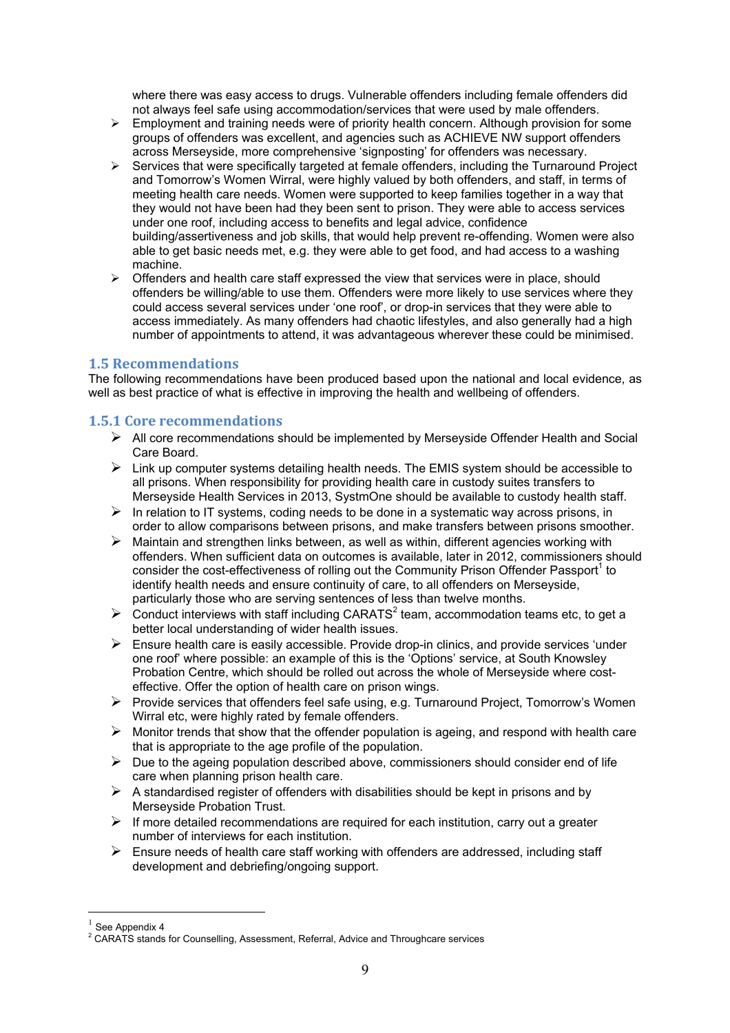where there was easy access to drugs. Vulnerable offenders including female offenders did not always feel safe using accommodation/services that were used by male offenders.

- Employment and training needs were of priority health concern. Although provision for some groups of offenders was excellent, and agencies such as ACHIEVE NW support offenders across Merseyside, more comprehensive 'signposting' for offenders was necessary.
- Services that were specifically targeted at female offenders, including the Turnaround Project and Tomorrow's Women Wirral, were highly valued by both offenders, and staff, in terms of meeting health care needs. Women were supported to keep families together in a way that they would not have been had they been sent to prison. They were able to access services under one roof, including access to benefits and legal advice, confidence building/assertiveness and job skills, that would help prevent re-offending. Women were also able to get basic needs met, e.g. they were able to get food, and had access to a washing machine.
- Offenders and health care staff expressed the view that services were in place, should offenders be willing/able to use them. Offenders were more likely to use services where they could access several services under 'one roof', or drop-in services that they were able to access immediately. As many offenders had chaotic lifestyles, and also generally had a high number of appointments to attend, it was advantageous wherever these could be minimised.

## 1.5 Recommendations

The following recommendations have been produced based upon the national and local evidence, as well as best practice of what is effective in improving the health and wellbeing of offenders.

### 1.5.1 Core recommendations

- All core recommendations should be implemented by Merseyside Offender Health and Social Care Board.
- Link up computer systems detailing health needs. The EMIS system should be accessible to all prisons. When responsibility for providing health care in custody suites transfers to Merseyside Health Services in 2013, SystmOne should be available to custody health staff.
- In relation to IT systems, coding needs to be done in a systematic way across prisons, in order to allow comparisons between prisons, and make transfers between prisons smoother.
- Maintain and strengthen links between, as well as within, different agencies working with offenders. When sufficient data on outcomes is available, later in 2012, commissioners should consider the cost-effectiveness of rolling out the Community Prison Offender Passport[1] to identify health needs and ensure continuity of care, to all offenders on Merseyside, particularly those who are serving sentences of less than twelve months.
- Conduct interviews with staff including CARATS[2] team, accommodation teams etc, to get a better local understanding of wider health issues.
- Ensure health care is easily accessible. Provide drop-in clinics, and provide services 'under one roof' where possible: an example of this is the 'Options' service, at South Knowsley Probation Centre, which should be rolled out across the whole of Merseyside where cost-effective. Offer the option of health care on prison wings.
- Provide services that offenders feel safe using, e.g. Turnaround Project, Tomorrow's Women Wirral etc, were highly rated by female offenders.
- Monitor trends that show that the offender population is ageing, and respond with health care that is appropriate to the age profile of the population.
- Due to the ageing population described above, commissioners should consider end of life care when planning prison health care.
- A standardised register of offenders with disabilities should be kept in prisons and by Merseyside Probation Trust.
- If more detailed recommendations are required for each institution, carry out a greater number of interviews for each institution.
- Ensure needs of health care staff working with offenders are addressed, including staff development and debriefing/ongoing support.

---

[1] See Appendix 4

[2] CARATS stands for Counselling, Assessment, Referral, Advice and Throughcare services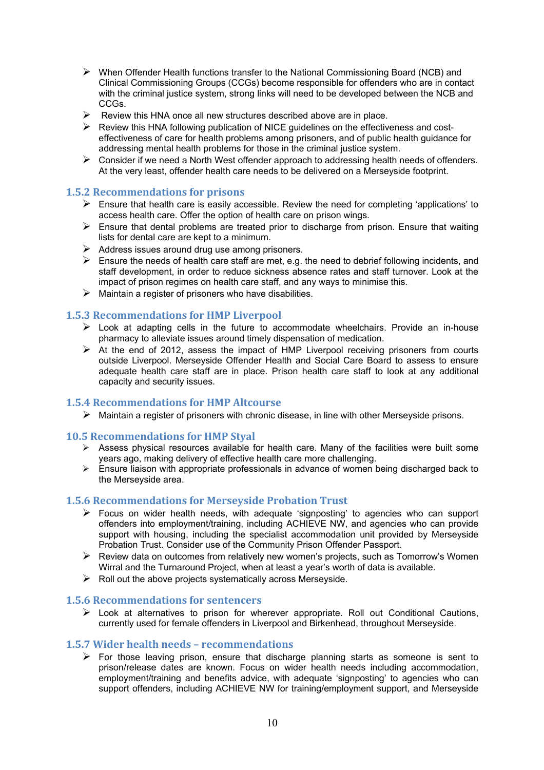- When Offender Health functions transfer to the National Commissioning Board (NCB) and Clinical Commissioning Groups (CCGs) become responsible for offenders who are in contact with the criminal justice system, strong links will need to be developed between the NCB and CCGs.
- Review this HNA once all new structures described above are in place.
- Review this HNA following publication of NICE guidelines on the effectiveness and cost-effectiveness of care for health problems among prisoners, and of public health guidance for addressing mental health problems for those in the criminal justice system.
- Consider if we need a North West offender approach to addressing health needs of offenders. At the very least, offender health care needs to be delivered on a Merseyside footprint.

### 1.5.2 Recommendations for prisons

- Ensure that health care is easily accessible. Review the need for completing 'applications' to access health care. Offer the option of health care on prison wings.
- Ensure that dental problems are treated prior to discharge from prison. Ensure that waiting lists for dental care are kept to a minimum.
- Address issues around drug use among prisoners.
- Ensure the needs of health care staff are met, e.g. the need to debrief following incidents, and staff development, in order to reduce sickness absence rates and staff turnover. Look at the impact of prison regimes on health care staff, and any ways to minimise this.
- Maintain a register of prisoners who have disabilities.

### 1.5.3 Recommendations for HMP Liverpool

- Look at adapting cells in the future to accommodate wheelchairs. Provide an in-house pharmacy to alleviate issues around timely dispensation of medication.
- At the end of 2012, assess the impact of HMP Liverpool receiving prisoners from courts outside Liverpool. Merseyside Offender Health and Social Care Board to assess to ensure adequate health care staff are in place. Prison health care staff to look at any additional capacity and security issues.

### 1.5.4 Recommendations for HMP Altcourse

- Maintain a register of prisoners with chronic disease, in line with other Merseyside prisons.

### 10.5 Recommendations for HMP Styal

- Assess physical resources available for health care. Many of the facilities were built some years ago, making delivery of effective health care more challenging.
- Ensure liaison with appropriate professionals in advance of women being discharged back to the Merseyside area.

### 1.5.6 Recommendations for Merseyside Probation Trust

- Focus on wider health needs, with adequate 'signposting' to agencies who can support offenders into employment/training, including ACHIEVE NW, and agencies who can provide support with housing, including the specialist accommodation unit provided by Merseyside Probation Trust. Consider use of the Community Prison Offender Passport.
- Review data on outcomes from relatively new women's projects, such as Tomorrow's Women Wirral and the Turnaround Project, when at least a year's worth of data is available.
- Roll out the above projects systematically across Merseyside.

### 1.5.6 Recommendations for sentencers

- Look at alternatives to prison for wherever appropriate. Roll out Conditional Cautions, currently used for female offenders in Liverpool and Birkenhead, throughout Merseyside.

### 1.5.7 Wider health needs – recommendations

- For those leaving prison, ensure that discharge planning starts as someone is sent to prison/release dates are known. Focus on wider health needs including accommodation, employment/training and benefits advice, with adequate 'signposting' to agencies who can support offenders, including ACHIEVE NW for training/employment support, and Merseyside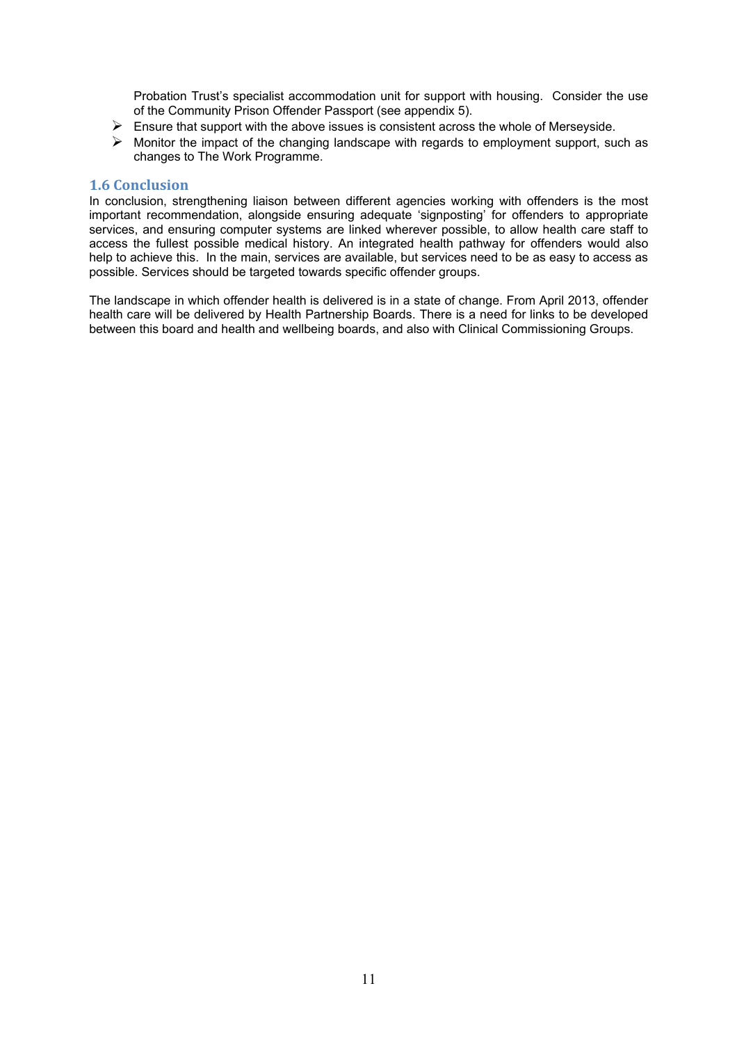Probation Trust's specialist accommodation unit for support with housing. Consider the use of the Community Prison Offender Passport (see appendix 5).

- Ensure that support with the above issues is consistent across the whole of Merseyside.
- Monitor the impact of the changing landscape with regards to employment support, such as changes to The Work Programme.

### 1.6 Conclusion

In conclusion, strengthening liaison between different agencies working with offenders is the most important recommendation, alongside ensuring adequate 'signposting' for offenders to appropriate services, and ensuring computer systems are linked wherever possible, to allow health care staff to access the fullest possible medical history. An integrated health pathway for offenders would also help to achieve this. In the main, services are available, but services need to be as easy to access as possible. Services should be targeted towards specific offender groups.

The landscape in which offender health is delivered is in a state of change. From April 2013, offender health care will be delivered by Health Partnership Boards. There is a need for links to be developed between this board and health and wellbeing boards, and also with Clinical Commissioning Groups.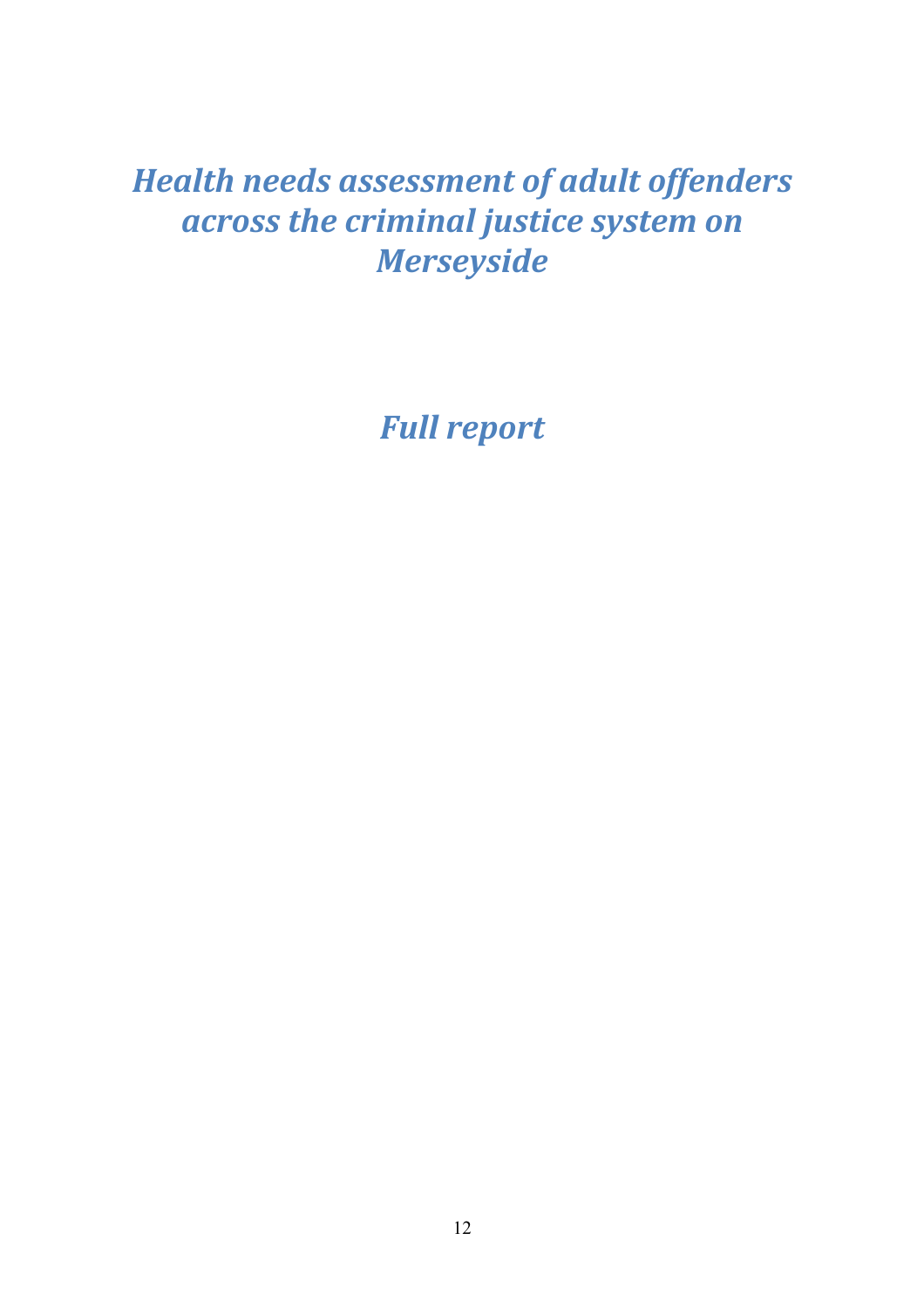# *Health needs assessment of adult offenders across the criminal justice system on Merseyside*

# *Full report*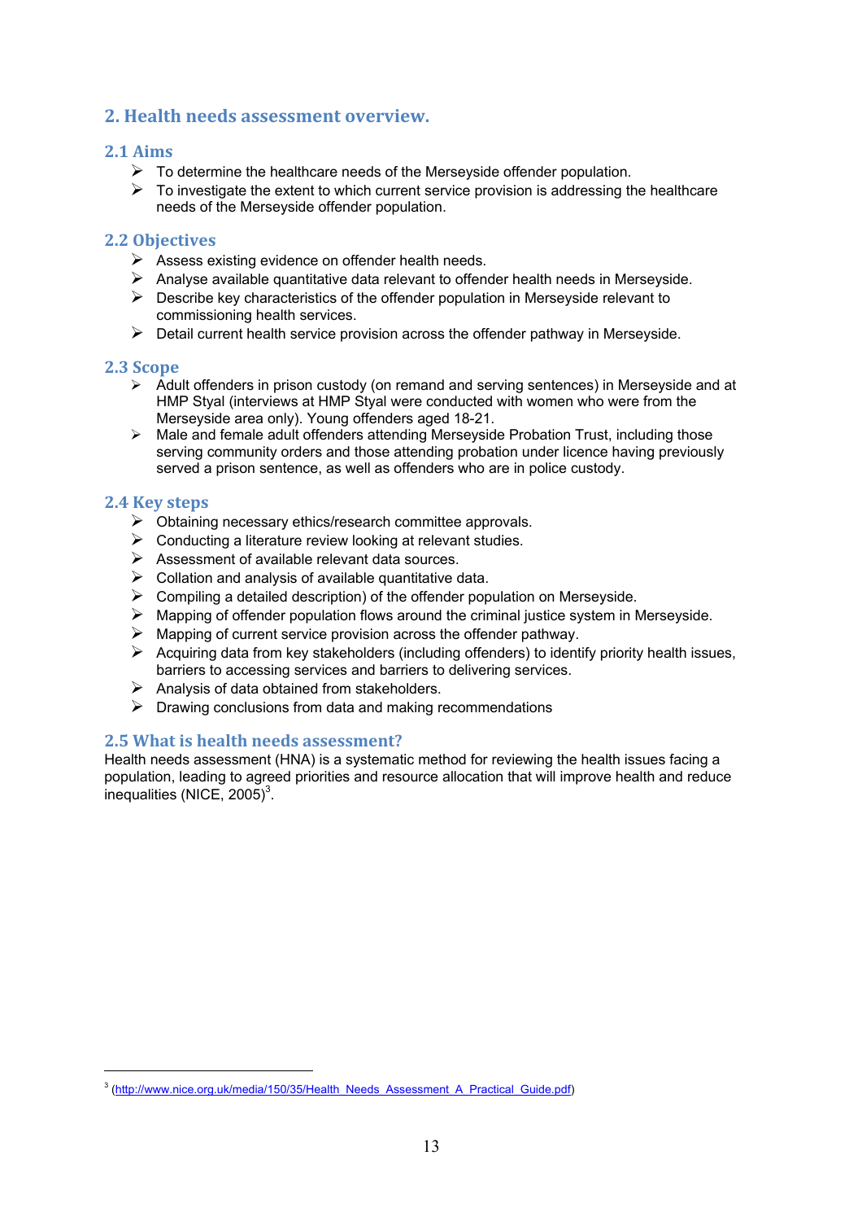## 2. Health needs assessment overview.

### 2.1 Aims

- To determine the healthcare needs of the Merseyside offender population.
- To investigate the extent to which current service provision is addressing the healthcare needs of the Merseyside offender population.

### 2.2 Objectives

- Assess existing evidence on offender health needs.
- Analyse available quantitative data relevant to offender health needs in Merseyside.
- Describe key characteristics of the offender population in Merseyside relevant to commissioning health services.
- Detail current health service provision across the offender pathway in Merseyside.

### 2.3 Scope

- Adult offenders in prison custody (on remand and serving sentences) in Merseyside and at HMP Styal (interviews at HMP Styal were conducted with women who were from the Merseyside area only). Young offenders aged 18-21.
- Male and female adult offenders attending Merseyside Probation Trust, including those serving community orders and those attending probation under licence having previously served a prison sentence, as well as offenders who are in police custody.

### 2.4 Key steps

- Obtaining necessary ethics/research committee approvals.
- Conducting a literature review looking at relevant studies.
- Assessment of available relevant data sources.
- Collation and analysis of available quantitative data.
- Compiling a detailed description) of the offender population on Merseyside.
- Mapping of offender population flows around the criminal justice system in Merseyside.
- Mapping of current service provision across the offender pathway.
- Acquiring data from key stakeholders (including offenders) to identify priority health issues, barriers to accessing services and barriers to delivering services.
- Analysis of data obtained from stakeholders.
- Drawing conclusions from data and making recommendations

### 2.5 What is health needs assessment?

Health needs assessment (HNA) is a systematic method for reviewing the health issues facing a population, leading to agreed priorities and resource allocation that will improve health and reduce inequalities (NICE, 2005)[3].

---

[3] (http://www.nice.org.uk/media/150/35/Health_Needs_Assessment_A_Practical_Guide.pdf)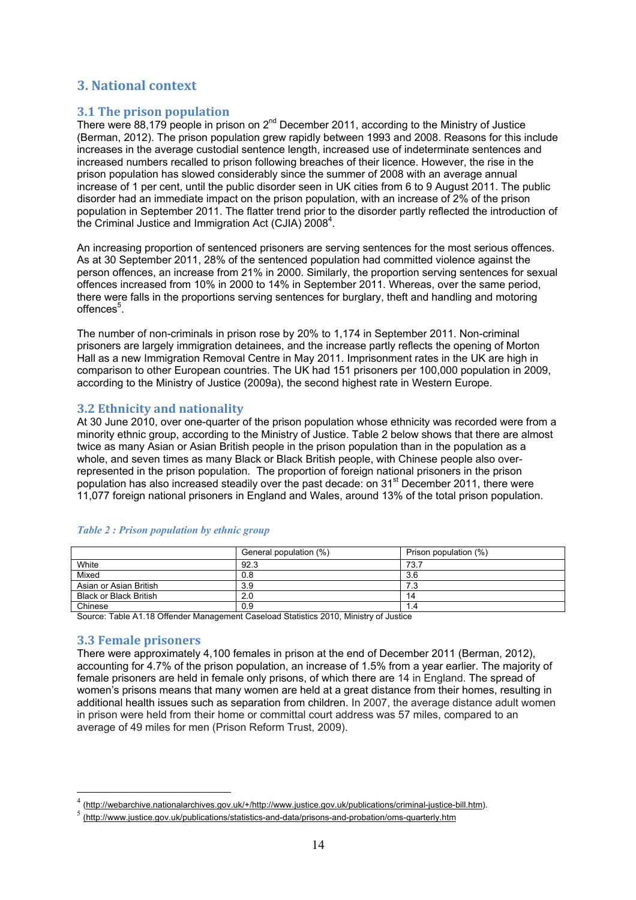## 3. National context

### 3.1 The prison population

There were 88,179 people in prison on 2nd December 2011, according to the Ministry of Justice (Berman, 2012). The prison population grew rapidly between 1993 and 2008. Reasons for this include increases in the average custodial sentence length, increased use of indeterminate sentences and increased numbers recalled to prison following breaches of their licence. However, the rise in the prison population has slowed considerably since the summer of 2008 with an average annual increase of 1 per cent, until the public disorder seen in UK cities from 6 to 9 August 2011. The public disorder had an immediate impact on the prison population, with an increase of 2% of the prison population in September 2011. The flatter trend prior to the disorder partly reflected the introduction of the Criminal Justice and Immigration Act (CJIA) 2008[4].

An increasing proportion of sentenced prisoners are serving sentences for the most serious offences. As at 30 September 2011, 28% of the sentenced population had committed violence against the person offences, an increase from 21% in 2000. Similarly, the proportion serving sentences for sexual offences increased from 10% in 2000 to 14% in September 2011. Whereas, over the same period, there were falls in the proportions serving sentences for burglary, theft and handling and motoring offences[5].

The number of non-criminals in prison rose by 20% to 1,174 in September 2011. Non-criminal prisoners are largely immigration detainees, and the increase partly reflects the opening of Morton Hall as a new Immigration Removal Centre in May 2011. Imprisonment rates in the UK are high in comparison to other European countries. The UK had 151 prisoners per 100,000 population in 2009, according to the Ministry of Justice (2009a), the second highest rate in Western Europe.

### 3.2 Ethnicity and nationality

At 30 June 2010, over one-quarter of the prison population whose ethnicity was recorded were from a minority ethnic group, according to the Ministry of Justice. Table 2 below shows that there are almost twice as many Asian or Asian British people in the prison population than in the population as a whole, and seven times as many Black or Black British people, with Chinese people also over-represented in the prison population. The proportion of foreign national prisoners in the prison population has also increased steadily over the past decade: on 31st December 2011, there were 11,077 foreign national prisoners in England and Wales, around 13% of the total prison population.

***Table 2 : Prison population by ethnic group***

| | General population (%) | Prison population (%) |
|---|---|---|
| White | 92.3 | 73.7 |
| Mixed | 0.8 | 3.6 |
| Asian or Asian British | 3.9 | 7.3 |
| Black or Black British | 2.0 | 14 |
| Chinese | 0.9 | 1.4 |

Source: Table A1.18 Offender Management Caseload Statistics 2010, Ministry of Justice

### 3.3 Female prisoners

There were approximately 4,100 females in prison at the end of December 2011 (Berman, 2012), accounting for 4.7% of the prison population, an increase of 1.5% from a year earlier. The majority of female prisoners are held in female only prisons, of which there are 14 in England. The spread of women's prisons means that many women are held at a great distance from their homes, resulting in additional health issues such as separation from children. In 2007, the average distance adult women in prison were held from their home or committal court address was 57 miles, compared to an average of 49 miles for men (Prison Reform Trust, 2009).

[4] (http://webarchive.nationalarchives.gov.uk/+/http://www.justice.gov.uk/publications/criminal-justice-bill.htm).

[5] (http://www.justice.gov.uk/publications/statistics-and-data/prisons-and-probation/oms-quarterly.htm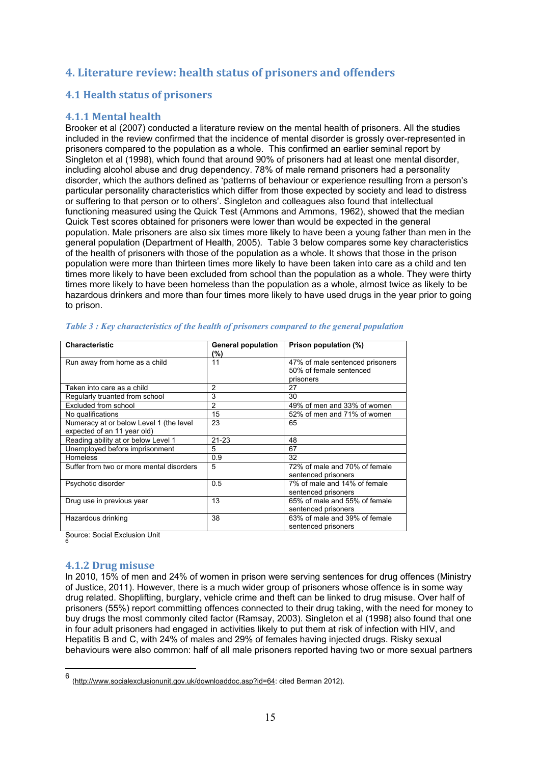## 4. Literature review: health status of prisoners and offenders

### 4.1 Health status of prisoners

#### 4.1.1 Mental health

Brooker et al (2007) conducted a literature review on the mental health of prisoners. All the studies included in the review confirmed that the incidence of mental disorder is grossly over-represented in prisoners compared to the population as a whole. This confirmed an earlier seminal report by Singleton et al (1998), which found that around 90% of prisoners had at least one mental disorder, including alcohol abuse and drug dependency. 78% of male remand prisoners had a personality disorder, which the authors defined as 'patterns of behaviour or experience resulting from a person's particular personality characteristics which differ from those expected by society and lead to distress or suffering to that person or to others'. Singleton and colleagues also found that intellectual functioning measured using the Quick Test (Ammons and Ammons, 1962), showed that the median Quick Test scores obtained for prisoners were lower than would be expected in the general population. Male prisoners are also six times more likely to have been a young father than men in the general population (Department of Health, 2005). Table 3 below compares some key characteristics of the health of prisoners with those of the population as a whole. It shows that those in the prison population were more than thirteen times more likely to have been taken into care as a child and ten times more likely to have been excluded from school than the population as a whole. They were thirty times more likely to have been homeless than the population as a whole, almost twice as likely to be hazardous drinkers and more than four times more likely to have used drugs in the year prior to going to prison.

*Table 3 : Key characteristics of the health of prisoners compared to the general population*

| Characteristic | General population (%) | Prison population (%) |
|---|---|---|
| Run away from home as a child | 11 | 47% of male sentenced prisoners 50% of female sentenced prisoners |
| Taken into care as a child | 2 | 27 |
| Regularly truanted from school | 3 | 30 |
| Excluded from school | 2 | 49% of men and 33% of women |
| No qualifications | 15 | 52% of men and 71% of women |
| Numeracy at or below Level 1 (the level expected of an 11 year old) | 23 | 65 |
| Reading ability at or below Level 1 | 21-23 | 48 |
| Unemployed before imprisonment | 5 | 67 |
| Homeless | 0.9 | 32 |
| Suffer from two or more mental disorders | 5 | 72% of male and 70% of female sentenced prisoners |
| Psychotic disorder | 0.5 | 7% of male and 14% of female sentenced prisoners |
| Drug use in previous year | 13 | 65% of male and 55% of female sentenced prisoners |
| Hazardous drinking | 38 | 63% of male and 39% of female sentenced prisoners |

Source: Social Exclusion Unit [6]

#### 4.1.2 Drug misuse

In 2010, 15% of men and 24% of women in prison were serving sentences for drug offences (Ministry of Justice, 2011). However, there is a much wider group of prisoners whose offence is in some way drug related. Shoplifting, burglary, vehicle crime and theft can be linked to drug misuse. Over half of prisoners (55%) report committing offences connected to their drug taking, with the need for money to buy drugs the most commonly cited factor (Ramsay, 2003). Singleton et al (1998) also found that one in four adult prisoners had engaged in activities likely to put them at risk of infection with HIV, and Hepatitis B and C, with 24% of males and 29% of females having injected drugs. Risky sexual behaviours were also common: half of all male prisoners reported having two or more sexual partners

[6] (http://www.socialexclusionunit.gov.uk/downloaddoc.asp?id=64: cited Berman 2012).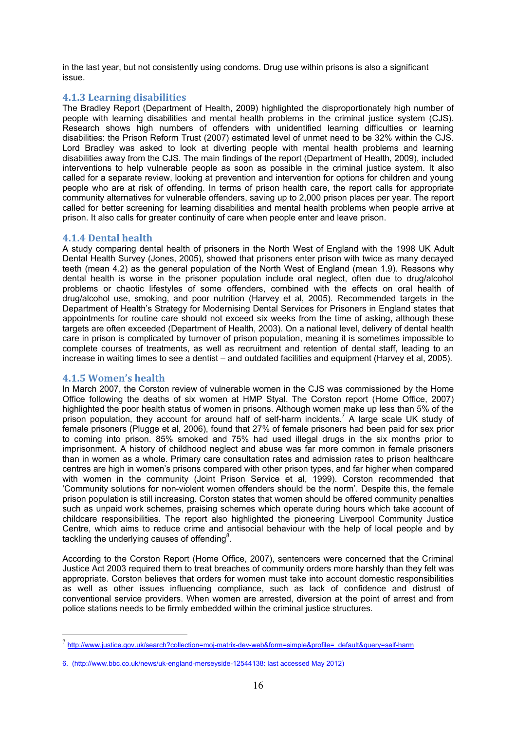in the last year, but not consistently using condoms. Drug use within prisons is also a significant issue.

### 4.1.3 Learning disabilities

The Bradley Report (Department of Health, 2009) highlighted the disproportionately high number of people with learning disabilities and mental health problems in the criminal justice system (CJS). Research shows high numbers of offenders with unidentified learning difficulties or learning disabilities: the Prison Reform Trust (2007) estimated level of unmet need to be 32% within the CJS. Lord Bradley was asked to look at diverting people with mental health problems and learning disabilities away from the CJS. The main findings of the report (Department of Health, 2009), included interventions to help vulnerable people as soon as possible in the criminal justice system. It also called for a separate review, looking at prevention and intervention for options for children and young people who are at risk of offending. In terms of prison health care, the report calls for appropriate community alternatives for vulnerable offenders, saving up to 2,000 prison places per year. The report called for better screening for learning disabilities and mental health problems when people arrive at prison. It also calls for greater continuity of care when people enter and leave prison.

### 4.1.4 Dental health

A study comparing dental health of prisoners in the North West of England with the 1998 UK Adult Dental Health Survey (Jones, 2005), showed that prisoners enter prison with twice as many decayed teeth (mean 4.2) as the general population of the North West of England (mean 1.9). Reasons why dental health is worse in the prisoner population include oral neglect, often due to drug/alcohol problems or chaotic lifestyles of some offenders, combined with the effects on oral health of drug/alcohol use, smoking, and poor nutrition (Harvey et al, 2005). Recommended targets in the Department of Health's Strategy for Modernising Dental Services for Prisoners in England states that appointments for routine care should not exceed six weeks from the time of asking, although these targets are often exceeded (Department of Health, 2003). On a national level, delivery of dental health care in prison is complicated by turnover of prison population, meaning it is sometimes impossible to complete courses of treatments, as well as recruitment and retention of dental staff, leading to an increase in waiting times to see a dentist – and outdated facilities and equipment (Harvey et al, 2005).

### 4.1.5 Women's health

In March 2007, the Corston review of vulnerable women in the CJS was commissioned by the Home Office following the deaths of six women at HMP Styal. The Corston report (Home Office, 2007) highlighted the poor health status of women in prisons. Although women make up less than 5% of the prison population, they account for around half of self-harm incidents.[7] A large scale UK study of female prisoners (Plugge et al, 2006), found that 27% of female prisoners had been paid for sex prior to coming into prison. 85% smoked and 75% had used illegal drugs in the six months prior to imprisonment. A history of childhood neglect and abuse was far more common in female prisoners than in women as a whole. Primary care consultation rates and admission rates to prison healthcare centres are high in women's prisons compared with other prison types, and far higher when compared with women in the community (Joint Prison Service et al, 1999). Corston recommended that 'Community solutions for non-violent women offenders should be the norm'. Despite this, the female prison population is still increasing. Corston states that women should be offered community penalties such as unpaid work schemes, praising schemes which operate during hours which take account of childcare responsibilities. The report also highlighted the pioneering Liverpool Community Justice Centre, which aims to reduce crime and antisocial behaviour with the help of local people and by tackling the underlying causes of offending[8].

According to the Corston Report (Home Office, 2007), sentencers were concerned that the Criminal Justice Act 2003 required them to treat breaches of community orders more harshly than they felt was appropriate. Corston believes that orders for women must take into account domestic responsibilities as well as other issues influencing compliance, such as lack of confidence and distrust of conventional service providers. When women are arrested, diversion at the point of arrest and from police stations needs to be firmly embedded within the criminal justice structures.

---

[7] http://www.justice.gov.uk/search?collection=moj-matrix-dev-web&form=simple&profile=_default&query=self-harm

6. (http://www.bbc.co.uk/news/uk-england-merseyside-12544138: last accessed May 2012)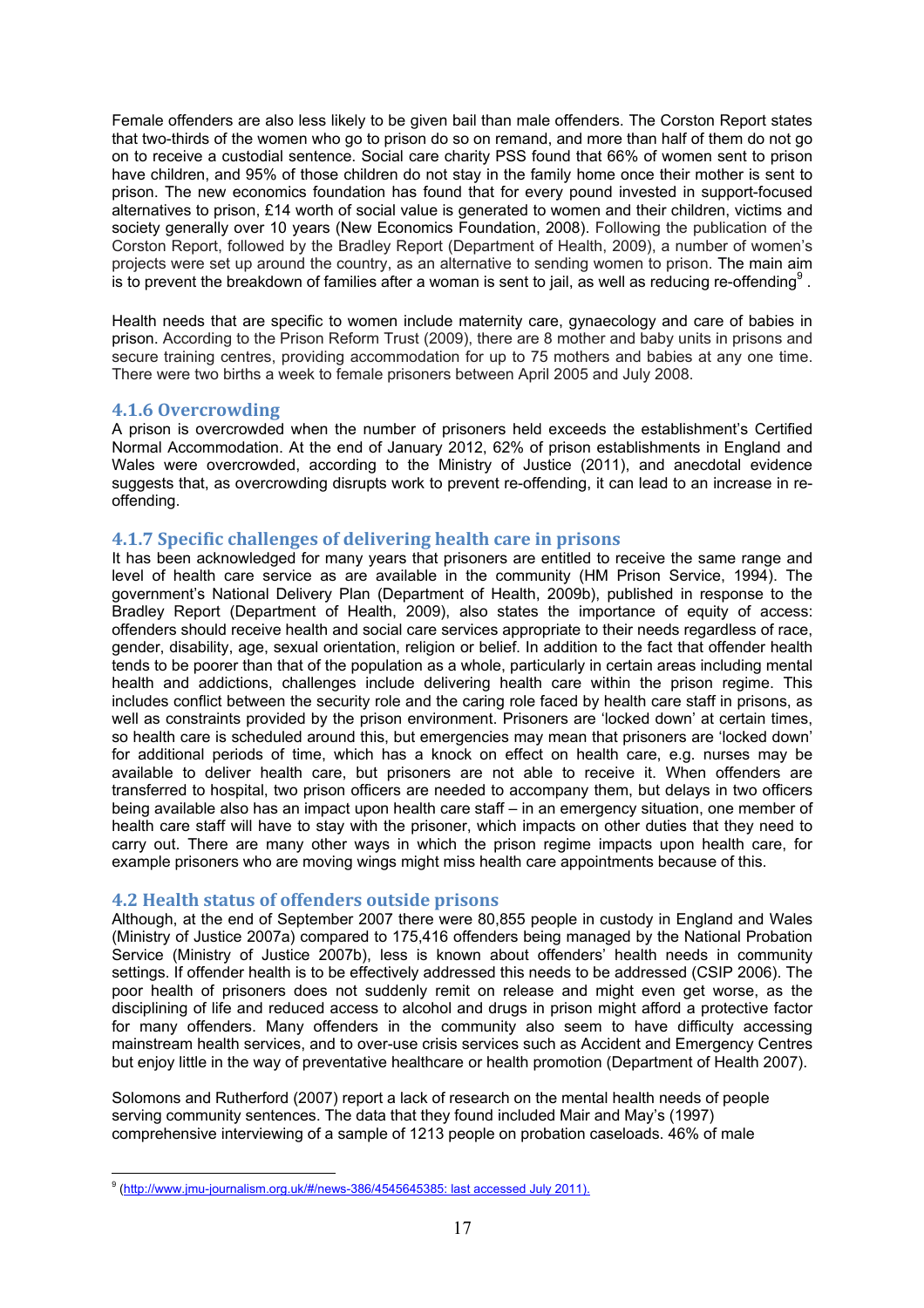Female offenders are also less likely to be given bail than male offenders. The Corston Report states that two-thirds of the women who go to prison do so on remand, and more than half of them do not go on to receive a custodial sentence. Social care charity PSS found that 66% of women sent to prison have children, and 95% of those children do not stay in the family home once their mother is sent to prison. The new economics foundation has found that for every pound invested in support-focused alternatives to prison, £14 worth of social value is generated to women and their children, victims and society generally over 10 years (New Economics Foundation, 2008). Following the publication of the Corston Report, followed by the Bradley Report (Department of Health, 2009), a number of women's projects were set up around the country, as an alternative to sending women to prison. The main aim is to prevent the breakdown of families after a woman is sent to jail, as well as reducing re-offending[9] .

Health needs that are specific to women include maternity care, gynaecology and care of babies in prison. According to the Prison Reform Trust (2009), there are 8 mother and baby units in prisons and secure training centres, providing accommodation for up to 75 mothers and babies at any one time. There were two births a week to female prisoners between April 2005 and July 2008.

### 4.1.6 Overcrowding

A prison is overcrowded when the number of prisoners held exceeds the establishment's Certified Normal Accommodation. At the end of January 2012, 62% of prison establishments in England and Wales were overcrowded, according to the Ministry of Justice (2011), and anecdotal evidence suggests that, as overcrowding disrupts work to prevent re-offending, it can lead to an increase in re-offending.

### 4.1.7 Specific challenges of delivering health care in prisons

It has been acknowledged for many years that prisoners are entitled to receive the same range and level of health care service as are available in the community (HM Prison Service, 1994). The government's National Delivery Plan (Department of Health, 2009b), published in response to the Bradley Report (Department of Health, 2009), also states the importance of equity of access: offenders should receive health and social care services appropriate to their needs regardless of race, gender, disability, age, sexual orientation, religion or belief. In addition to the fact that offender health tends to be poorer than that of the population as a whole, particularly in certain areas including mental health and addictions, challenges include delivering health care within the prison regime. This includes conflict between the security role and the caring role faced by health care staff in prisons, as well as constraints provided by the prison environment. Prisoners are 'locked down' at certain times, so health care is scheduled around this, but emergencies may mean that prisoners are 'locked down' for additional periods of time, which has a knock on effect on health care, e.g. nurses may be available to deliver health care, but prisoners are not able to receive it. When offenders are transferred to hospital, two prison officers are needed to accompany them, but delays in two officers being available also has an impact upon health care staff – in an emergency situation, one member of health care staff will have to stay with the prisoner, which impacts on other duties that they need to carry out. There are many other ways in which the prison regime impacts upon health care, for example prisoners who are moving wings might miss health care appointments because of this.

## 4.2 Health status of offenders outside prisons

Although, at the end of September 2007 there were 80,855 people in custody in England and Wales (Ministry of Justice 2007a) compared to 175,416 offenders being managed by the National Probation Service (Ministry of Justice 2007b), less is known about offenders' health needs in community settings. If offender health is to be effectively addressed this needs to be addressed (CSIP 2006). The poor health of prisoners does not suddenly remit on release and might even get worse, as the disciplining of life and reduced access to alcohol and drugs in prison might afford a protective factor for many offenders. Many offenders in the community also seem to have difficulty accessing mainstream health services, and to over-use crisis services such as Accident and Emergency Centres but enjoy little in the way of preventative healthcare or health promotion (Department of Health 2007).

Solomons and Rutherford (2007) report a lack of research on the mental health needs of people serving community sentences. The data that they found included Mair and May's (1997) comprehensive interviewing of a sample of 1213 people on probation caseloads. 46% of male

---

[9] (http://www.jmu-journalism.org.uk/#/news-386/4545645385: last accessed July 2011).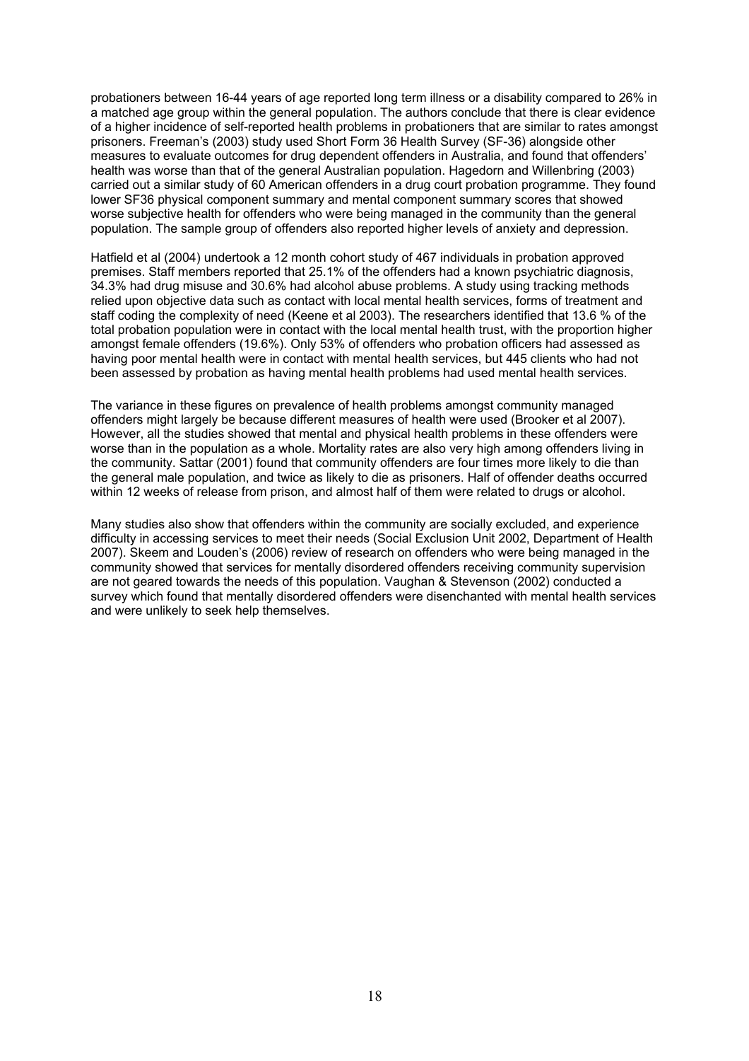probationers between 16-44 years of age reported long term illness or a disability compared to 26% in a matched age group within the general population. The authors conclude that there is clear evidence of a higher incidence of self-reported health problems in probationers that are similar to rates amongst prisoners. Freeman's (2003) study used Short Form 36 Health Survey (SF-36) alongside other measures to evaluate outcomes for drug dependent offenders in Australia, and found that offenders' health was worse than that of the general Australian population. Hagedorn and Willenbring (2003) carried out a similar study of 60 American offenders in a drug court probation programme. They found lower SF36 physical component summary and mental component summary scores that showed worse subjective health for offenders who were being managed in the community than the general population. The sample group of offenders also reported higher levels of anxiety and depression.

Hatfield et al (2004) undertook a 12 month cohort study of 467 individuals in probation approved premises. Staff members reported that 25.1% of the offenders had a known psychiatric diagnosis, 34.3% had drug misuse and 30.6% had alcohol abuse problems. A study using tracking methods relied upon objective data such as contact with local mental health services, forms of treatment and staff coding the complexity of need (Keene et al 2003). The researchers identified that 13.6 % of the total probation population were in contact with the local mental health trust, with the proportion higher amongst female offenders (19.6%). Only 53% of offenders who probation officers had assessed as having poor mental health were in contact with mental health services, but 445 clients who had not been assessed by probation as having mental health problems had used mental health services.

The variance in these figures on prevalence of health problems amongst community managed offenders might largely be because different measures of health were used (Brooker et al 2007). However, all the studies showed that mental and physical health problems in these offenders were worse than in the population as a whole. Mortality rates are also very high among offenders living in the community. Sattar (2001) found that community offenders are four times more likely to die than the general male population, and twice as likely to die as prisoners. Half of offender deaths occurred within 12 weeks of release from prison, and almost half of them were related to drugs or alcohol.

Many studies also show that offenders within the community are socially excluded, and experience difficulty in accessing services to meet their needs (Social Exclusion Unit 2002, Department of Health 2007). Skeem and Louden's (2006) review of research on offenders who were being managed in the community showed that services for mentally disordered offenders receiving community supervision are not geared towards the needs of this population. Vaughan & Stevenson (2002) conducted a survey which found that mentally disordered offenders were disenchanted with mental health services and were unlikely to seek help themselves.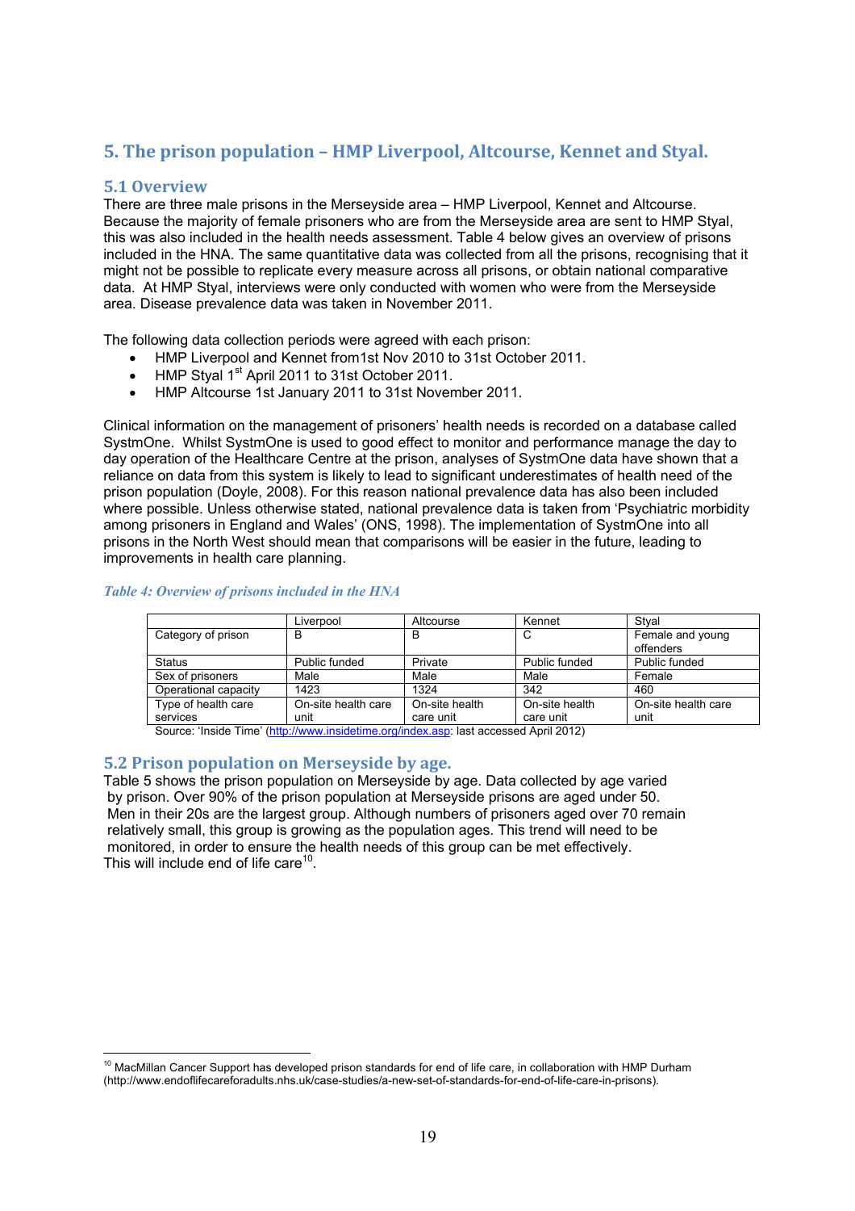## 5. The prison population – HMP Liverpool, Altcourse, Kennet and Styal.

### 5.1 Overview

There are three male prisons in the Merseyside area – HMP Liverpool, Kennet and Altcourse. Because the majority of female prisoners who are from the Merseyside area are sent to HMP Styal, this was also included in the health needs assessment. Table 4 below gives an overview of prisons included in the HNA. The same quantitative data was collected from all the prisons, recognising that it might not be possible to replicate every measure across all prisons, or obtain national comparative data. At HMP Styal, interviews were only conducted with women who were from the Merseyside area. Disease prevalence data was taken in November 2011.

The following data collection periods were agreed with each prison:

- HMP Liverpool and Kennet from1st Nov 2010 to 31st October 2011.
- HMP Styal 1st April 2011 to 31st October 2011.
- HMP Altcourse 1st January 2011 to 31st November 2011.

Clinical information on the management of prisoners' health needs is recorded on a database called SystmOne. Whilst SystmOne is used to good effect to monitor and performance manage the day to day operation of the Healthcare Centre at the prison, analyses of SystmOne data have shown that a reliance on data from this system is likely to lead to significant underestimates of health need of the prison population (Doyle, 2008). For this reason national prevalence data has also been included where possible. Unless otherwise stated, national prevalence data is taken from 'Psychiatric morbidity among prisoners in England and Wales' (ONS, 1998). The implementation of SystmOne into all prisons in the North West should mean that comparisons will be easier in the future, leading to improvements in health care planning.

*Table 4: Overview of prisons included in the HNA*

| | Liverpool | Altcourse | Kennet | Styal |
|---|---|---|---|---|
| Category of prison | B | B | C | Female and young offenders |
| Status | Public funded | Private | Public funded | Public funded |
| Sex of prisoners | Male | Male | Male | Female |
| Operational capacity | 1423 | 1324 | 342 | 460 |
| Type of health care services | On-site health care unit | On-site health care unit | On-site health care unit | On-site health care unit |

Source: 'Inside Time' (http://www.insidetime.org/index.asp: last accessed April 2012)

### 5.2 Prison population on Merseyside by age.

Table 5 shows the prison population on Merseyside by age. Data collected by age varied by prison. Over 90% of the prison population at Merseyside prisons are aged under 50. Men in their 20s are the largest group. Although numbers of prisoners aged over 70 remain relatively small, this group is growing as the population ages. This trend will need to be monitored, in order to ensure the health needs of this group can be met effectively. This will include end of life care[10].

---

[10] MacMillan Cancer Support has developed prison standards for end of life care, in collaboration with HMP Durham (http://www.endoflifecareforadults.nhs.uk/case-studies/a-new-set-of-standards-for-end-of-life-care-in-prisons).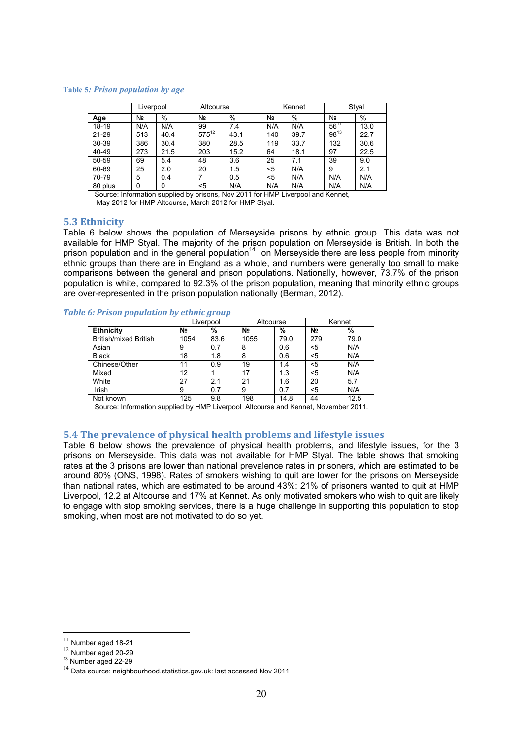**Table 5: *Prison population by age***

| | Liverpool | | Altcourse | | Kennet | | Styal | |
|---|---|---|---|---|---|---|---|---|
| **Age** | № | % | № | % | № | % | № | % |
| 18-19 | N/A | N/A | 99 | 7.4 | N/A | N/A | 56[11] | 13.0 |
| 21-29 | 513 | 40.4 | 575[12] | 43.1 | 140 | 39.7 | 98[13] | 22.7 |
| 30-39 | 386 | 30.4 | 380 | 28.5 | 119 | 33.7 | 132 | 30.6 |
| 40-49 | 273 | 21.5 | 203 | 15.2 | 64 | 18.1 | 97 | 22.5 |
| 50-59 | 69 | 5.4 | 48 | 3.6 | 25 | 7.1 | 39 | 9.0 |
| 60-69 | 25 | 2.0 | 20 | 1.5 | <5 | N/A | 9 | 2.1 |
| 70-79 | 5 | 0.4 | 7 | 0.5 | <5 | N/A | N/A | N/A |
| 80 plus | 0 | 0 | <5 | N/A | N/A | N/A | N/A | N/A |

Source: Information supplied by prisons, Nov 2011 for HMP Liverpool and Kennet, May 2012 for HMP Altcourse, March 2012 for HMP Styal.

## 5.3 Ethnicity

Table 6 below shows the population of Merseyside prisons by ethnic group. This data was not available for HMP Styal. The majority of the prison population on Merseyside is British. In both the prison population and in the general population[14] on Merseyside there are less people from minority ethnic groups than there are in England as a whole, and numbers were generally too small to make comparisons between the general and prison populations. Nationally, however, 73.7% of the prison population is white, compared to 92.3% of the prison population, meaning that minority ethnic groups are over-represented in the prison population nationally (Berman, 2012).

***Table 6: Prison population by ethnic group***

| | Liverpool | | Altcourse | | Kennet | |
|---|---|---|---|---|---|---|
| **Ethnicity** | **№** | **%** | **№** | **%** | **№** | **%** |
| British/mixed British | 1054 | 83.6 | 1055 | 79.0 | 279 | 79.0 |
| Asian | 9 | 0.7 | 8 | 0.6 | <5 | N/A |
| Black | 18 | 1.8 | 8 | 0.6 | <5 | N/A |
| Chinese/Other | 11 | 0.9 | 19 | 1.4 | <5 | N/A |
| Mixed | 12 | 1 | 17 | 1.3 | <5 | N/A |
| White | 27 | 2.1 | 21 | 1.6 | 20 | 5.7 |
| Irish | 9 | 0.7 | 9 | 0.7 | <5 | N/A |
| Not known | 125 | 9.8 | 198 | 14.8 | 44 | 12.5 |

Source: Information supplied by HMP Liverpool Altcourse and Kennet, November 2011.

## 5.4 The prevalence of physical health problems and lifestyle issues

Table 6 below shows the prevalence of physical health problems, and lifestyle issues, for the 3 prisons on Merseyside. This data was not available for HMP Styal. The table shows that smoking rates at the 3 prisons are lower than national prevalence rates in prisoners, which are estimated to be around 80% (ONS, 1998). Rates of smokers wishing to quit are lower for the prisons on Merseyside than national rates, which are estimated to be around 43%: 21% of prisoners wanted to quit at HMP Liverpool, 12.2 at Altcourse and 17% at Kennet. As only motivated smokers who wish to quit are likely to engage with stop smoking services, there is a huge challenge in supporting this population to stop smoking, when most are not motivated to do so yet.

[11] Number aged 18-21
[12] Number aged 20-29
[13] Number aged 22-29
[14] Data source: neighbourhood.statistics.gov.uk: last accessed Nov 2011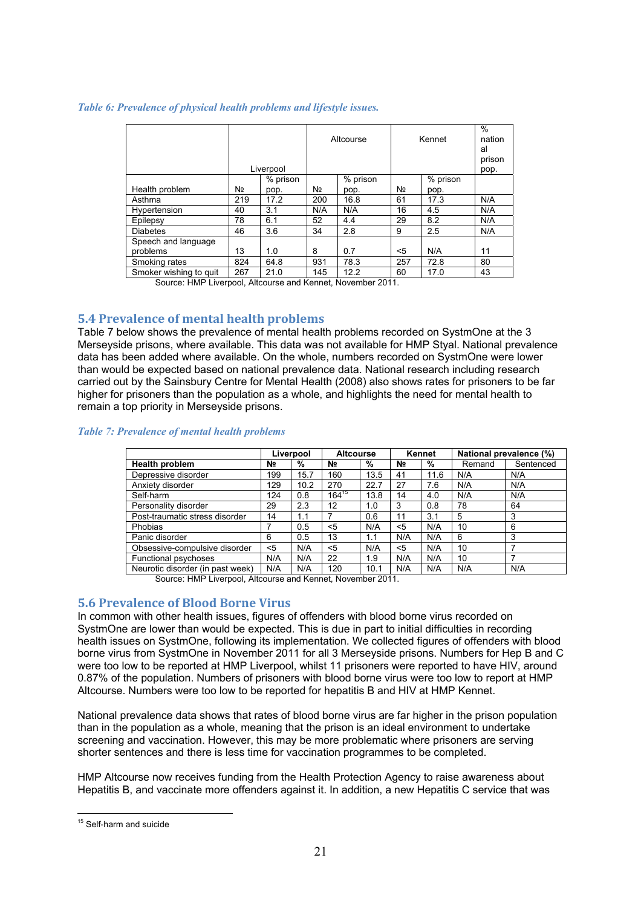*Table 6: Prevalence of physical health problems and lifestyle issues.*

| Health problem | Liverpool | | Altcourse | | Kennet | | % national prison pop. |
|---|---|---|---|---|---|---|---|
| | № | % prison pop. | № | % prison pop. | № | % prison pop. | |
| Asthma | 219 | 17.2 | 200 | 16.8 | 61 | 17.3 | N/A |
| Hypertension | 40 | 3.1 | N/A | N/A | 16 | 4.5 | N/A |
| Epilepsy | 78 | 6.1 | 52 | 4.4 | 29 | 8.2 | N/A |
| Diabetes | 46 | 3.6 | 34 | 2.8 | 9 | 2.5 | N/A |
| Speech and language problems | 13 | 1.0 | 8 | 0.7 | <5 | N/A | 11 |
| Smoking rates | 824 | 64.8 | 931 | 78.3 | 257 | 72.8 | 80 |
| Smoker wishing to quit | 267 | 21.0 | 145 | 12.2 | 60 | 17.0 | 43 |

Source: HMP Liverpool, Altcourse and Kennet, November 2011.

## 5.4 Prevalence of mental health problems

Table 7 below shows the prevalence of mental health problems recorded on SystmOne at the 3 Merseyside prisons, where available. This data was not available for HMP Styal. National prevalence data has been added where available. On the whole, numbers recorded on SystmOne were lower than would be expected based on national prevalence data. National research including research carried out by the Sainsbury Centre for Mental Health (2008) also shows rates for prisoners to be far higher for prisoners than the population as a whole, and highlights the need for mental health to remain a top priority in Merseyside prisons.

*Table 7: Prevalence of mental health problems*

| | **Liverpool** | | **Altcourse** | | **Kennet** | | **National prevalence (%)** | |
|---|---|---|---|---|---|---|---|---|
| **Health problem** | **№** | **%** | **№** | **%** | **№** | **%** | Remand | Sentenced |
| Depressive disorder | 199 | 15.7 | 160 | 13.5 | 41 | 11.6 | N/A | N/A |
| Anxiety disorder | 129 | 10.2 | 270 | 22.7 | 27 | 7.6 | N/A | N/A |
| Self-harm | 124 | 0.8 | 164[15] | 13.8 | 14 | 4.0 | N/A | N/A |
| Personality disorder | 29 | 2.3 | 12 | 1.0 | 3 | 0.8 | 78 | 64 |
| Post-traumatic stress disorder | 14 | 1.1 | 7 | 0.6 | 11 | 3.1 | 5 | 3 |
| Phobias | 7 | 0.5 | <5 | N/A | <5 | N/A | 10 | 6 |
| Panic disorder | 6 | 0.5 | 13 | 1.1 | N/A | N/A | 6 | 3 |
| Obsessive-compulsive disorder | <5 | N/A | <5 | N/A | <5 | N/A | 10 | 7 |
| Functional psychoses | N/A | N/A | 22 | 1.9 | N/A | N/A | 10 | 7 |
| Neurotic disorder (in past week) | N/A | N/A | 120 | 10.1 | N/A | N/A | N/A | N/A |

Source: HMP Liverpool, Altcourse and Kennet, November 2011.

## 5.6 Prevalence of Blood Borne Virus

In common with other health issues, figures of offenders with blood borne virus recorded on SystmOne are lower than would be expected. This is due in part to initial difficulties in recording health issues on SystmOne, following its implementation. We collected figures of offenders with blood borne virus from SystmOne in November 2011 for all 3 Merseyside prisons. Numbers for Hep B and C were too low to be reported at HMP Liverpool, whilst 11 prisoners were reported to have HIV, around 0.87% of the population. Numbers of prisoners with blood borne virus were too low to report at HMP Altcourse. Numbers were too low to be reported for hepatitis B and HIV at HMP Kennet.

National prevalence data shows that rates of blood borne virus are far higher in the prison population than in the population as a whole, meaning that the prison is an ideal environment to undertake screening and vaccination. However, this may be more problematic where prisoners are serving shorter sentences and there is less time for vaccination programmes to be completed.

HMP Altcourse now receives funding from the Health Protection Agency to raise awareness about Hepatitis B, and vaccinate more offenders against it. In addition, a new Hepatitis C service that was

[15] Self-harm and suicide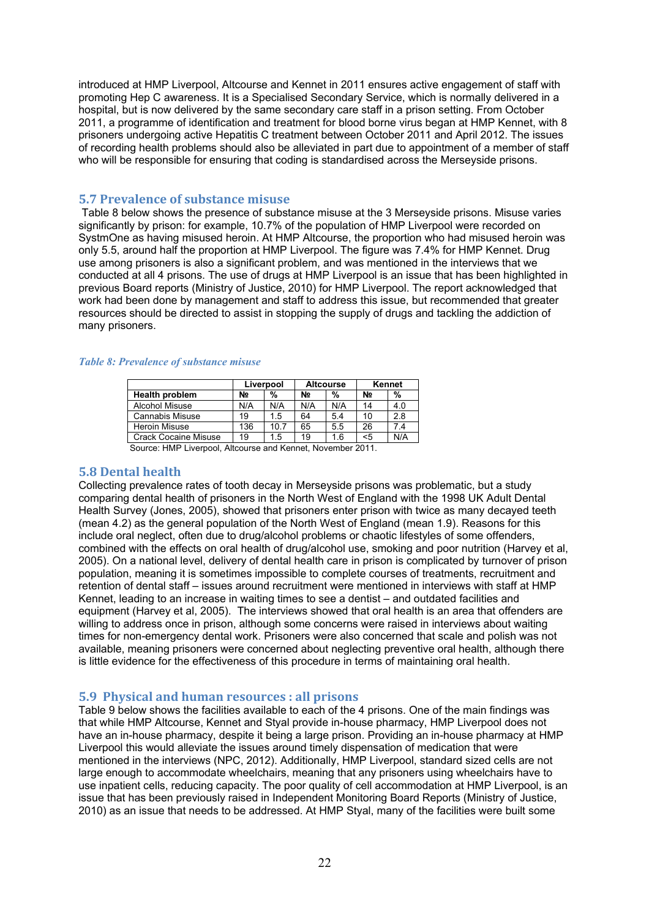introduced at HMP Liverpool, Altcourse and Kennet in 2011 ensures active engagement of staff with promoting Hep C awareness. It is a Specialised Secondary Service, which is normally delivered in a hospital, but is now delivered by the same secondary care staff in a prison setting. From October 2011, a programme of identification and treatment for blood borne virus began at HMP Kennet, with 8 prisoners undergoing active Hepatitis C treatment between October 2011 and April 2012. The issues of recording health problems should also be alleviated in part due to appointment of a member of staff who will be responsible for ensuring that coding is standardised across the Merseyside prisons.

## 5.7 Prevalence of substance misuse

Table 8 below shows the presence of substance misuse at the 3 Merseyside prisons. Misuse varies significantly by prison: for example, 10.7% of the population of HMP Liverpool were recorded on SystmOne as having misused heroin. At HMP Altcourse, the proportion who had misused heroin was only 5.5, around half the proportion at HMP Liverpool. The figure was 7.4% for HMP Kennet. Drug use among prisoners is also a significant problem, and was mentioned in the interviews that we conducted at all 4 prisons. The use of drugs at HMP Liverpool is an issue that has been highlighted in previous Board reports (Ministry of Justice, 2010) for HMP Liverpool. The report acknowledged that work had been done by management and staff to address this issue, but recommended that greater resources should be directed to assist in stopping the supply of drugs and tackling the addiction of many prisoners.

*Table 8: Prevalence of substance misuse*

| | Liverpool | | Altcourse | | Kennet | |
|---|---|---|---|---|---|---|
| **Health problem** | **№** | **%** | **№** | **%** | **№** | **%** |
| Alcohol Misuse | N/A | N/A | N/A | N/A | 14 | 4.0 |
| Cannabis Misuse | 19 | 1.5 | 64 | 5.4 | 10 | 2.8 |
| Heroin Misuse | 136 | 10.7 | 65 | 5.5 | 26 | 7.4 |
| Crack Cocaine Misuse | 19 | 1.5 | 19 | 1.6 | <5 | N/A |

Source: HMP Liverpool, Altcourse and Kennet, November 2011.

## 5.8 Dental health

Collecting prevalence rates of tooth decay in Merseyside prisons was problematic, but a study comparing dental health of prisoners in the North West of England with the 1998 UK Adult Dental Health Survey (Jones, 2005), showed that prisoners enter prison with twice as many decayed teeth (mean 4.2) as the general population of the North West of England (mean 1.9). Reasons for this include oral neglect, often due to drug/alcohol problems or chaotic lifestyles of some offenders, combined with the effects on oral health of drug/alcohol use, smoking and poor nutrition (Harvey et al, 2005). On a national level, delivery of dental health care in prison is complicated by turnover of prison population, meaning it is sometimes impossible to complete courses of treatments, recruitment and retention of dental staff – issues around recruitment were mentioned in interviews with staff at HMP Kennet, leading to an increase in waiting times to see a dentist – and outdated facilities and equipment (Harvey et al, 2005). The interviews showed that oral health is an area that offenders are willing to address once in prison, although some concerns were raised in interviews about waiting times for non-emergency dental work. Prisoners were also concerned that scale and polish was not available, meaning prisoners were concerned about neglecting preventive oral health, although there is little evidence for the effectiveness of this procedure in terms of maintaining oral health.

## 5.9 Physical and human resources : all prisons

Table 9 below shows the facilities available to each of the 4 prisons. One of the main findings was that while HMP Altcourse, Kennet and Styal provide in-house pharmacy, HMP Liverpool does not have an in-house pharmacy, despite it being a large prison. Providing an in-house pharmacy at HMP Liverpool this would alleviate the issues around timely dispensation of medication that were mentioned in the interviews (NPC, 2012). Additionally, HMP Liverpool, standard sized cells are not large enough to accommodate wheelchairs, meaning that any prisoners using wheelchairs have to use inpatient cells, reducing capacity. The poor quality of cell accommodation at HMP Liverpool, is an issue that has been previously raised in Independent Monitoring Board Reports (Ministry of Justice, 2010) as an issue that needs to be addressed. At HMP Styal, many of the facilities were built some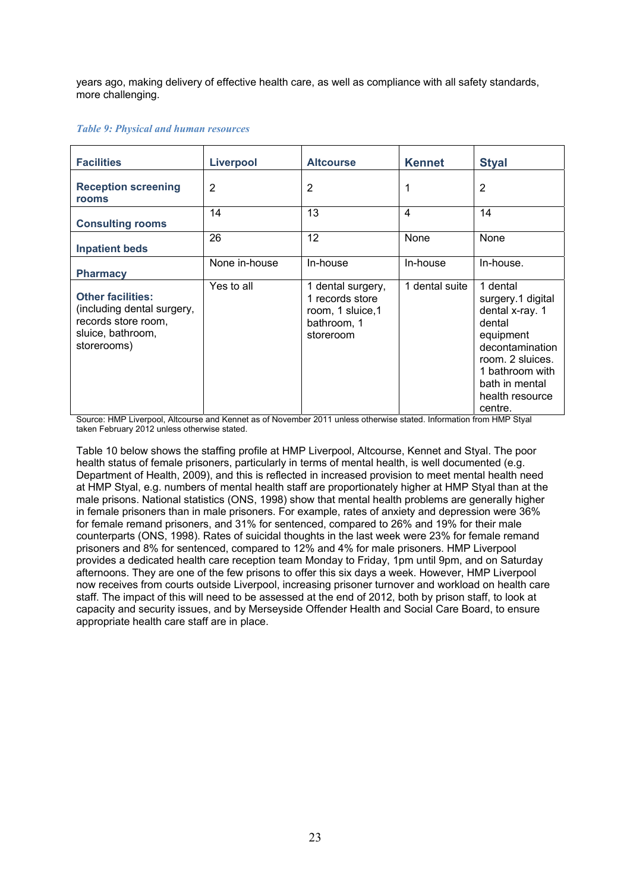years ago, making delivery of effective health care, as well as compliance with all safety standards, more challenging.

*Table 9: Physical and human resources*

| Facilities | Liverpool | Altcourse | Kennet | Styal |
|---|---|---|---|---|
| **Reception screening rooms** | 2 | 2 | 1 | 2 |
| **Consulting rooms** | 14 | 13 | 4 | 14 |
| **Inpatient beds** | 26 | 12 | None | None |
| **Pharmacy** | None in-house | In-house | In-house | In-house. |
| **Other facilities:** (including dental surgery, records store room, sluice, bathroom, storerooms) | Yes to all | 1 dental surgery, 1 records store room, 1 sluice,1 bathroom, 1 storeroom | 1 dental suite | 1 dental surgery.1 digital dental x-ray. 1 dental equipment decontamination room. 2 sluices. 1 bathroom with bath in mental health resource centre. |

Source: HMP Liverpool, Altcourse and Kennet as of November 2011 unless otherwise stated. Information from HMP Styal taken February 2012 unless otherwise stated.

Table 10 below shows the staffing profile at HMP Liverpool, Altcourse, Kennet and Styal. The poor health status of female prisoners, particularly in terms of mental health, is well documented (e.g. Department of Health, 2009), and this is reflected in increased provision to meet mental health need at HMP Styal, e.g. numbers of mental health staff are proportionately higher at HMP Styal than at the male prisons. National statistics (ONS, 1998) show that mental health problems are generally higher in female prisoners than in male prisoners. For example, rates of anxiety and depression were 36% for female remand prisoners, and 31% for sentenced, compared to 26% and 19% for their male counterparts (ONS, 1998). Rates of suicidal thoughts in the last week were 23% for female remand prisoners and 8% for sentenced, compared to 12% and 4% for male prisoners. HMP Liverpool provides a dedicated health care reception team Monday to Friday, 1pm until 9pm, and on Saturday afternoons. They are one of the few prisons to offer this six days a week. However, HMP Liverpool now receives from courts outside Liverpool, increasing prisoner turnover and workload on health care staff. The impact of this will need to be assessed at the end of 2012, both by prison staff, to look at capacity and security issues, and by Merseyside Offender Health and Social Care Board, to ensure appropriate health care staff are in place.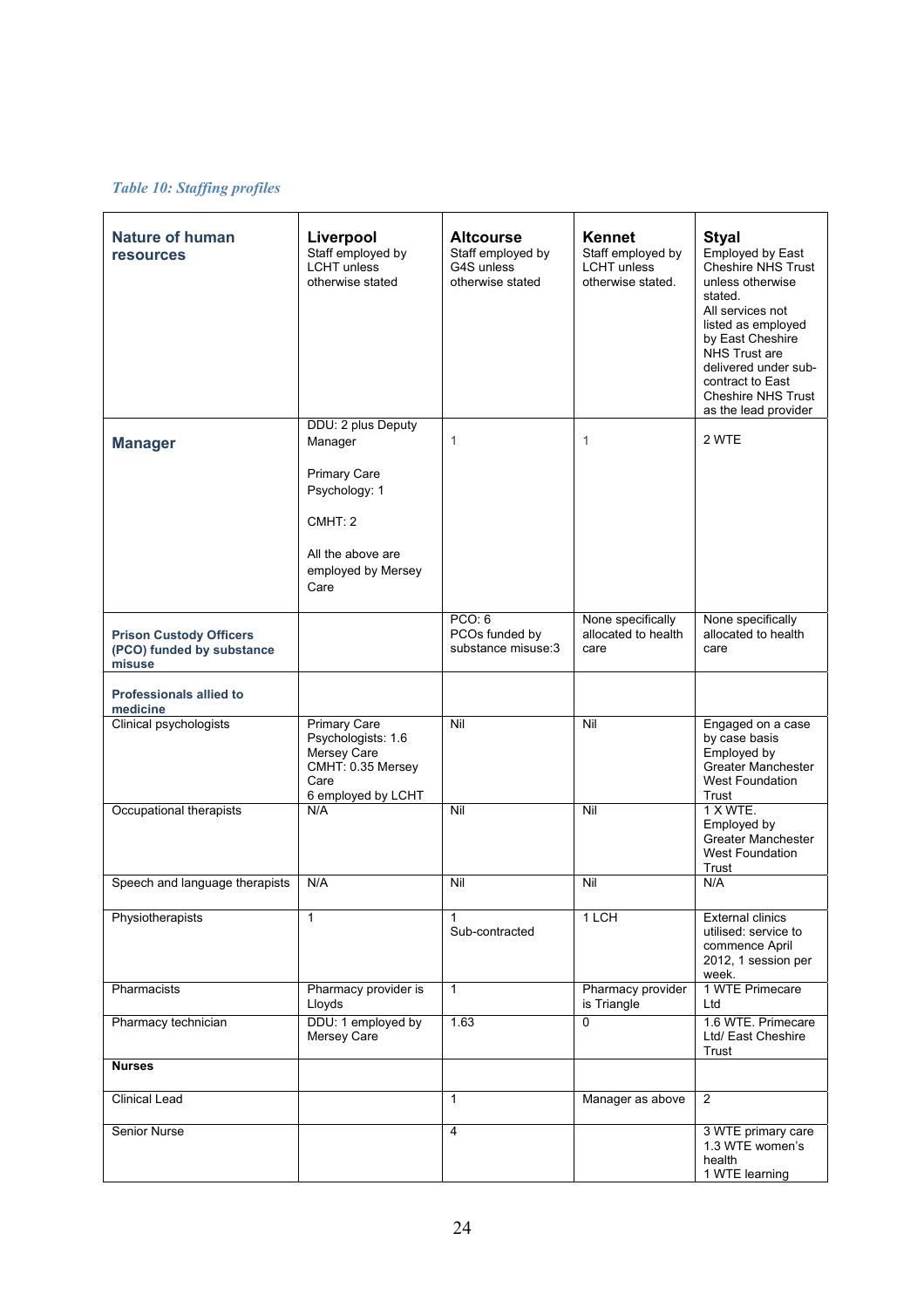*Table 10: Staffing profiles*

| **Nature of human resources** | **Liverpool** Staff employed by LCHT unless otherwise stated | **Altcourse** Staff employed by G4S unless otherwise stated | **Kennet** Staff employed by LCHT unless otherwise stated. | **Styal** Employed by East Cheshire NHS Trust unless otherwise stated. All services not listed as employed by East Cheshire NHS Trust are delivered under sub-contract to East Cheshire NHS Trust as the lead provider |
|---|---|---|---|---|
| **Manager** | DDU: 2 plus Deputy Manager<br><br>Primary Care Psychology: 1<br><br>CMHT: 2<br><br>All the above are employed by Mersey Care | 1 | 1 | 2 WTE |
| **Prison Custody Officers (PCO) funded by substance misuse** | | PCO: 6<br>PCOs funded by substance misuse:3 | None specifically allocated to health care | None specifically allocated to health care |
| **Professionals allied to medicine** | | | | |
| Clinical psychologists | Primary Care Psychologists: 1.6 Mersey Care<br>CMHT: 0.35 Mersey Care<br>6 employed by LCHT | Nil | Nil | Engaged on a case by case basis Employed by Greater Manchester West Foundation Trust |
| Occupational therapists | N/A | Nil | Nil | 1 X WTE. Employed by Greater Manchester West Foundation Trust |
| Speech and language therapists | N/A | Nil | Nil | N/A |
| Physiotherapists | 1 | 1<br>Sub-contracted | 1 LCH | External clinics utilised: service to commence April 2012, 1 session per week. |
| Pharmacists | Pharmacy provider is Lloyds | 1 | Pharmacy provider is Triangle | 1 WTE Primecare Ltd |
| Pharmacy technician | DDU: 1 employed by Mersey Care | 1.63 | 0 | 1.6 WTE. Primecare Ltd/ East Cheshire Trust |
| **Nurses** | | | | |
| Clinical Lead | | 1 | Manager as above | 2 |
| Senior Nurse | | 4 | | 3 WTE primary care<br>1.3 WTE women's health<br>1 WTE learning |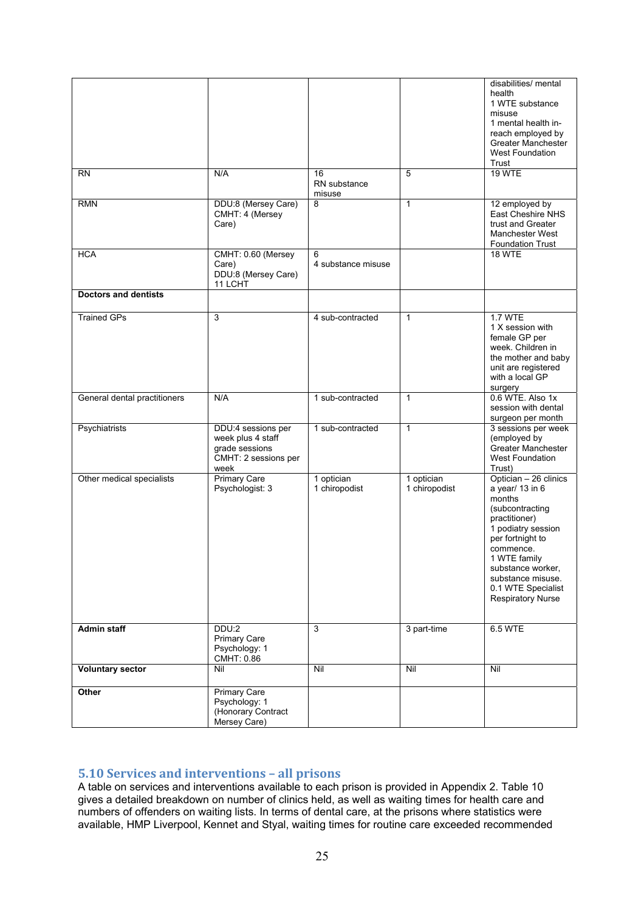| | | | | disabilities/ mental health 1 WTE substance misuse 1 mental health in-reach employed by Greater Manchester West Foundation Trust |
|---|---|---|---|---|
| RN | N/A | 16 RN substance misuse | 5 | 19 WTE |
| RMN | DDU:8 (Mersey Care) CMHT: 4 (Mersey Care) | 8 | 1 | 12 employed by East Cheshire NHS trust and Greater Manchester West Foundation Trust |
| HCA | CMHT: 0.60 (Mersey Care) DDU:8 (Mersey Care) 11 LCHT | 6 4 substance misuse | | 18 WTE |
| **Doctors and dentists** | | | | |
| Trained GPs | 3 | 4 sub-contracted | 1 | 1.7 WTE 1 X session with female GP per week. Children in the mother and baby unit are registered with a local GP surgery |
| General dental practitioners | N/A | 1 sub-contracted | 1 | 0.6 WTE. Also 1x session with dental surgeon per month |
| Psychiatrists | DDU:4 sessions per week plus 4 staff grade sessions CMHT: 2 sessions per week | 1 sub-contracted | 1 | 3 sessions per week (employed by Greater Manchester West Foundation Trust) |
| Other medical specialists | Primary Care Psychologist: 3 | 1 optician 1 chiropodist | 1 optician 1 chiropodist | Optician – 26 clinics a year/ 13 in 6 months (subcontracting practitioner) 1 podiatry session per fortnight to commence. 1 WTE family substance worker, substance misuse. 0.1 WTE Specialist Respiratory Nurse |
| **Admin staff** | DDU:2 Primary Care Psychology: 1 CMHT: 0.86 | 3 | 3 part-time | 6.5 WTE |
| **Voluntary sector** | Nil | Nil | Nil | Nil |
| **Other** | Primary Care Psychology: 1 (Honorary Contract Mersey Care) | | | |

## 5.10 Services and interventions – all prisons

A table on services and interventions available to each prison is provided in Appendix 2. Table 10 gives a detailed breakdown on number of clinics held, as well as waiting times for health care and numbers of offenders on waiting lists. In terms of dental care, at the prisons where statistics were available, HMP Liverpool, Kennet and Styal, waiting times for routine care exceeded recommended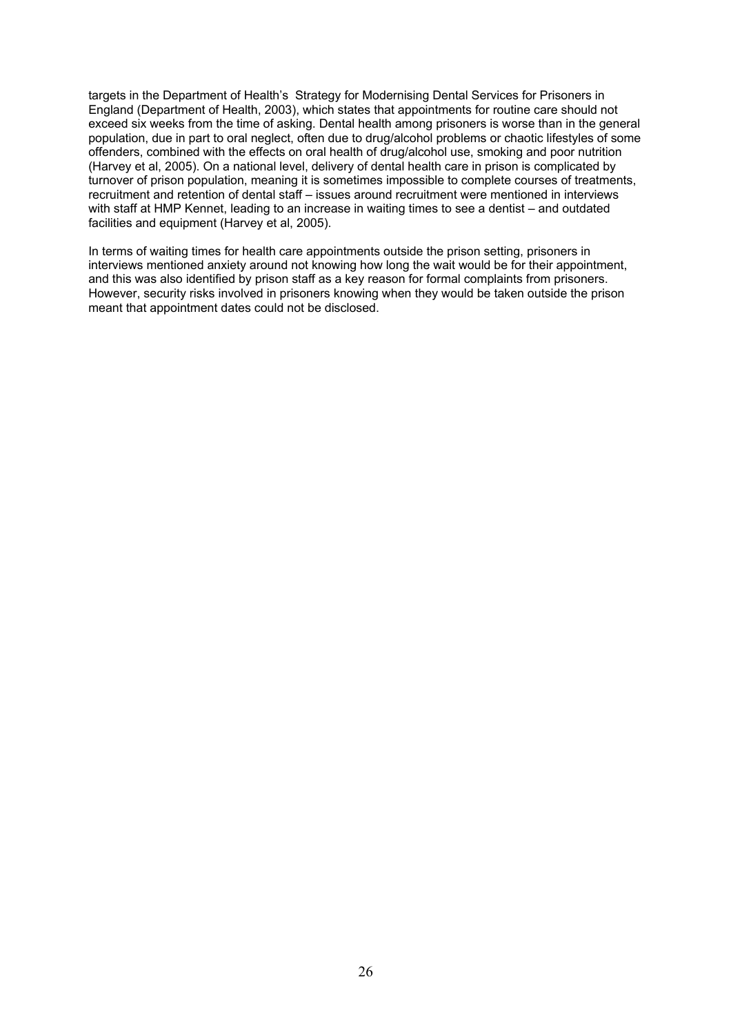targets in the Department of Health's Strategy for Modernising Dental Services for Prisoners in England (Department of Health, 2003), which states that appointments for routine care should not exceed six weeks from the time of asking. Dental health among prisoners is worse than in the general population, due in part to oral neglect, often due to drug/alcohol problems or chaotic lifestyles of some offenders, combined with the effects on oral health of drug/alcohol use, smoking and poor nutrition (Harvey et al, 2005). On a national level, delivery of dental health care in prison is complicated by turnover of prison population, meaning it is sometimes impossible to complete courses of treatments, recruitment and retention of dental staff – issues around recruitment were mentioned in interviews with staff at HMP Kennet, leading to an increase in waiting times to see a dentist – and outdated facilities and equipment (Harvey et al, 2005).

In terms of waiting times for health care appointments outside the prison setting, prisoners in interviews mentioned anxiety around not knowing how long the wait would be for their appointment, and this was also identified by prison staff as a key reason for formal complaints from prisoners. However, security risks involved in prisoners knowing when they would be taken outside the prison meant that appointment dates could not be disclosed.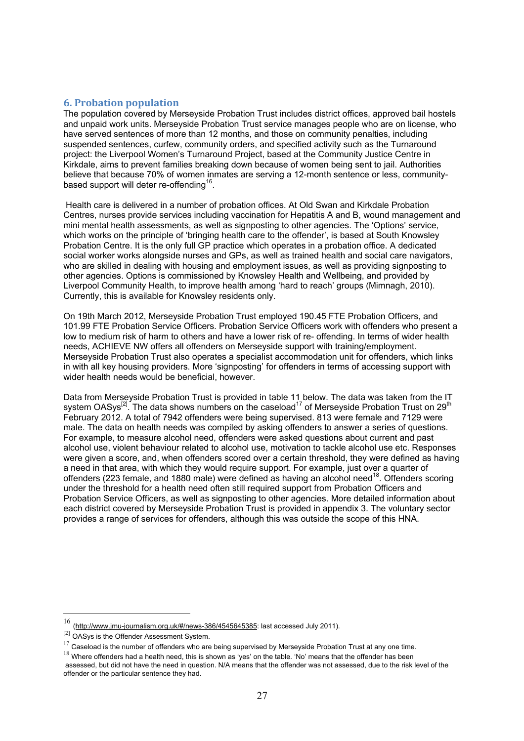## 6. Probation population

The population covered by Merseyside Probation Trust includes district offices, approved bail hostels and unpaid work units. Merseyside Probation Trust service manages people who are on license, who have served sentences of more than 12 months, and those on community penalties, including suspended sentences, curfew, community orders, and specified activity such as the Turnaround project: the Liverpool Women's Turnaround Project, based at the Community Justice Centre in Kirkdale, aims to prevent families breaking down because of women being sent to jail. Authorities believe that because 70% of women inmates are serving a 12-month sentence or less, community-based support will deter re-offending[16].

Health care is delivered in a number of probation offices. At Old Swan and Kirkdale Probation Centres, nurses provide services including vaccination for Hepatitis A and B, wound management and mini mental health assessments, as well as signposting to other agencies. The 'Options' service, which works on the principle of 'bringing health care to the offender', is based at South Knowsley Probation Centre. It is the only full GP practice which operates in a probation office. A dedicated social worker works alongside nurses and GPs, as well as trained health and social care navigators, who are skilled in dealing with housing and employment issues, as well as providing signposting to other agencies. Options is commissioned by Knowsley Health and Wellbeing, and provided by Liverpool Community Health, to improve health among 'hard to reach' groups (Mimnagh, 2010). Currently, this is available for Knowsley residents only.

On 19th March 2012, Merseyside Probation Trust employed 190.45 FTE Probation Officers, and 101.99 FTE Probation Service Officers. Probation Service Officers work with offenders who present a low to medium risk of harm to others and have a lower risk of re- offending. In terms of wider health needs, ACHIEVE NW offers all offenders on Merseyside support with training/employment. Merseyside Probation Trust also operates a specialist accommodation unit for offenders, which links in with all key housing providers. More 'signposting' for offenders in terms of accessing support with wider health needs would be beneficial, however.

Data from Merseyside Probation Trust is provided in table 11 below. The data was taken from the IT system OASys[2]. The data shows numbers on the caseload[17] of Merseyside Probation Trust on 29th February 2012. A total of 7942 offenders were being supervised. 813 were female and 7129 were male. The data on health needs was compiled by asking offenders to answer a series of questions. For example, to measure alcohol need, offenders were asked questions about current and past alcohol use, violent behaviour related to alcohol use, motivation to tackle alcohol use etc. Responses were given a score, and, when offenders scored over a certain threshold, they were defined as having a need in that area, with which they would require support. For example, just over a quarter of offenders (223 female, and 1880 male) were defined as having an alcohol need[18]. Offenders scoring under the threshold for a health need often still required support from Probation Officers and Probation Service Officers, as well as signposting to other agencies. More detailed information about each district covered by Merseyside Probation Trust is provided in appendix 3. The voluntary sector provides a range of services for offenders, although this was outside the scope of this HNA.

---

16 (http://www.jmu-journalism.org.uk/#/news-386/4545645385: last accessed July 2011).

[2] OASys is the Offender Assessment System.

17 Caseload is the number of offenders who are being supervised by Merseyside Probation Trust at any one time.

18 Where offenders had a health need, this is shown as 'yes' on the table. 'No' means that the offender has been assessed, but did not have the need in question. N/A means that the offender was not assessed, due to the risk level of the offender or the particular sentence they had.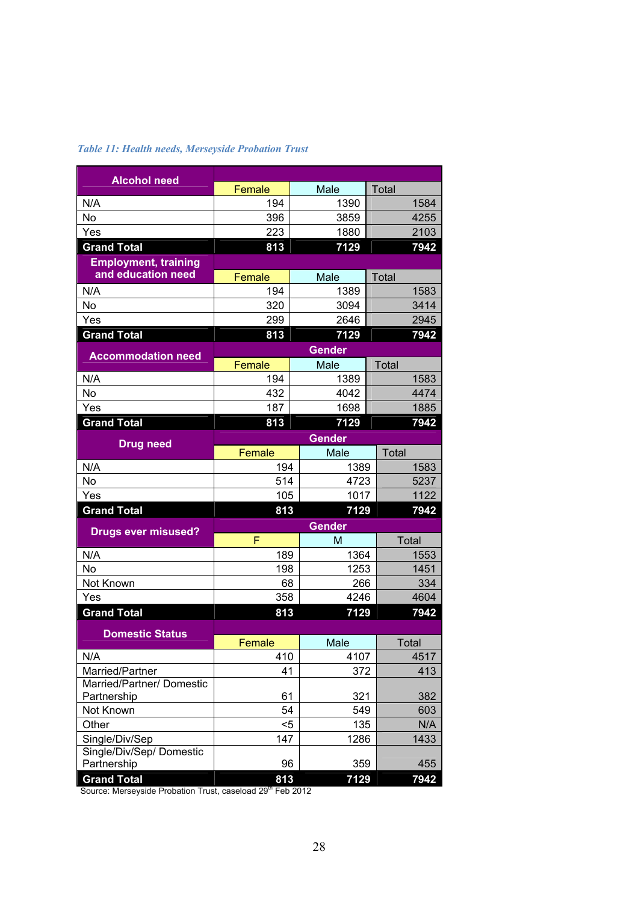*Table 11: Health needs, Merseyside Probation Trust*

| Alcohol need | Female | Male | Total |
|---|---|---|---|
| N/A | 194 | 1390 | 1584 |
| No | 396 | 3859 | 4255 |
| Yes | 223 | 1880 | 2103 |
| **Grand Total** | **813** | **7129** | **7942** |

| Employment, training and education need | Female | Male | Total |
|---|---|---|---|
| N/A | 194 | 1389 | 1583 |
| No | 320 | 3094 | 3414 |
| Yes | 299 | 2646 | 2945 |
| **Grand Total** | **813** | **7129** | **7942** |

| Accommodation need | Gender | | |
|---|---|---|---|
| | Female | Male | Total |
| N/A | 194 | 1389 | 1583 |
| No | 432 | 4042 | 4474 |
| Yes | 187 | 1698 | 1885 |
| **Grand Total** | **813** | **7129** | **7942** |

| Drug need | Gender | | |
|---|---|---|---|
| | Female | Male | Total |
| N/A | 194 | 1389 | 1583 |
| No | 514 | 4723 | 5237 |
| Yes | 105 | 1017 | 1122 |
| **Grand Total** | **813** | **7129** | **7942** |

| Drugs ever misused? | Gender | | |
|---|---|---|---|
| | F | M | Total |
| N/A | 189 | 1364 | 1553 |
| No | 198 | 1253 | 1451 |
| Not Known | 68 | 266 | 334 |
| Yes | 358 | 4246 | 4604 |
| **Grand Total** | **813** | **7129** | **7942** |

| Domestic Status | Female | Male | Total |
|---|---|---|---|
| N/A | 410 | 4107 | 4517 |
| Married/Partner | 41 | 372 | 413 |
| Married/Partner/ Domestic Partnership | 61 | 321 | 382 |
| Not Known | 54 | 549 | 603 |
| Other | <5 | 135 | N/A |
| Single/Div/Sep | 147 | 1286 | 1433 |
| Single/Div/Sep/ Domestic Partnership | 96 | 359 | 455 |
| **Grand Total** | **813** | **7129** | **7942** |

Source: Merseyside Probation Trust, caseload 29th Feb 2012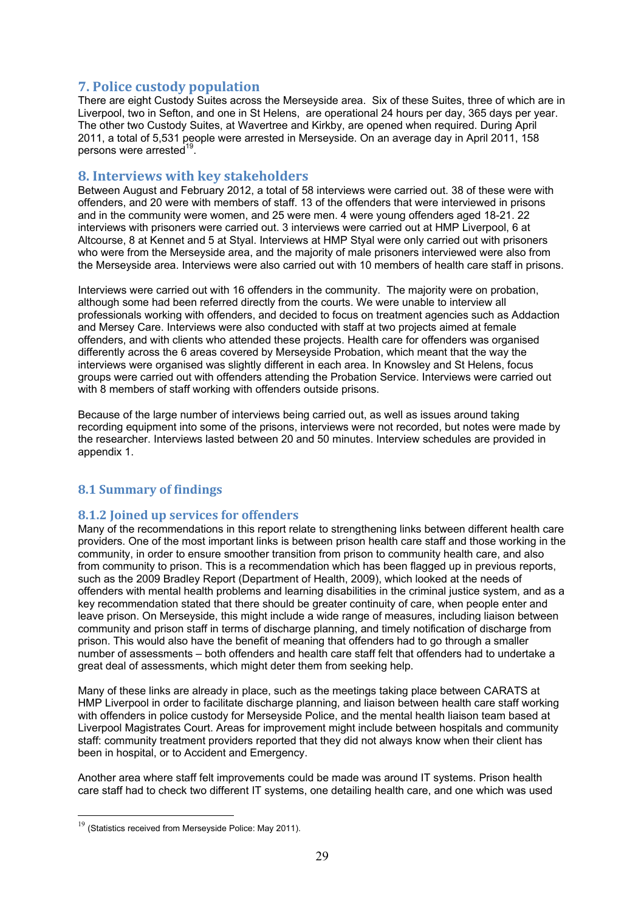## 7. Police custody population

There are eight Custody Suites across the Merseyside area. Six of these Suites, three of which are in Liverpool, two in Sefton, and one in St Helens, are operational 24 hours per day, 365 days per year. The other two Custody Suites, at Wavertree and Kirkby, are opened when required. During April 2011, a total of 5,531 people were arrested in Merseyside. On an average day in April 2011, 158 persons were arrested[19].

## 8. Interviews with key stakeholders

Between August and February 2012, a total of 58 interviews were carried out. 38 of these were with offenders, and 20 were with members of staff. 13 of the offenders that were interviewed in prisons and in the community were women, and 25 were men. 4 were young offenders aged 18-21. 22 interviews with prisoners were carried out. 3 interviews were carried out at HMP Liverpool, 6 at Altcourse, 8 at Kennet and 5 at Styal. Interviews at HMP Styal were only carried out with prisoners who were from the Merseyside area, and the majority of male prisoners interviewed were also from the Merseyside area. Interviews were also carried out with 10 members of health care staff in prisons.

Interviews were carried out with 16 offenders in the community. The majority were on probation, although some had been referred directly from the courts. We were unable to interview all professionals working with offenders, and decided to focus on treatment agencies such as Addaction and Mersey Care. Interviews were also conducted with staff at two projects aimed at female offenders, and with clients who attended these projects. Health care for offenders was organised differently across the 6 areas covered by Merseyside Probation, which meant that the way the interviews were organised was slightly different in each area. In Knowsley and St Helens, focus groups were carried out with offenders attending the Probation Service. Interviews were carried out with 8 members of staff working with offenders outside prisons.

Because of the large number of interviews being carried out, as well as issues around taking recording equipment into some of the prisons, interviews were not recorded, but notes were made by the researcher. Interviews lasted between 20 and 50 minutes. Interview schedules are provided in appendix 1.

### 8.1 Summary of findings

### 8.1.2 Joined up services for offenders

Many of the recommendations in this report relate to strengthening links between different health care providers. One of the most important links is between prison health care staff and those working in the community, in order to ensure smoother transition from prison to community health care, and also from community to prison. This is a recommendation which has been flagged up in previous reports, such as the 2009 Bradley Report (Department of Health, 2009), which looked at the needs of offenders with mental health problems and learning disabilities in the criminal justice system, and as a key recommendation stated that there should be greater continuity of care, when people enter and leave prison. On Merseyside, this might include a wide range of measures, including liaison between community and prison staff in terms of discharge planning, and timely notification of discharge from prison. This would also have the benefit of meaning that offenders had to go through a smaller number of assessments – both offenders and health care staff felt that offenders had to undertake a great deal of assessments, which might deter them from seeking help.

Many of these links are already in place, such as the meetings taking place between CARATS at HMP Liverpool in order to facilitate discharge planning, and liaison between health care staff working with offenders in police custody for Merseyside Police, and the mental health liaison team based at Liverpool Magistrates Court. Areas for improvement might include between hospitals and community staff: community treatment providers reported that they did not always know when their client has been in hospital, or to Accident and Emergency.

Another area where staff felt improvements could be made was around IT systems. Prison health care staff had to check two different IT systems, one detailing health care, and one which was used

---

[19] (Statistics received from Merseyside Police: May 2011).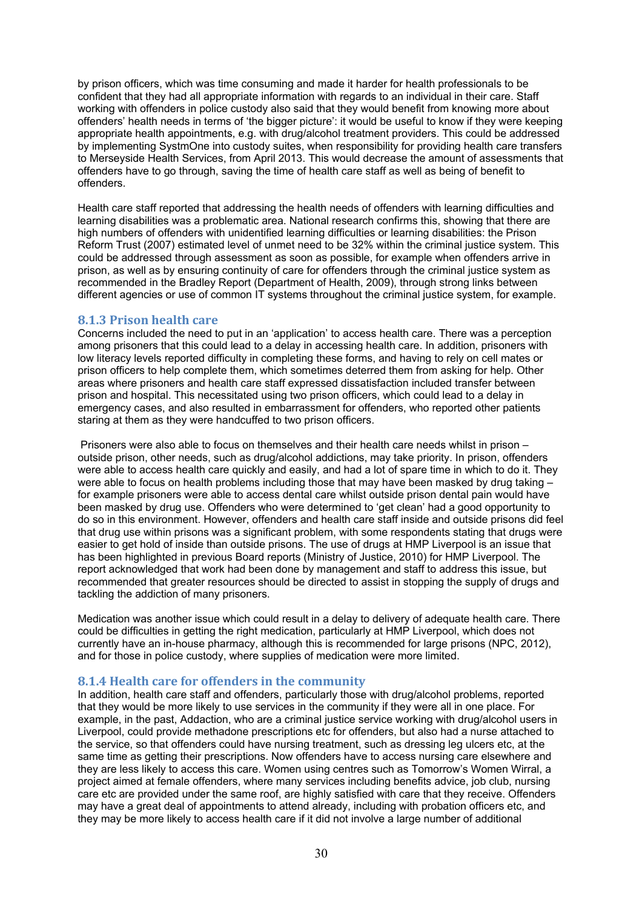by prison officers, which was time consuming and made it harder for health professionals to be confident that they had all appropriate information with regards to an individual in their care. Staff working with offenders in police custody also said that they would benefit from knowing more about offenders' health needs in terms of 'the bigger picture': it would be useful to know if they were keeping appropriate health appointments, e.g. with drug/alcohol treatment providers. This could be addressed by implementing SystmOne into custody suites, when responsibility for providing health care transfers to Merseyside Health Services, from April 2013. This would decrease the amount of assessments that offenders have to go through, saving the time of health care staff as well as being of benefit to offenders.

Health care staff reported that addressing the health needs of offenders with learning difficulties and learning disabilities was a problematic area. National research confirms this, showing that there are high numbers of offenders with unidentified learning difficulties or learning disabilities: the Prison Reform Trust (2007) estimated level of unmet need to be 32% within the criminal justice system. This could be addressed through assessment as soon as possible, for example when offenders arrive in prison, as well as by ensuring continuity of care for offenders through the criminal justice system as recommended in the Bradley Report (Department of Health, 2009), through strong links between different agencies or use of common IT systems throughout the criminal justice system, for example.

### 8.1.3 Prison health care

Concerns included the need to put in an 'application' to access health care. There was a perception among prisoners that this could lead to a delay in accessing health care. In addition, prisoners with low literacy levels reported difficulty in completing these forms, and having to rely on cell mates or prison officers to help complete them, which sometimes deterred them from asking for help. Other areas where prisoners and health care staff expressed dissatisfaction included transfer between prison and hospital. This necessitated using two prison officers, which could lead to a delay in emergency cases, and also resulted in embarrassment for offenders, who reported other patients staring at them as they were handcuffed to two prison officers.

Prisoners were also able to focus on themselves and their health care needs whilst in prison – outside prison, other needs, such as drug/alcohol addictions, may take priority. In prison, offenders were able to access health care quickly and easily, and had a lot of spare time in which to do it. They were able to focus on health problems including those that may have been masked by drug taking – for example prisoners were able to access dental care whilst outside prison dental pain would have been masked by drug use. Offenders who were determined to 'get clean' had a good opportunity to do so in this environment. However, offenders and health care staff inside and outside prisons did feel that drug use within prisons was a significant problem, with some respondents stating that drugs were easier to get hold of inside than outside prisons. The use of drugs at HMP Liverpool is an issue that has been highlighted in previous Board reports (Ministry of Justice, 2010) for HMP Liverpool. The report acknowledged that work had been done by management and staff to address this issue, but recommended that greater resources should be directed to assist in stopping the supply of drugs and tackling the addiction of many prisoners.

Medication was another issue which could result in a delay to delivery of adequate health care. There could be difficulties in getting the right medication, particularly at HMP Liverpool, which does not currently have an in-house pharmacy, although this is recommended for large prisons (NPC, 2012), and for those in police custody, where supplies of medication were more limited.

### 8.1.4 Health care for offenders in the community

In addition, health care staff and offenders, particularly those with drug/alcohol problems, reported that they would be more likely to use services in the community if they were all in one place. For example, in the past, Addaction, who are a criminal justice service working with drug/alcohol users in Liverpool, could provide methadone prescriptions etc for offenders, but also had a nurse attached to the service, so that offenders could have nursing treatment, such as dressing leg ulcers etc, at the same time as getting their prescriptions. Now offenders have to access nursing care elsewhere and they are less likely to access this care. Women using centres such as Tomorrow's Women Wirral, a project aimed at female offenders, where many services including benefits advice, job club, nursing care etc are provided under the same roof, are highly satisfied with care that they receive. Offenders may have a great deal of appointments to attend already, including with probation officers etc, and they may be more likely to access health care if it did not involve a large number of additional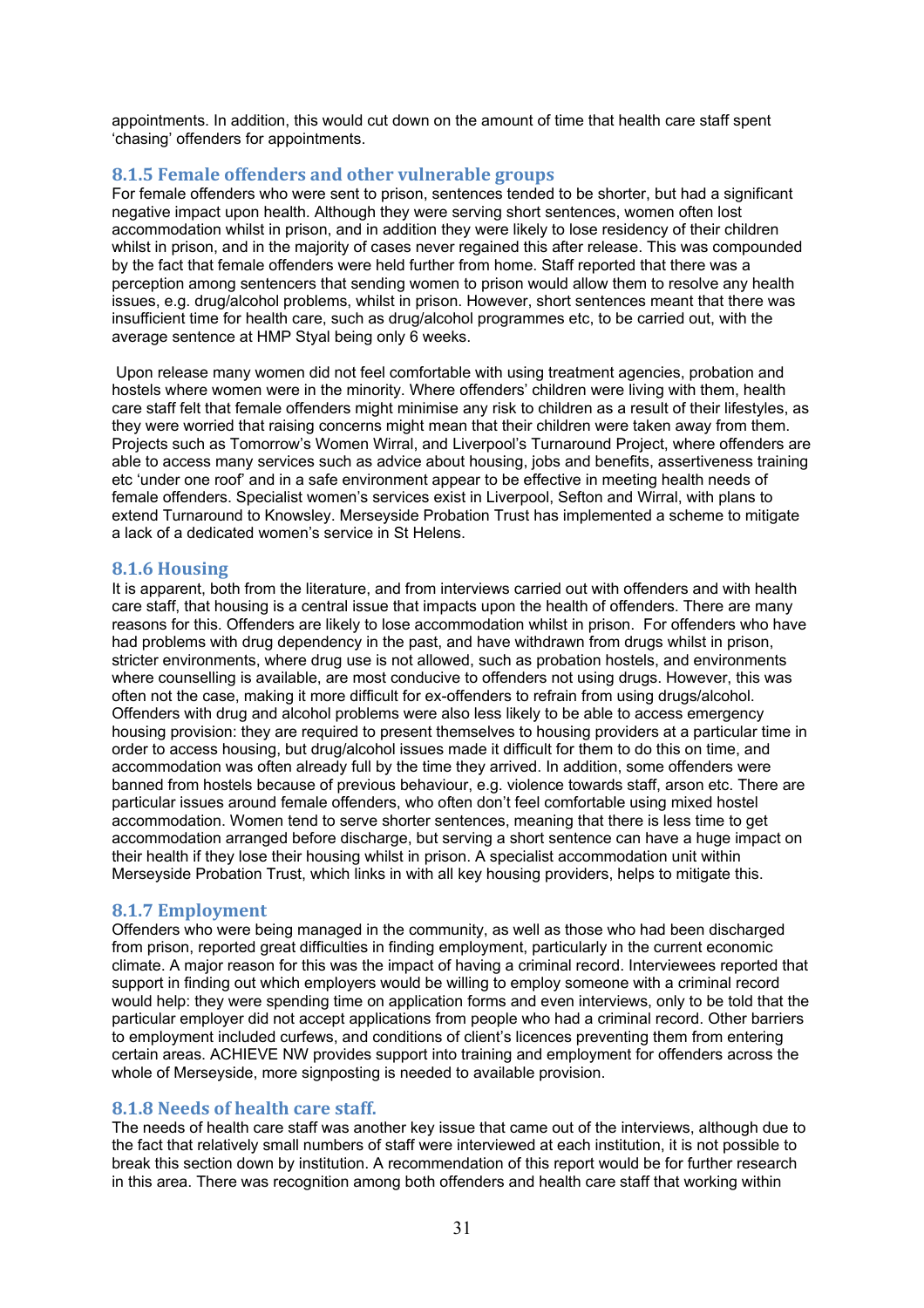appointments. In addition, this would cut down on the amount of time that health care staff spent 'chasing' offenders for appointments.

### 8.1.5 Female offenders and other vulnerable groups

For female offenders who were sent to prison, sentences tended to be shorter, but had a significant negative impact upon health. Although they were serving short sentences, women often lost accommodation whilst in prison, and in addition they were likely to lose residency of their children whilst in prison, and in the majority of cases never regained this after release. This was compounded by the fact that female offenders were held further from home. Staff reported that there was a perception among sentencers that sending women to prison would allow them to resolve any health issues, e.g. drug/alcohol problems, whilst in prison. However, short sentences meant that there was insufficient time for health care, such as drug/alcohol programmes etc, to be carried out, with the average sentence at HMP Styal being only 6 weeks.

Upon release many women did not feel comfortable with using treatment agencies, probation and hostels where women were in the minority. Where offenders' children were living with them, health care staff felt that female offenders might minimise any risk to children as a result of their lifestyles, as they were worried that raising concerns might mean that their children were taken away from them. Projects such as Tomorrow's Women Wirral, and Liverpool's Turnaround Project, where offenders are able to access many services such as advice about housing, jobs and benefits, assertiveness training etc 'under one roof' and in a safe environment appear to be effective in meeting health needs of female offenders. Specialist women's services exist in Liverpool, Sefton and Wirral, with plans to extend Turnaround to Knowsley. Merseyside Probation Trust has implemented a scheme to mitigate a lack of a dedicated women's service in St Helens.

### 8.1.6 Housing

It is apparent, both from the literature, and from interviews carried out with offenders and with health care staff, that housing is a central issue that impacts upon the health of offenders. There are many reasons for this. Offenders are likely to lose accommodation whilst in prison. For offenders who have had problems with drug dependency in the past, and have withdrawn from drugs whilst in prison, stricter environments, where drug use is not allowed, such as probation hostels, and environments where counselling is available, are most conducive to offenders not using drugs. However, this was often not the case, making it more difficult for ex-offenders to refrain from using drugs/alcohol. Offenders with drug and alcohol problems were also less likely to be able to access emergency housing provision: they are required to present themselves to housing providers at a particular time in order to access housing, but drug/alcohol issues made it difficult for them to do this on time, and accommodation was often already full by the time they arrived. In addition, some offenders were banned from hostels because of previous behaviour, e.g. violence towards staff, arson etc. There are particular issues around female offenders, who often don't feel comfortable using mixed hostel accommodation. Women tend to serve shorter sentences, meaning that there is less time to get accommodation arranged before discharge, but serving a short sentence can have a huge impact on their health if they lose their housing whilst in prison. A specialist accommodation unit within Merseyside Probation Trust, which links in with all key housing providers, helps to mitigate this.

### 8.1.7 Employment

Offenders who were being managed in the community, as well as those who had been discharged from prison, reported great difficulties in finding employment, particularly in the current economic climate. A major reason for this was the impact of having a criminal record. Interviewees reported that support in finding out which employers would be willing to employ someone with a criminal record would help: they were spending time on application forms and even interviews, only to be told that the particular employer did not accept applications from people who had a criminal record. Other barriers to employment included curfews, and conditions of client's licences preventing them from entering certain areas. ACHIEVE NW provides support into training and employment for offenders across the whole of Merseyside, more signposting is needed to available provision.

### 8.1.8 Needs of health care staff.

The needs of health care staff was another key issue that came out of the interviews, although due to the fact that relatively small numbers of staff were interviewed at each institution, it is not possible to break this section down by institution. A recommendation of this report would be for further research in this area. There was recognition among both offenders and health care staff that working within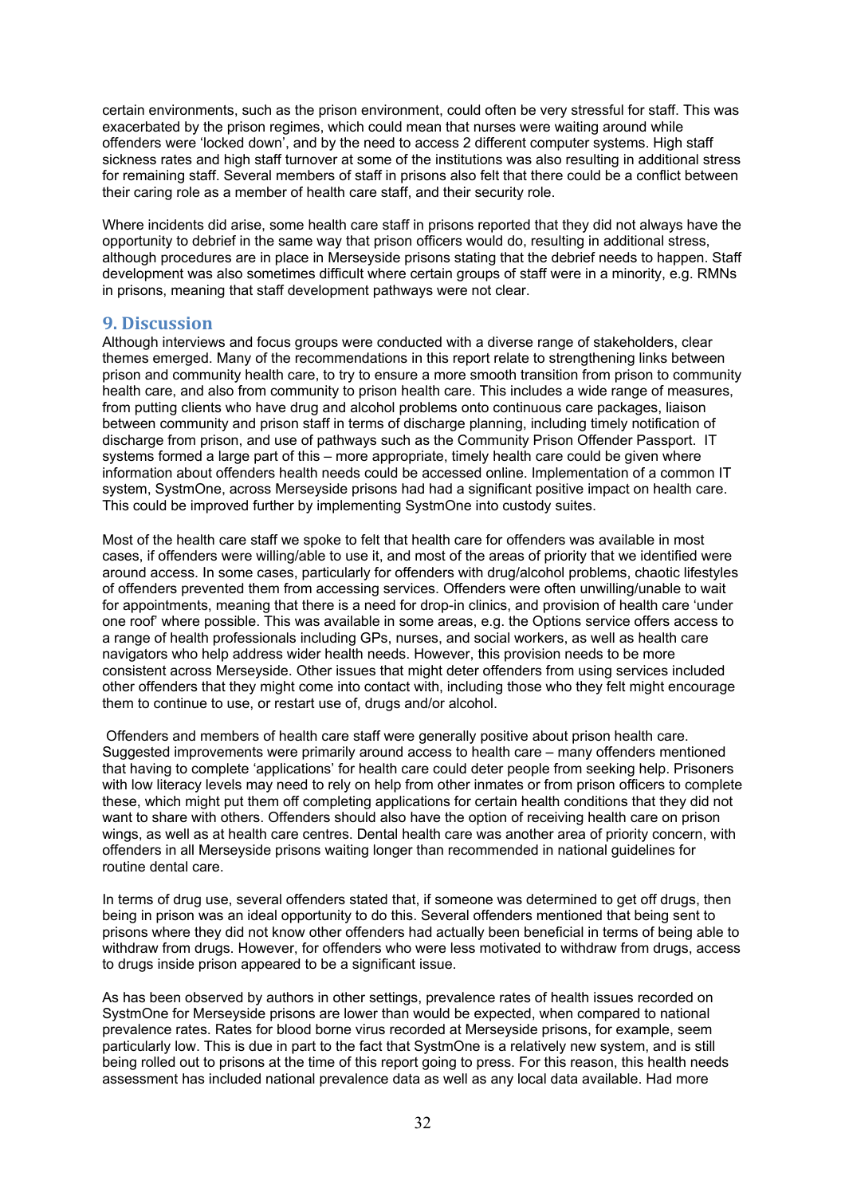certain environments, such as the prison environment, could often be very stressful for staff. This was exacerbated by the prison regimes, which could mean that nurses were waiting around while offenders were 'locked down', and by the need to access 2 different computer systems. High staff sickness rates and high staff turnover at some of the institutions was also resulting in additional stress for remaining staff. Several members of staff in prisons also felt that there could be a conflict between their caring role as a member of health care staff, and their security role.

Where incidents did arise, some health care staff in prisons reported that they did not always have the opportunity to debrief in the same way that prison officers would do, resulting in additional stress, although procedures are in place in Merseyside prisons stating that the debrief needs to happen. Staff development was also sometimes difficult where certain groups of staff were in a minority, e.g. RMNs in prisons, meaning that staff development pathways were not clear.

## 9. Discussion

Although interviews and focus groups were conducted with a diverse range of stakeholders, clear themes emerged. Many of the recommendations in this report relate to strengthening links between prison and community health care, to try to ensure a more smooth transition from prison to community health care, and also from community to prison health care. This includes a wide range of measures, from putting clients who have drug and alcohol problems onto continuous care packages, liaison between community and prison staff in terms of discharge planning, including timely notification of discharge from prison, and use of pathways such as the Community Prison Offender Passport. IT systems formed a large part of this – more appropriate, timely health care could be given where information about offenders health needs could be accessed online. Implementation of a common IT system, SystmOne, across Merseyside prisons had had a significant positive impact on health care. This could be improved further by implementing SystmOne into custody suites.

Most of the health care staff we spoke to felt that health care for offenders was available in most cases, if offenders were willing/able to use it, and most of the areas of priority that we identified were around access. In some cases, particularly for offenders with drug/alcohol problems, chaotic lifestyles of offenders prevented them from accessing services. Offenders were often unwilling/unable to wait for appointments, meaning that there is a need for drop-in clinics, and provision of health care 'under one roof' where possible. This was available in some areas, e.g. the Options service offers access to a range of health professionals including GPs, nurses, and social workers, as well as health care navigators who help address wider health needs. However, this provision needs to be more consistent across Merseyside. Other issues that might deter offenders from using services included other offenders that they might come into contact with, including those who they felt might encourage them to continue to use, or restart use of, drugs and/or alcohol.

Offenders and members of health care staff were generally positive about prison health care. Suggested improvements were primarily around access to health care – many offenders mentioned that having to complete 'applications' for health care could deter people from seeking help. Prisoners with low literacy levels may need to rely on help from other inmates or from prison officers to complete these, which might put them off completing applications for certain health conditions that they did not want to share with others. Offenders should also have the option of receiving health care on prison wings, as well as at health care centres. Dental health care was another area of priority concern, with offenders in all Merseyside prisons waiting longer than recommended in national guidelines for routine dental care.

In terms of drug use, several offenders stated that, if someone was determined to get off drugs, then being in prison was an ideal opportunity to do this. Several offenders mentioned that being sent to prisons where they did not know other offenders had actually been beneficial in terms of being able to withdraw from drugs. However, for offenders who were less motivated to withdraw from drugs, access to drugs inside prison appeared to be a significant issue.

As has been observed by authors in other settings, prevalence rates of health issues recorded on SystmOne for Merseyside prisons are lower than would be expected, when compared to national prevalence rates. Rates for blood borne virus recorded at Merseyside prisons, for example, seem particularly low. This is due in part to the fact that SystmOne is a relatively new system, and is still being rolled out to prisons at the time of this report going to press. For this reason, this health needs assessment has included national prevalence data as well as any local data available. Had more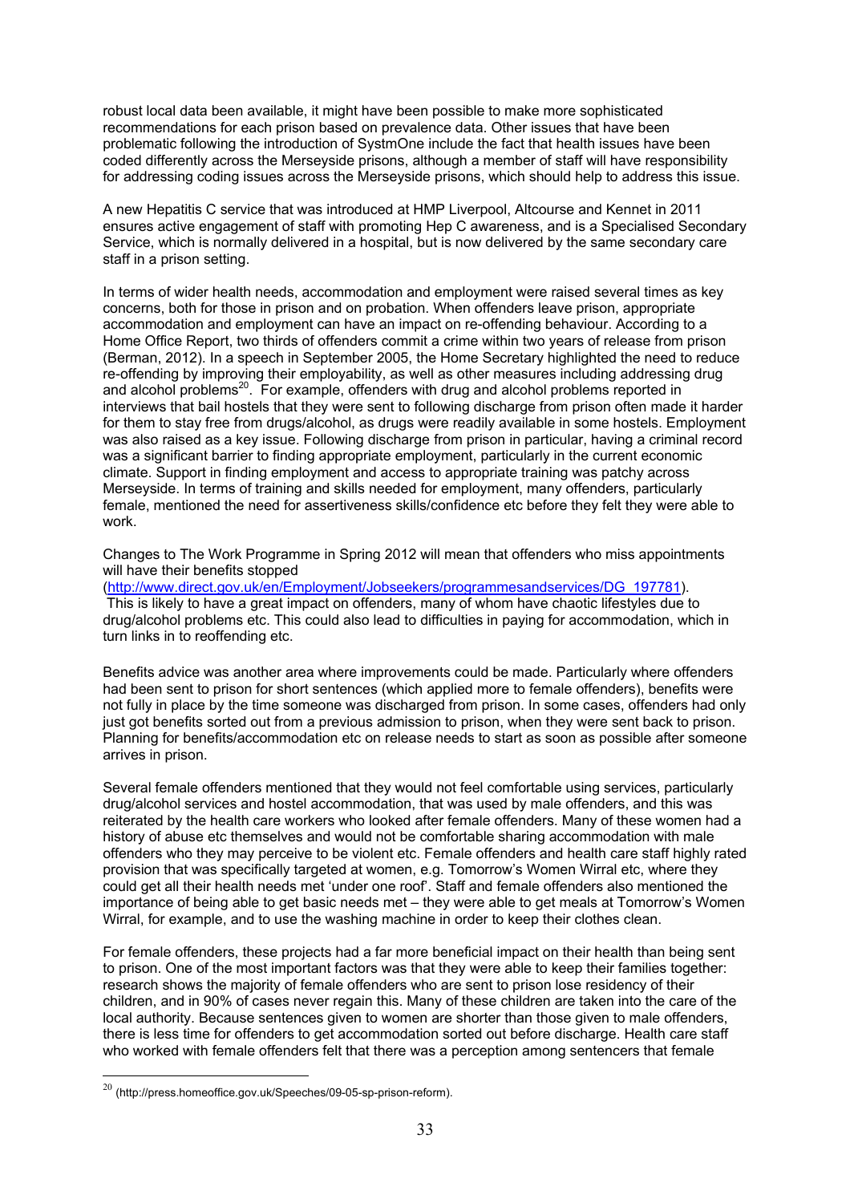robust local data been available, it might have been possible to make more sophisticated recommendations for each prison based on prevalence data. Other issues that have been problematic following the introduction of SystmOne include the fact that health issues have been coded differently across the Merseyside prisons, although a member of staff will have responsibility for addressing coding issues across the Merseyside prisons, which should help to address this issue.

A new Hepatitis C service that was introduced at HMP Liverpool, Altcourse and Kennet in 2011 ensures active engagement of staff with promoting Hep C awareness, and is a Specialised Secondary Service, which is normally delivered in a hospital, but is now delivered by the same secondary care staff in a prison setting.

In terms of wider health needs, accommodation and employment were raised several times as key concerns, both for those in prison and on probation. When offenders leave prison, appropriate accommodation and employment can have an impact on re-offending behaviour. According to a Home Office Report, two thirds of offenders commit a crime within two years of release from prison (Berman, 2012). In a speech in September 2005, the Home Secretary highlighted the need to reduce re-offending by improving their employability, as well as other measures including addressing drug and alcohol problems[20]. For example, offenders with drug and alcohol problems reported in interviews that bail hostels that they were sent to following discharge from prison often made it harder for them to stay free from drugs/alcohol, as drugs were readily available in some hostels. Employment was also raised as a key issue. Following discharge from prison in particular, having a criminal record was a significant barrier to finding appropriate employment, particularly in the current economic climate. Support in finding employment and access to appropriate training was patchy across Merseyside. In terms of training and skills needed for employment, many offenders, particularly female, mentioned the need for assertiveness skills/confidence etc before they felt they were able to work.

Changes to The Work Programme in Spring 2012 will mean that offenders who miss appointments will have their benefits stopped (http://www.direct.gov.uk/en/Employment/Jobseekers/programmesandservices/DG_197781). This is likely to have a great impact on offenders, many of whom have chaotic lifestyles due to drug/alcohol problems etc. This could also lead to difficulties in paying for accommodation, which in turn links in to reoffending etc.

Benefits advice was another area where improvements could be made. Particularly where offenders had been sent to prison for short sentences (which applied more to female offenders), benefits were not fully in place by the time someone was discharged from prison. In some cases, offenders had only just got benefits sorted out from a previous admission to prison, when they were sent back to prison. Planning for benefits/accommodation etc on release needs to start as soon as possible after someone arrives in prison.

Several female offenders mentioned that they would not feel comfortable using services, particularly drug/alcohol services and hostel accommodation, that was used by male offenders, and this was reiterated by the health care workers who looked after female offenders. Many of these women had a history of abuse etc themselves and would not be comfortable sharing accommodation with male offenders who they may perceive to be violent etc. Female offenders and health care staff highly rated provision that was specifically targeted at women, e.g. Tomorrow's Women Wirral etc, where they could get all their health needs met 'under one roof'. Staff and female offenders also mentioned the importance of being able to get basic needs met – they were able to get meals at Tomorrow's Women Wirral, for example, and to use the washing machine in order to keep their clothes clean.

For female offenders, these projects had a far more beneficial impact on their health than being sent to prison. One of the most important factors was that they were able to keep their families together: research shows the majority of female offenders who are sent to prison lose residency of their children, and in 90% of cases never regain this. Many of these children are taken into the care of the local authority. Because sentences given to women are shorter than those given to male offenders, there is less time for offenders to get accommodation sorted out before discharge. Health care staff who worked with female offenders felt that there was a perception among sentencers that female

[20] (http://press.homeoffice.gov.uk/Speeches/09-05-sp-prison-reform).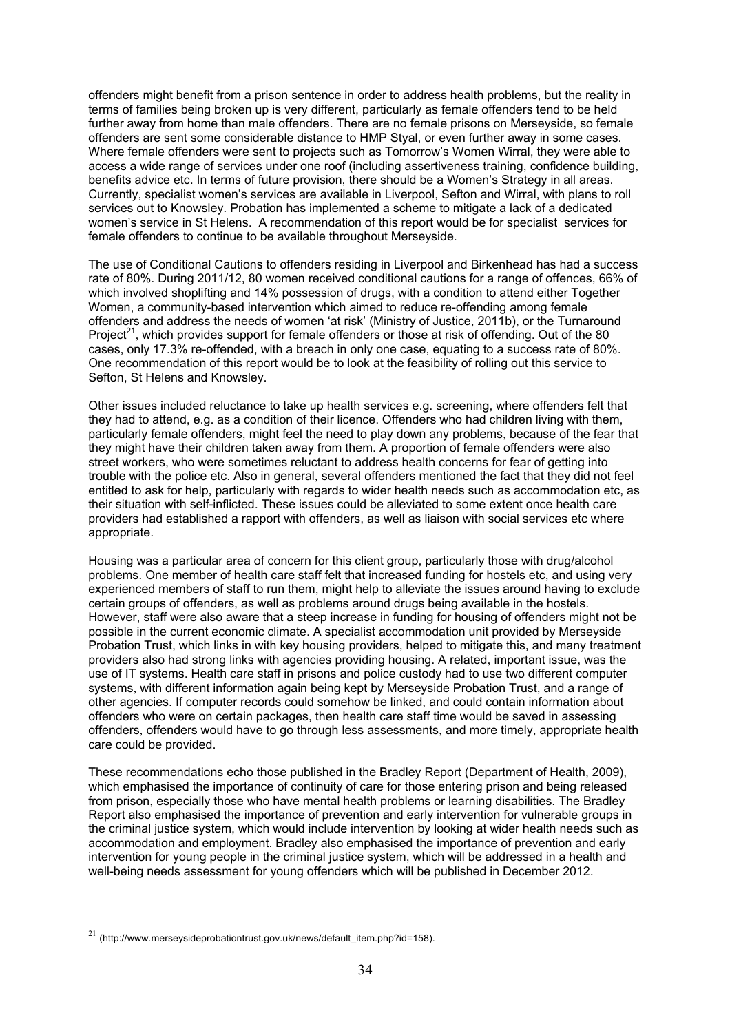offenders might benefit from a prison sentence in order to address health problems, but the reality in terms of families being broken up is very different, particularly as female offenders tend to be held further away from home than male offenders. There are no female prisons on Merseyside, so female offenders are sent some considerable distance to HMP Styal, or even further away in some cases. Where female offenders were sent to projects such as Tomorrow's Women Wirral, they were able to access a wide range of services under one roof (including assertiveness training, confidence building, benefits advice etc. In terms of future provision, there should be a Women's Strategy in all areas. Currently, specialist women's services are available in Liverpool, Sefton and Wirral, with plans to roll services out to Knowsley. Probation has implemented a scheme to mitigate a lack of a dedicated women's service in St Helens. A recommendation of this report would be for specialist services for female offenders to continue to be available throughout Merseyside.

The use of Conditional Cautions to offenders residing in Liverpool and Birkenhead has had a success rate of 80%. During 2011/12, 80 women received conditional cautions for a range of offences, 66% of which involved shoplifting and 14% possession of drugs, with a condition to attend either Together Women, a community-based intervention which aimed to reduce re-offending among female offenders and address the needs of women 'at risk' (Ministry of Justice, 2011b), or the Turnaround Project[21], which provides support for female offenders or those at risk of offending. Out of the 80 cases, only 17.3% re-offended, with a breach in only one case, equating to a success rate of 80%. One recommendation of this report would be to look at the feasibility of rolling out this service to Sefton, St Helens and Knowsley.

Other issues included reluctance to take up health services e.g. screening, where offenders felt that they had to attend, e.g. as a condition of their licence. Offenders who had children living with them, particularly female offenders, might feel the need to play down any problems, because of the fear that they might have their children taken away from them. A proportion of female offenders were also street workers, who were sometimes reluctant to address health concerns for fear of getting into trouble with the police etc. Also in general, several offenders mentioned the fact that they did not feel entitled to ask for help, particularly with regards to wider health needs such as accommodation etc, as their situation with self-inflicted. These issues could be alleviated to some extent once health care providers had established a rapport with offenders, as well as liaison with social services etc where appropriate.

Housing was a particular area of concern for this client group, particularly those with drug/alcohol problems. One member of health care staff felt that increased funding for hostels etc, and using very experienced members of staff to run them, might help to alleviate the issues around having to exclude certain groups of offenders, as well as problems around drugs being available in the hostels. However, staff were also aware that a steep increase in funding for housing of offenders might not be possible in the current economic climate. A specialist accommodation unit provided by Merseyside Probation Trust, which links in with key housing providers, helped to mitigate this, and many treatment providers also had strong links with agencies providing housing. A related, important issue, was the use of IT systems. Health care staff in prisons and police custody had to use two different computer systems, with different information again being kept by Merseyside Probation Trust, and a range of other agencies. If computer records could somehow be linked, and could contain information about offenders who were on certain packages, then health care staff time would be saved in assessing offenders, offenders would have to go through less assessments, and more timely, appropriate health care could be provided.

These recommendations echo those published in the Bradley Report (Department of Health, 2009), which emphasised the importance of continuity of care for those entering prison and being released from prison, especially those who have mental health problems or learning disabilities. The Bradley Report also emphasised the importance of prevention and early intervention for vulnerable groups in the criminal justice system, which would include intervention by looking at wider health needs such as accommodation and employment. Bradley also emphasised the importance of prevention and early intervention for young people in the criminal justice system, which will be addressed in a health and well-being needs assessment for young offenders which will be published in December 2012.

---

[21] (http://www.merseysideprobationtrust.gov.uk/news/default_item.php?id=158).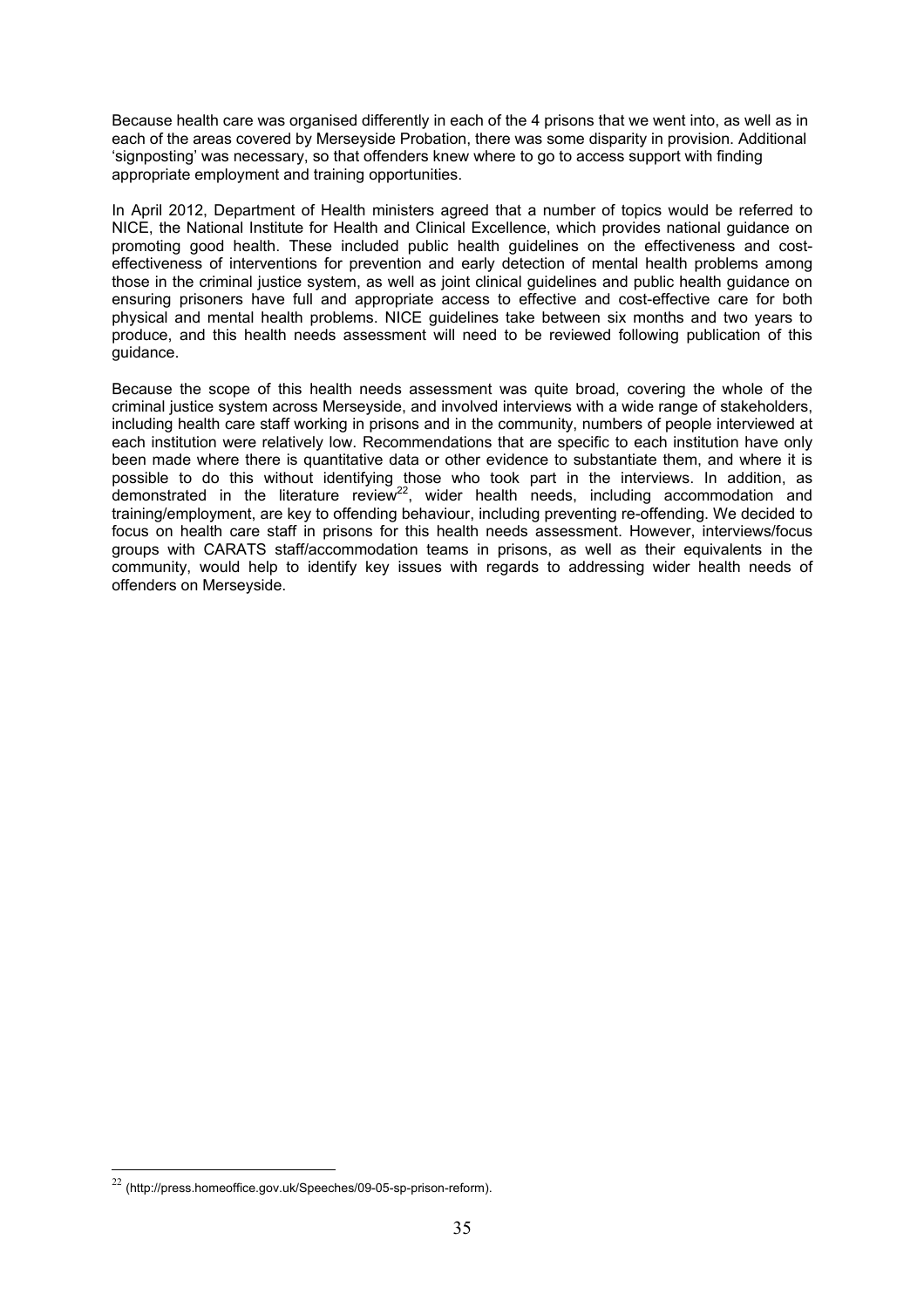Because health care was organised differently in each of the 4 prisons that we went into, as well as in each of the areas covered by Merseyside Probation, there was some disparity in provision. Additional 'signposting' was necessary, so that offenders knew where to go to access support with finding appropriate employment and training opportunities.

In April 2012, Department of Health ministers agreed that a number of topics would be referred to NICE, the National Institute for Health and Clinical Excellence, which provides national guidance on promoting good health. These included public health guidelines on the effectiveness and cost-effectiveness of interventions for prevention and early detection of mental health problems among those in the criminal justice system, as well as joint clinical guidelines and public health guidance on ensuring prisoners have full and appropriate access to effective and cost-effective care for both physical and mental health problems. NICE guidelines take between six months and two years to produce, and this health needs assessment will need to be reviewed following publication of this guidance.

Because the scope of this health needs assessment was quite broad, covering the whole of the criminal justice system across Merseyside, and involved interviews with a wide range of stakeholders, including health care staff working in prisons and in the community, numbers of people interviewed at each institution were relatively low. Recommendations that are specific to each institution have only been made where there is quantitative data or other evidence to substantiate them, and where it is possible to do this without identifying those who took part in the interviews. In addition, as demonstrated in the literature review[22], wider health needs, including accommodation and training/employment, are key to offending behaviour, including preventing re-offending. We decided to focus on health care staff in prisons for this health needs assessment. However, interviews/focus groups with CARATS staff/accommodation teams in prisons, as well as their equivalents in the community, would help to identify key issues with regards to addressing wider health needs of offenders on Merseyside.

---

[22] (http://press.homeoffice.gov.uk/Speeches/09-05-sp-prison-reform).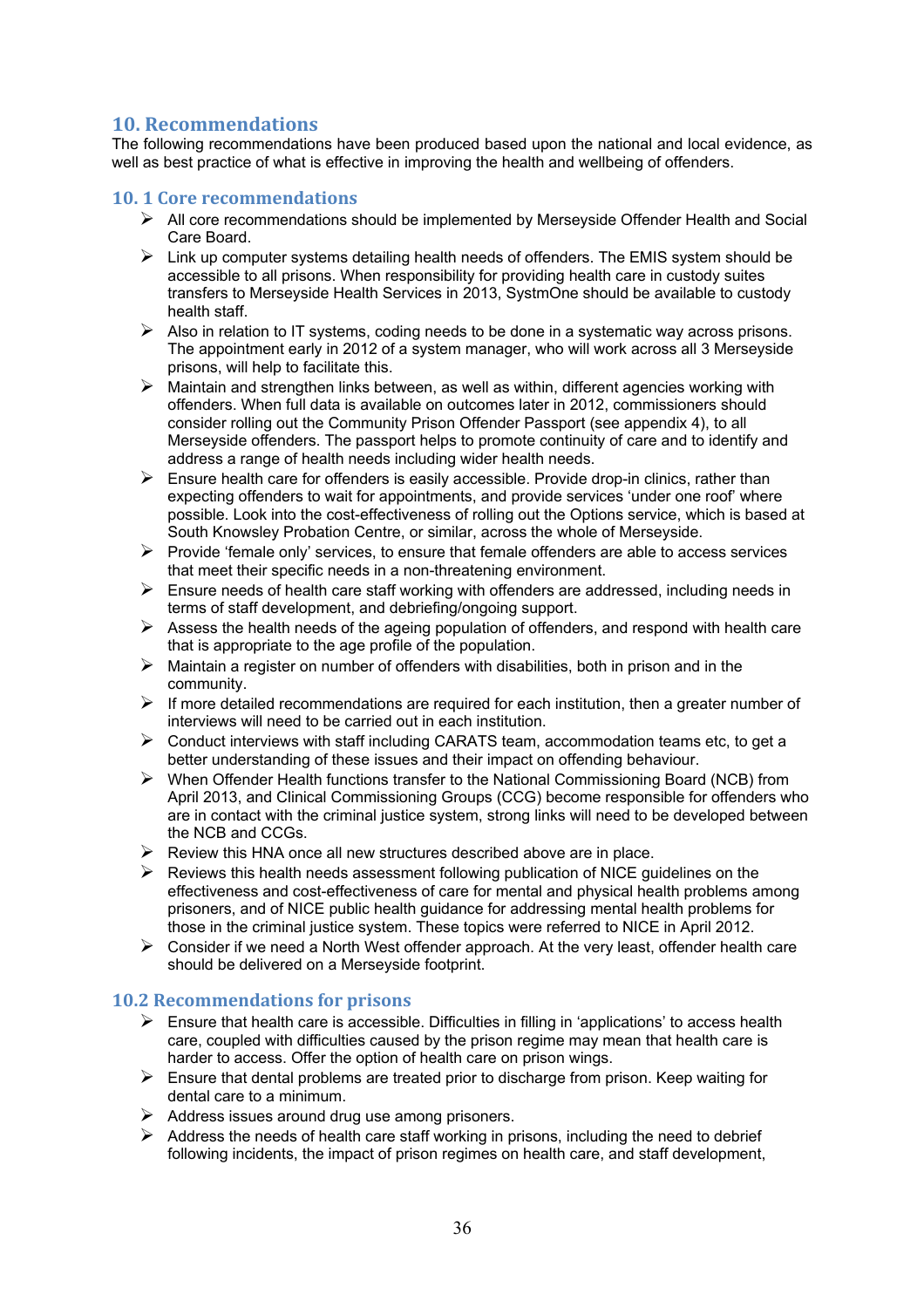## 10. Recommendations

The following recommendations have been produced based upon the national and local evidence, as well as best practice of what is effective in improving the health and wellbeing of offenders.

### 10. 1 Core recommendations

- All core recommendations should be implemented by Merseyside Offender Health and Social Care Board.
- Link up computer systems detailing health needs of offenders. The EMIS system should be accessible to all prisons. When responsibility for providing health care in custody suites transfers to Merseyside Health Services in 2013, SystmOne should be available to custody health staff.
- Also in relation to IT systems, coding needs to be done in a systematic way across prisons. The appointment early in 2012 of a system manager, who will work across all 3 Merseyside prisons, will help to facilitate this.
- Maintain and strengthen links between, as well as within, different agencies working with offenders. When full data is available on outcomes later in 2012, commissioners should consider rolling out the Community Prison Offender Passport (see appendix 4), to all Merseyside offenders. The passport helps to promote continuity of care and to identify and address a range of health needs including wider health needs.
- Ensure health care for offenders is easily accessible. Provide drop-in clinics, rather than expecting offenders to wait for appointments, and provide services 'under one roof' where possible. Look into the cost-effectiveness of rolling out the Options service, which is based at South Knowsley Probation Centre, or similar, across the whole of Merseyside.
- Provide 'female only' services, to ensure that female offenders are able to access services that meet their specific needs in a non-threatening environment.
- Ensure needs of health care staff working with offenders are addressed, including needs in terms of staff development, and debriefing/ongoing support.
- Assess the health needs of the ageing population of offenders, and respond with health care that is appropriate to the age profile of the population.
- Maintain a register on number of offenders with disabilities, both in prison and in the community.
- If more detailed recommendations are required for each institution, then a greater number of interviews will need to be carried out in each institution.
- Conduct interviews with staff including CARATS team, accommodation teams etc, to get a better understanding of these issues and their impact on offending behaviour.
- When Offender Health functions transfer to the National Commissioning Board (NCB) from April 2013, and Clinical Commissioning Groups (CCG) become responsible for offenders who are in contact with the criminal justice system, strong links will need to be developed between the NCB and CCGs.
- Review this HNA once all new structures described above are in place.
- Reviews this health needs assessment following publication of NICE guidelines on the effectiveness and cost-effectiveness of care for mental and physical health problems among prisoners, and of NICE public health guidance for addressing mental health problems for those in the criminal justice system. These topics were referred to NICE in April 2012.
- Consider if we need a North West offender approach. At the very least, offender health care should be delivered on a Merseyside footprint.

### 10.2 Recommendations for prisons

- Ensure that health care is accessible. Difficulties in filling in 'applications' to access health care, coupled with difficulties caused by the prison regime may mean that health care is harder to access. Offer the option of health care on prison wings.
- Ensure that dental problems are treated prior to discharge from prison. Keep waiting for dental care to a minimum.
- Address issues around drug use among prisoners.
- Address the needs of health care staff working in prisons, including the need to debrief following incidents, the impact of prison regimes on health care, and staff development,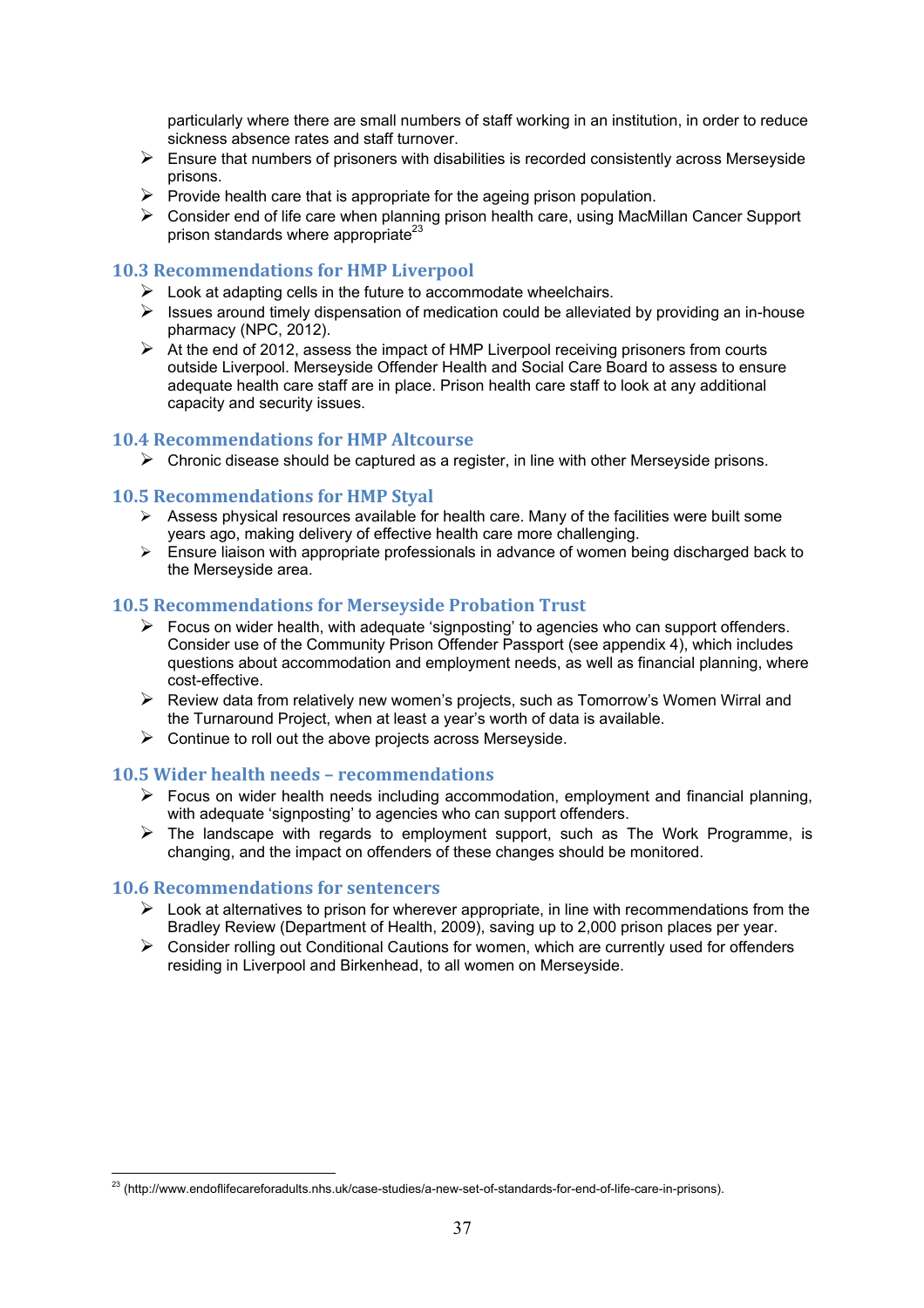particularly where there are small numbers of staff working in an institution, in order to reduce sickness absence rates and staff turnover.

- Ensure that numbers of prisoners with disabilities is recorded consistently across Merseyside prisons.
- Provide health care that is appropriate for the ageing prison population.
- Consider end of life care when planning prison health care, using MacMillan Cancer Support prison standards where appropriate[23]

### 10.3 Recommendations for HMP Liverpool

- Look at adapting cells in the future to accommodate wheelchairs.
- Issues around timely dispensation of medication could be alleviated by providing an in-house pharmacy (NPC, 2012).
- At the end of 2012, assess the impact of HMP Liverpool receiving prisoners from courts outside Liverpool. Merseyside Offender Health and Social Care Board to assess to ensure adequate health care staff are in place. Prison health care staff to look at any additional capacity and security issues.

### 10.4 Recommendations for HMP Altcourse

- Chronic disease should be captured as a register, in line with other Merseyside prisons.

### 10.5 Recommendations for HMP Styal

- Assess physical resources available for health care. Many of the facilities were built some years ago, making delivery of effective health care more challenging.
- Ensure liaison with appropriate professionals in advance of women being discharged back to the Merseyside area.

### 10.5 Recommendations for Merseyside Probation Trust

- Focus on wider health, with adequate 'signposting' to agencies who can support offenders. Consider use of the Community Prison Offender Passport (see appendix 4), which includes questions about accommodation and employment needs, as well as financial planning, where cost-effective.
- Review data from relatively new women's projects, such as Tomorrow's Women Wirral and the Turnaround Project, when at least a year's worth of data is available.
- Continue to roll out the above projects across Merseyside.

### 10.5 Wider health needs – recommendations

- Focus on wider health needs including accommodation, employment and financial planning, with adequate 'signposting' to agencies who can support offenders.
- The landscape with regards to employment support, such as The Work Programme, is changing, and the impact on offenders of these changes should be monitored.

### 10.6 Recommendations for sentencers

- Look at alternatives to prison for wherever appropriate, in line with recommendations from the Bradley Review (Department of Health, 2009), saving up to 2,000 prison places per year.
- Consider rolling out Conditional Cautions for women, which are currently used for offenders residing in Liverpool and Birkenhead, to all women on Merseyside.

---

[23] (http://www.endoflifecareforadults.nhs.uk/case-studies/a-new-set-of-standards-for-end-of-life-care-in-prisons).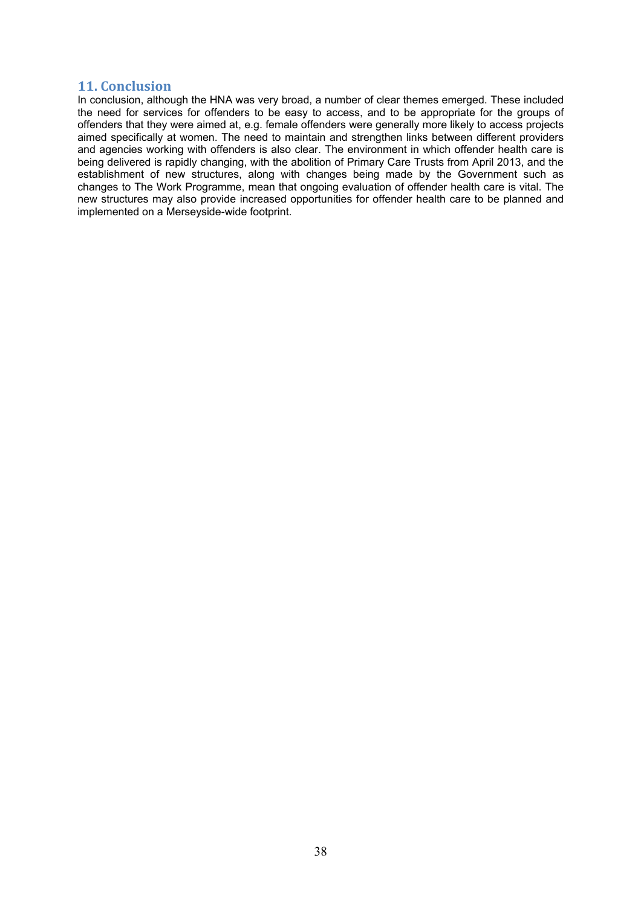## 11. Conclusion

In conclusion, although the HNA was very broad, a number of clear themes emerged. These included the need for services for offenders to be easy to access, and to be appropriate for the groups of offenders that they were aimed at, e.g. female offenders were generally more likely to access projects aimed specifically at women. The need to maintain and strengthen links between different providers and agencies working with offenders is also clear. The environment in which offender health care is being delivered is rapidly changing, with the abolition of Primary Care Trusts from April 2013, and the establishment of new structures, along with changes being made by the Government such as changes to The Work Programme, mean that ongoing evaluation of offender health care is vital. The new structures may also provide increased opportunities for offender health care to be planned and implemented on a Merseyside-wide footprint.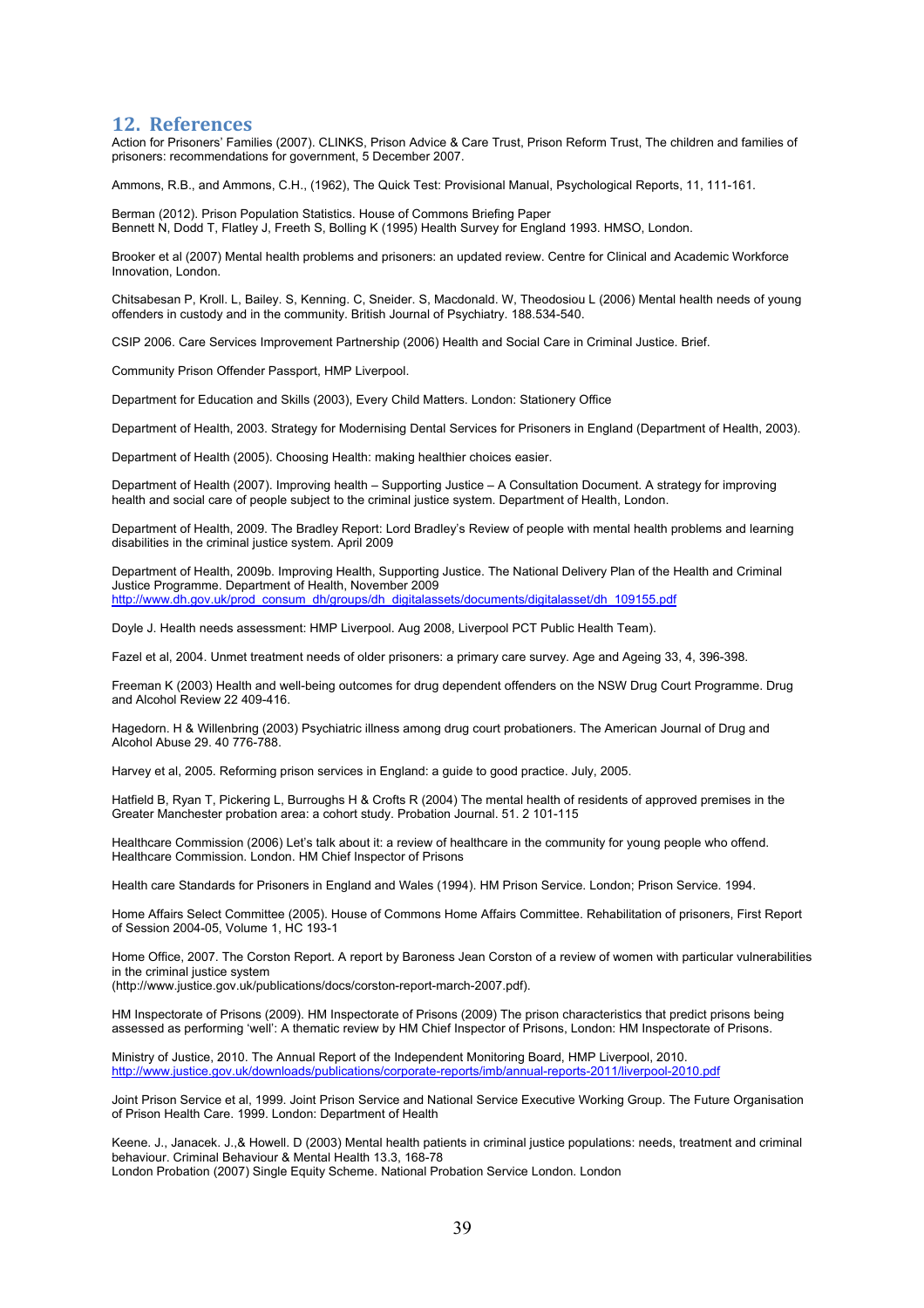## 12. References

Action for Prisoners' Families (2007). CLINKS, Prison Advice & Care Trust, Prison Reform Trust, The children and families of prisoners: recommendations for government, 5 December 2007.

Ammons, R.B., and Ammons, C.H., (1962), The Quick Test: Provisional Manual, Psychological Reports, 11, 111-161.

Berman (2012). Prison Population Statistics. House of Commons Briefing Paper
Bennett N, Dodd T, Flatley J, Freeth S, Bolling K (1995) Health Survey for England 1993. HMSO, London.

Brooker et al (2007) Mental health problems and prisoners: an updated review. Centre for Clinical and Academic Workforce Innovation, London.

Chitsabesan P, Kroll. L, Bailey. S, Kenning. C, Sneider. S, Macdonald. W, Theodosiou L (2006) Mental health needs of young offenders in custody and in the community. British Journal of Psychiatry. 188.534-540.

CSIP 2006. Care Services Improvement Partnership (2006) Health and Social Care in Criminal Justice. Brief.

Community Prison Offender Passport, HMP Liverpool.

Department for Education and Skills (2003), Every Child Matters. London: Stationery Office

Department of Health, 2003. Strategy for Modernising Dental Services for Prisoners in England (Department of Health, 2003).

Department of Health (2005). Choosing Health: making healthier choices easier.

Department of Health (2007). Improving health – Supporting Justice – A Consultation Document. A strategy for improving health and social care of people subject to the criminal justice system. Department of Health, London.

Department of Health, 2009. The Bradley Report: Lord Bradley's Review of people with mental health problems and learning disabilities in the criminal justice system. April 2009

Department of Health, 2009b. Improving Health, Supporting Justice. The National Delivery Plan of the Health and Criminal Justice Programme. Department of Health, November 2009
http://www.dh.gov.uk/prod_consum_dh/groups/dh_digitalassets/documents/digitalasset/dh_109155.pdf

Doyle J. Health needs assessment: HMP Liverpool. Aug 2008, Liverpool PCT Public Health Team).

Fazel et al, 2004. Unmet treatment needs of older prisoners: a primary care survey. Age and Ageing 33, 4, 396-398.

Freeman K (2003) Health and well-being outcomes for drug dependent offenders on the NSW Drug Court Programme. Drug and Alcohol Review 22 409-416.

Hagedorn. H & Willenbring (2003) Psychiatric illness among drug court probationers. The American Journal of Drug and Alcohol Abuse 29. 40 776-788.

Harvey et al, 2005. Reforming prison services in England: a guide to good practice. July, 2005.

Hatfield B, Ryan T, Pickering L, Burroughs H & Crofts R (2004) The mental health of residents of approved premises in the Greater Manchester probation area: a cohort study. Probation Journal. 51. 2 101-115

Healthcare Commission (2006) Let's talk about it: a review of healthcare in the community for young people who offend. Healthcare Commission. London. HM Chief Inspector of Prisons

Health care Standards for Prisoners in England and Wales (1994). HM Prison Service. London; Prison Service. 1994.

Home Affairs Select Committee (2005). House of Commons Home Affairs Committee. Rehabilitation of prisoners, First Report of Session 2004-05, Volume 1, HC 193-1

Home Office, 2007. The Corston Report. A report by Baroness Jean Corston of a review of women with particular vulnerabilities in the criminal justice system
(http://www.justice.gov.uk/publications/docs/corston-report-march-2007.pdf).

HM Inspectorate of Prisons (2009). HM Inspectorate of Prisons (2009) The prison characteristics that predict prisons being assessed as performing 'well': A thematic review by HM Chief Inspector of Prisons, London: HM Inspectorate of Prisons.

Ministry of Justice, 2010. The Annual Report of the Independent Monitoring Board, HMP Liverpool, 2010.
http://www.justice.gov.uk/downloads/publications/corporate-reports/imb/annual-reports-2011/liverpool-2010.pdf

Joint Prison Service et al, 1999. Joint Prison Service and National Service Executive Working Group. The Future Organisation of Prison Health Care. 1999. London: Department of Health

Keene. J., Janacek. J.,& Howell. D (2003) Mental health patients in criminal justice populations: needs, treatment and criminal behaviour. Criminal Behaviour & Mental Health 13.3, 168-78
London Probation (2007) Single Equity Scheme. National Probation Service London. London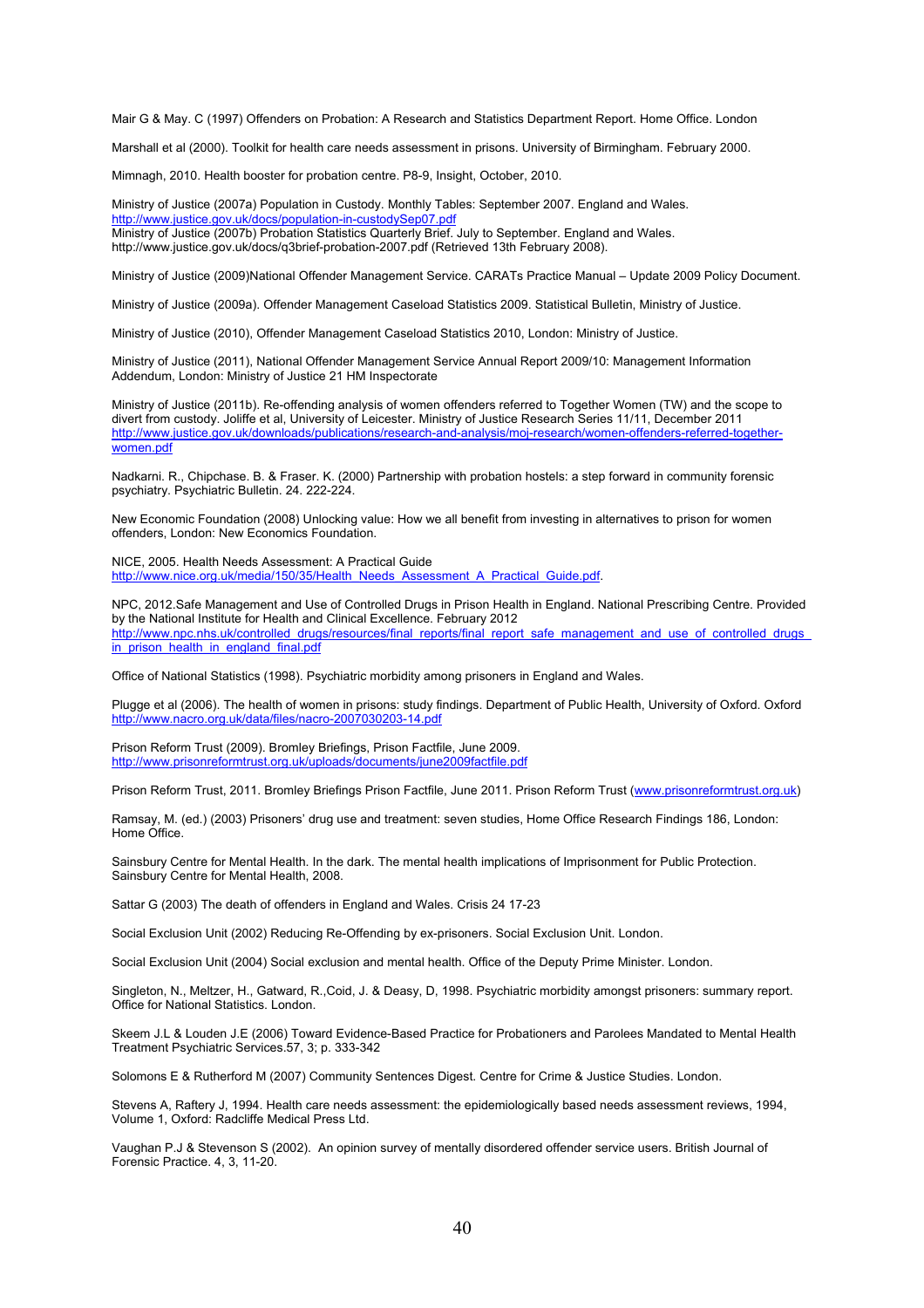Mair G & May. C (1997) Offenders on Probation: A Research and Statistics Department Report. Home Office. London

Marshall et al (2000). Toolkit for health care needs assessment in prisons. University of Birmingham. February 2000.

Mimnagh, 2010. Health booster for probation centre. P8-9, Insight, October, 2010.

Ministry of Justice (2007a) Population in Custody. Monthly Tables: September 2007. England and Wales. http://www.justice.gov.uk/docs/population-in-custodySep07.pdf
Ministry of Justice (2007b) Probation Statistics Quarterly Brief. July to September. England and Wales. http://www.justice.gov.uk/docs/q3brief-probation-2007.pdf (Retrieved 13th February 2008).

Ministry of Justice (2009)National Offender Management Service. CARATs Practice Manual – Update 2009 Policy Document.

Ministry of Justice (2009a). Offender Management Caseload Statistics 2009. Statistical Bulletin, Ministry of Justice.

Ministry of Justice (2010), Offender Management Caseload Statistics 2010, London: Ministry of Justice.

Ministry of Justice (2011), National Offender Management Service Annual Report 2009/10: Management Information Addendum, London: Ministry of Justice 21 HM Inspectorate

Ministry of Justice (2011b). Re-offending analysis of women offenders referred to Together Women (TW) and the scope to divert from custody. Joliffe et al, University of Leicester. Ministry of Justice Research Series 11/11, December 2011 http://www.justice.gov.uk/downloads/publications/research-and-analysis/moj-research/women-offenders-referred-together-women.pdf

Nadkarni. R., Chipchase. B. & Fraser. K. (2000) Partnership with probation hostels: a step forward in community forensic psychiatry. Psychiatric Bulletin. 24. 222-224.

New Economic Foundation (2008) Unlocking value: How we all benefit from investing in alternatives to prison for women offenders, London: New Economics Foundation.

NICE, 2005. Health Needs Assessment: A Practical Guide http://www.nice.org.uk/media/150/35/Health_Needs_Assessment_A_Practical_Guide.pdf.

NPC, 2012.Safe Management and Use of Controlled Drugs in Prison Health in England. National Prescribing Centre. Provided by the National Institute for Health and Clinical Excellence. February 2012 http://www.npc.nhs.uk/controlled_drugs/resources/final_reports/final_report_safe_management_and_use_of_controlled_drugs_in_prison_health_in_england_final.pdf

Office of National Statistics (1998). Psychiatric morbidity among prisoners in England and Wales.

Plugge et al (2006). The health of women in prisons: study findings. Department of Public Health, University of Oxford. Oxford http://www.nacro.org.uk/data/files/nacro-2007030203-14.pdf

Prison Reform Trust (2009). Bromley Briefings, Prison Factfile, June 2009. http://www.prisonreformtrust.org.uk/uploads/documents/june2009factfile.pdf

Prison Reform Trust, 2011. Bromley Briefings Prison Factfile, June 2011. Prison Reform Trust (www.prisonreformtrust.org.uk)

Ramsay, M. (ed.) (2003) Prisoners' drug use and treatment: seven studies, Home Office Research Findings 186, London: Home Office.

Sainsbury Centre for Mental Health. In the dark. The mental health implications of Imprisonment for Public Protection. Sainsbury Centre for Mental Health, 2008.

Sattar G (2003) The death of offenders in England and Wales. Crisis 24 17-23

Social Exclusion Unit (2002) Reducing Re-Offending by ex-prisoners. Social Exclusion Unit. London.

Social Exclusion Unit (2004) Social exclusion and mental health. Office of the Deputy Prime Minister. London.

Singleton, N., Meltzer, H., Gatward, R.,Coid, J. & Deasy, D, 1998. Psychiatric morbidity amongst prisoners: summary report. Office for National Statistics. London.

Skeem J.L & Louden J.E (2006) Toward Evidence-Based Practice for Probationers and Parolees Mandated to Mental Health Treatment Psychiatric Services.57, 3; p. 333-342

Solomons E & Rutherford M (2007) Community Sentences Digest. Centre for Crime & Justice Studies. London.

Stevens A, Raftery J, 1994. Health care needs assessment: the epidemiologically based needs assessment reviews, 1994, Volume 1, Oxford: Radcliffe Medical Press Ltd.

Vaughan P.J & Stevenson S (2002). An opinion survey of mentally disordered offender service users. British Journal of Forensic Practice. 4, 3, 11-20.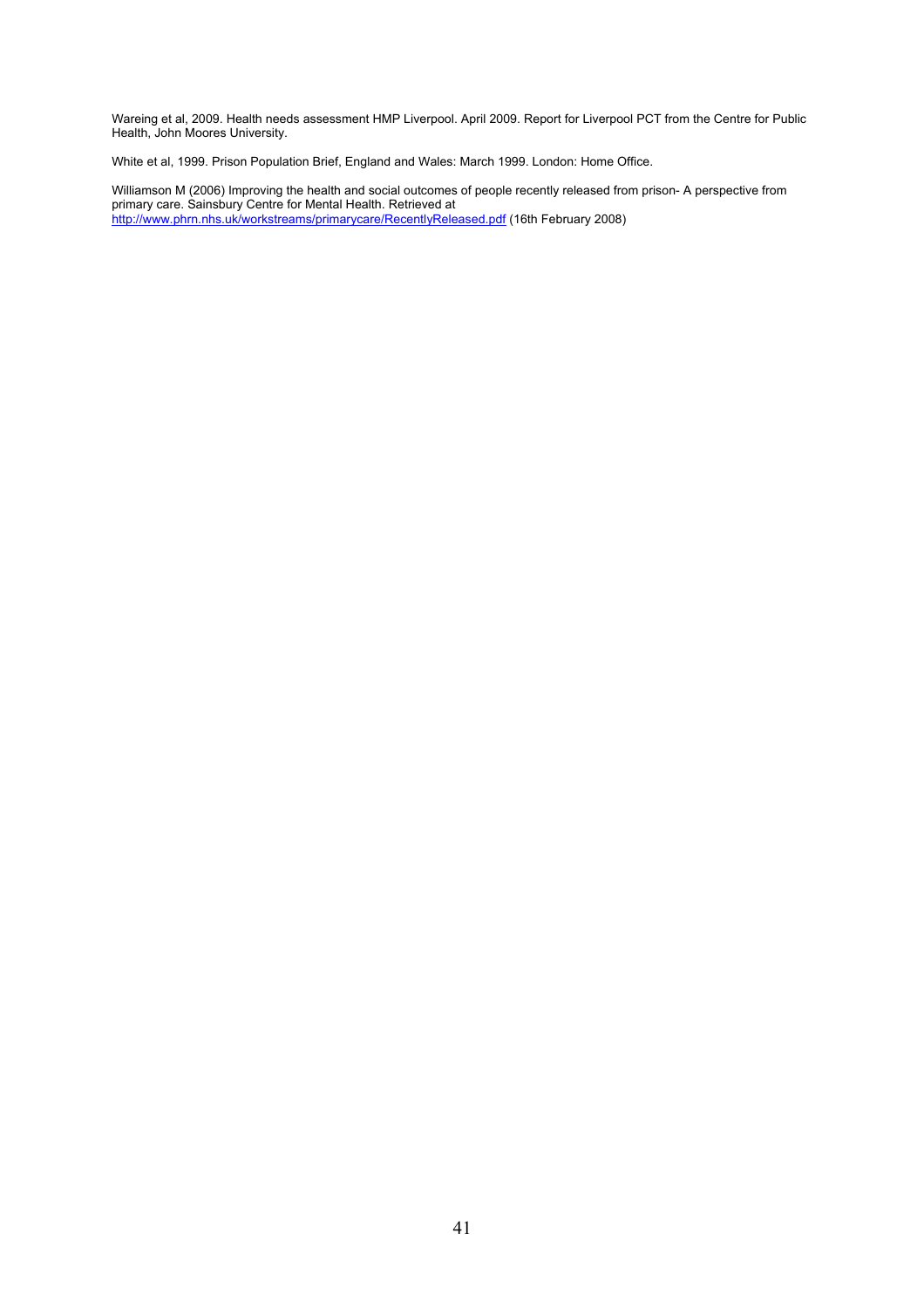Wareing et al, 2009. Health needs assessment HMP Liverpool. April 2009. Report for Liverpool PCT from the Centre for Public Health, John Moores University.

White et al, 1999. Prison Population Brief, England and Wales: March 1999. London: Home Office.

Williamson M (2006) Improving the health and social outcomes of people recently released from prison- A perspective from primary care. Sainsbury Centre for Mental Health. Retrieved at http://www.phrn.nhs.uk/workstreams/primarycare/RecentlyReleased.pdf (16th February 2008)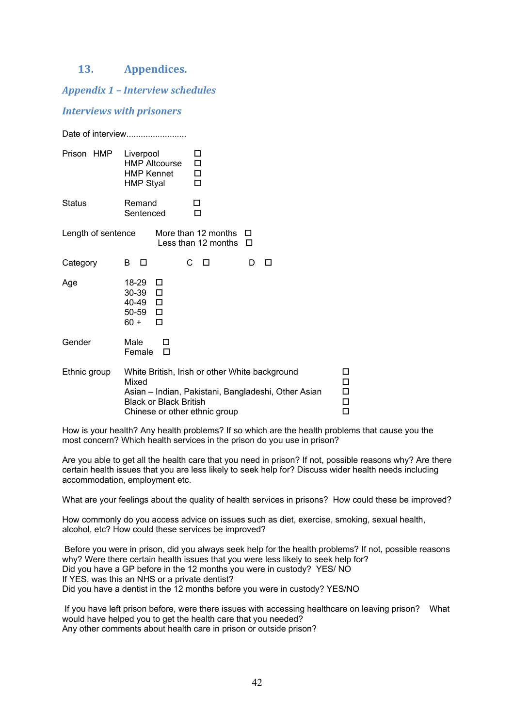# 13. Appendices.

## *Appendix 1 – Interview schedules*

### *Interviews with prisoners*

Date of interview.........................

Prison HMP Liverpool ☐
HMP Altcourse ☐
HMP Kennet ☐
HMP Styal ☐

Status Remand ☐
Sentenced ☐

Length of sentence More than 12 months ☐
Less than 12 months ☐

Category B ☐ C ☐ D ☐

Age 18-29 ☐
30-39 ☐
40-49 ☐
50-59 ☐
60 + ☐

Gender Male ☐
Female ☐

Ethnic group White British, Irish or other White background ☐
Mixed ☐
Asian – Indian, Pakistani, Bangladeshi, Other Asian ☐
Black or Black British ☐
Chinese or other ethnic group ☐

How is your health? Any health problems? If so which are the health problems that cause you the most concern? Which health services in the prison do you use in prison?

Are you able to get all the health care that you need in prison? If not, possible reasons why? Are there certain health issues that you are less likely to seek help for? Discuss wider health needs including accommodation, employment etc.

What are your feelings about the quality of health services in prisons? How could these be improved?

How commonly do you access advice on issues such as diet, exercise, smoking, sexual health, alcohol, etc? How could these services be improved?

Before you were in prison, did you always seek help for the health problems? If not, possible reasons why? Were there certain health issues that you were less likely to seek help for?
Did you have a GP before in the 12 months you were in custody? YES/ NO
If YES, was this an NHS or a private dentist?
Did you have a dentist in the 12 months before you were in custody? YES/NO

If you have left prison before, were there issues with accessing healthcare on leaving prison? What would have helped you to get the health care that you needed?
Any other comments about health care in prison or outside prison?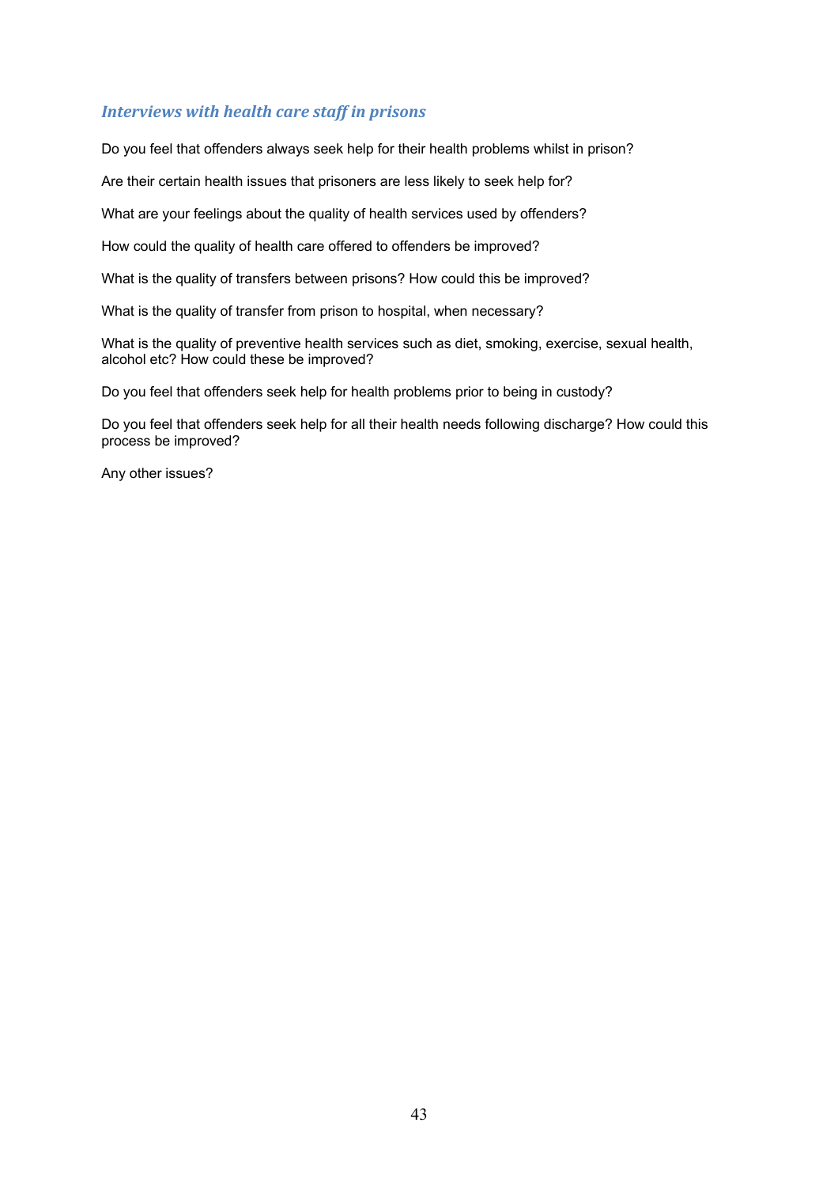### *Interviews with health care staff in prisons*

Do you feel that offenders always seek help for their health problems whilst in prison?

Are their certain health issues that prisoners are less likely to seek help for?

What are your feelings about the quality of health services used by offenders?

How could the quality of health care offered to offenders be improved?

What is the quality of transfers between prisons? How could this be improved?

What is the quality of transfer from prison to hospital, when necessary?

What is the quality of preventive health services such as diet, smoking, exercise, sexual health, alcohol etc? How could these be improved?

Do you feel that offenders seek help for health problems prior to being in custody?

Do you feel that offenders seek help for all their health needs following discharge? How could this process be improved?

Any other issues?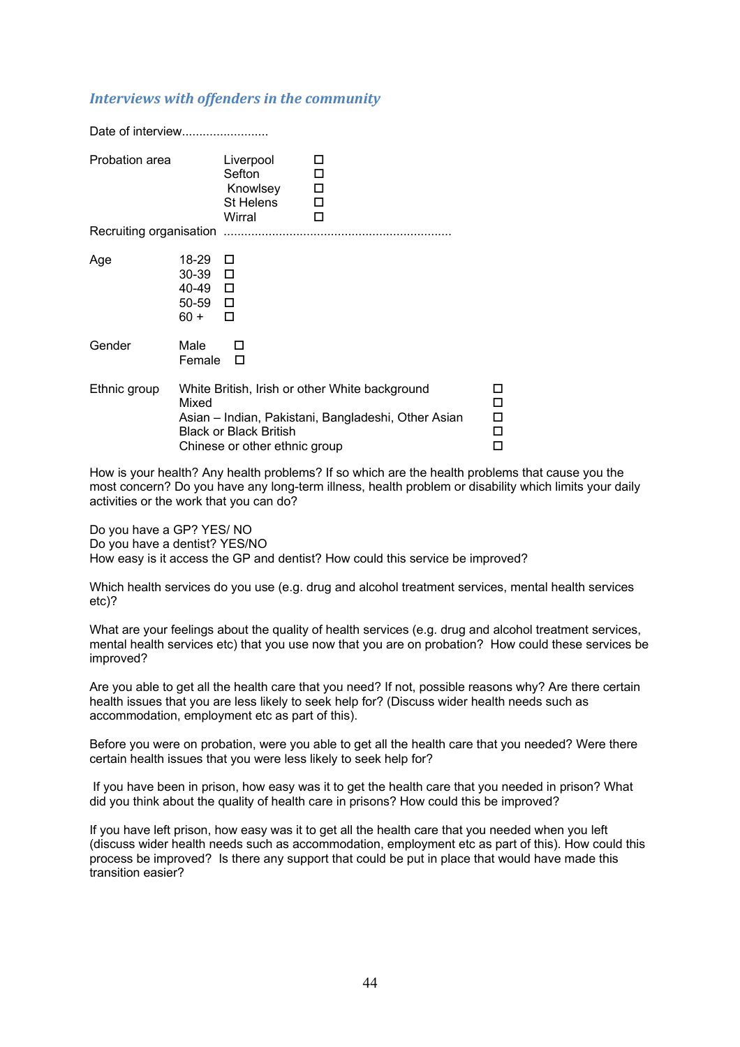### *Interviews with offenders in the community*

Date of interview.........................

Probation area
- Liverpool ☐
- Sefton ☐
- Knowlsey ☐
- St Helens ☐
- Wirral ☐

Recruiting organisation .................................................................

Age
- 18-29 ☐
- 30-39 ☐
- 40-49 ☐
- 50-59 ☐
- 60 + ☐

Gender
- Male ☐
- Female ☐

Ethnic group
- White British, Irish or other White background ☐
- Mixed ☐
- Asian – Indian, Pakistani, Bangladeshi, Other Asian ☐
- Black or Black British ☐
- Chinese or other ethnic group ☐

How is your health? Any health problems? If so which are the health problems that cause you the most concern? Do you have any long-term illness, health problem or disability which limits your daily activities or the work that you can do?

Do you have a GP? YES/ NO
Do you have a dentist? YES/NO
How easy is it access the GP and dentist? How could this service be improved?

Which health services do you use (e.g. drug and alcohol treatment services, mental health services etc)?

What are your feelings about the quality of health services (e.g. drug and alcohol treatment services, mental health services etc) that you use now that you are on probation? How could these services be improved?

Are you able to get all the health care that you need? If not, possible reasons why? Are there certain health issues that you are less likely to seek help for? (Discuss wider health needs such as accommodation, employment etc as part of this).

Before you were on probation, were you able to get all the health care that you needed? Were there certain health issues that you were less likely to seek help for?

If you have been in prison, how easy was it to get the health care that you needed in prison? What did you think about the quality of health care in prisons? How could this be improved?

If you have left prison, how easy was it to get all the health care that you needed when you left (discuss wider health needs such as accommodation, employment etc as part of this). How could this process be improved? Is there any support that could be put in place that would have made this transition easier?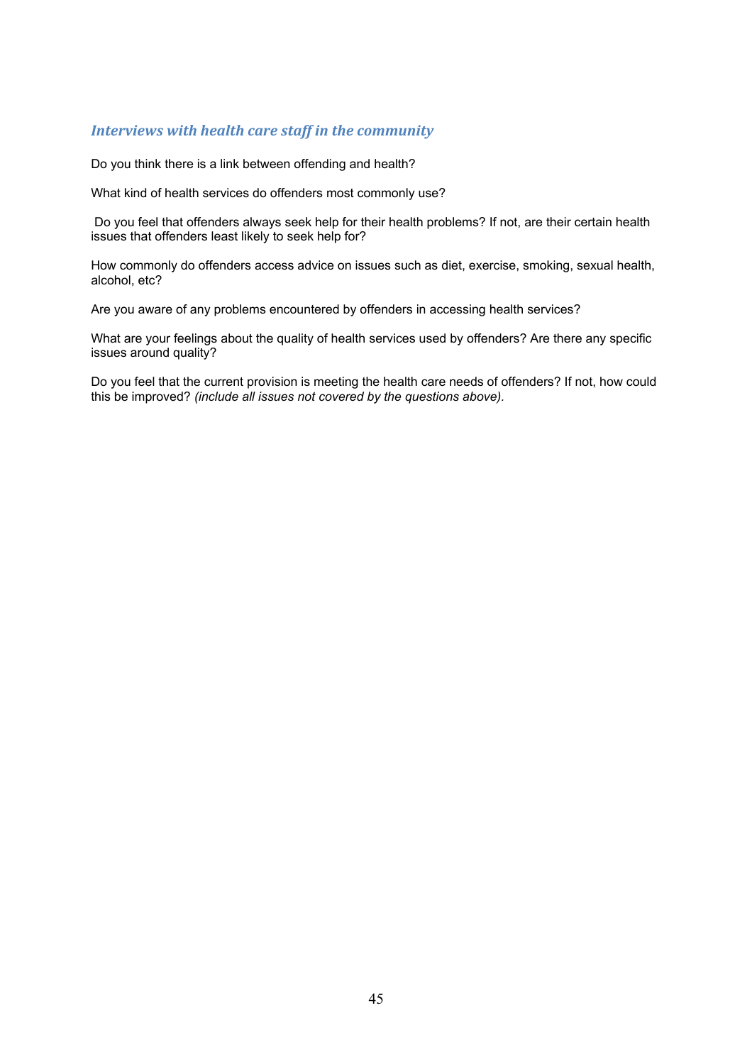### *Interviews with health care staff in the community*

Do you think there is a link between offending and health?

What kind of health services do offenders most commonly use?

Do you feel that offenders always seek help for their health problems? If not, are their certain health issues that offenders least likely to seek help for?

How commonly do offenders access advice on issues such as diet, exercise, smoking, sexual health, alcohol, etc?

Are you aware of any problems encountered by offenders in accessing health services?

What are your feelings about the quality of health services used by offenders? Are there any specific issues around quality?

Do you feel that the current provision is meeting the health care needs of offenders? If not, how could this be improved? *(include all issues not covered by the questions above).*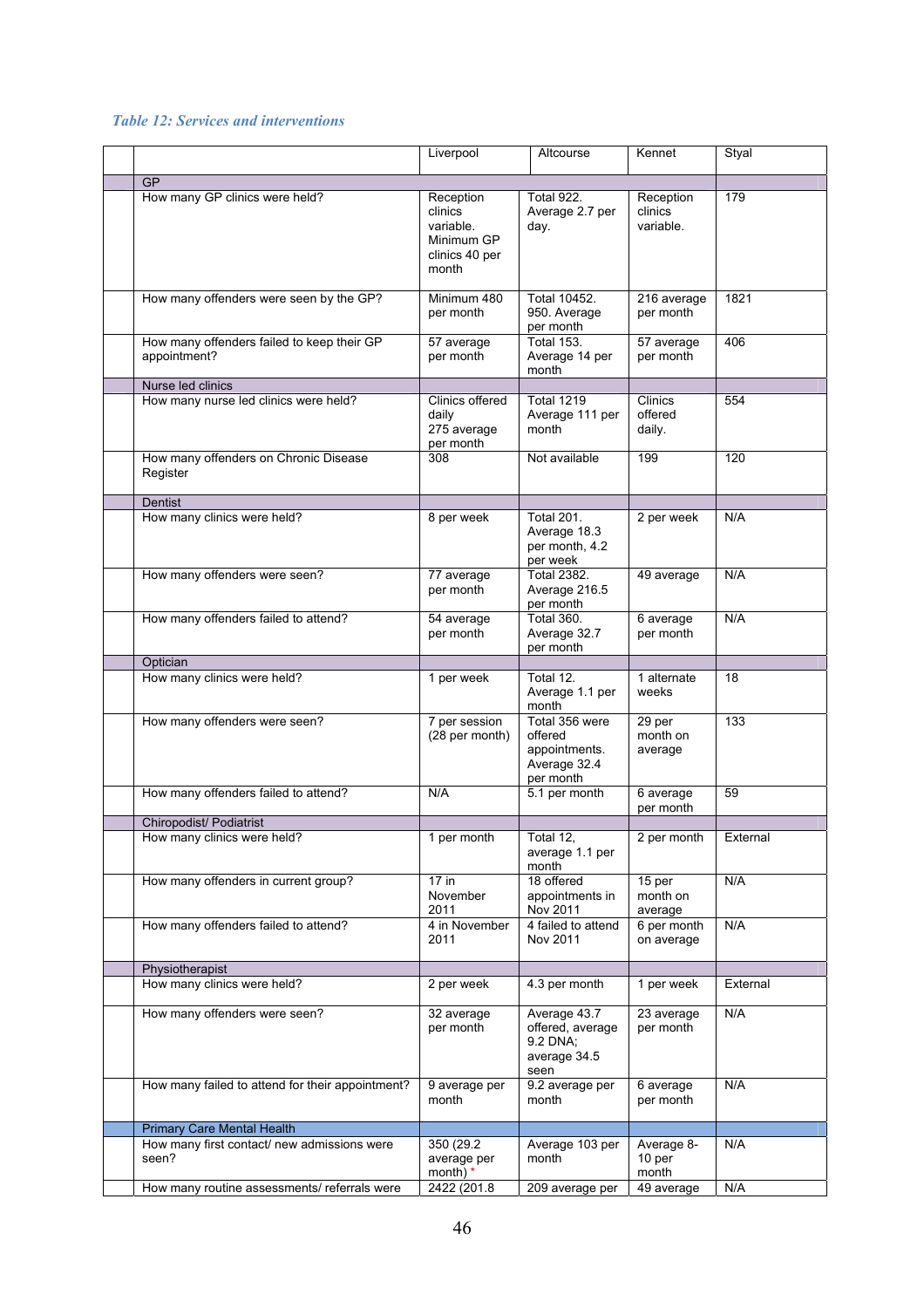*Table 12: Services and interventions*

| | | Liverpool | Altcourse | Kennet | Styal |
|---|---|---|---|---|---|
| | **GP** | | | | |
| | How many GP clinics were held? | Reception clinics variable. Minimum GP clinics 40 per month | Total 922. Average 2.7 per day. | Reception clinics variable. | 179 |
| | How many offenders were seen by the GP? | Minimum 480 per month | Total 10452. 950. Average per month | 216 average per month | 1821 |
| | How many offenders failed to keep their GP appointment? | 57 average per month | Total 153. Average 14 per month | 57 average per month | 406 |
| | **Nurse led clinics** | | | | |
| | How many nurse led clinics were held? | Clinics offered daily 275 average per month | Total 1219 Average 111 per month | Clinics offered daily. | 554 |
| | How many offenders on Chronic Disease Register | 308 | Not available | 199 | 120 |
| | **Dentist** | | | | |
| | How many clinics were held? | 8 per week | Total 201. Average 18.3 per month, 4.2 per week | 2 per week | N/A |
| | How many offenders were seen? | 77 average per month | Total 2382. Average 216.5 per month | 49 average | N/A |
| | How many offenders failed to attend? | 54 average per month | Total 360. Average 32.7 per month | 6 average per month | N/A |
| | **Optician** | | | | |
| | How many clinics were held? | 1 per week | Total 12. Average 1.1 per month | 1 alternate weeks | 18 |
| | How many offenders were seen? | 7 per session (28 per month) | Total 356 were offered appointments. Average 32.4 per month | 29 per month on average | 133 |
| | How many offenders failed to attend? | N/A | 5.1 per month | 6 average per month | 59 |
| | **Chiropodist/ Podiatrist** | | | | |
| | How many clinics were held? | 1 per month | Total 12, average 1.1 per month | 2 per month | External |
| | How many offenders in current group? | 17 in November 2011 | 18 offered appointments in Nov 2011 | 15 per month on average | N/A |
| | How many offenders failed to attend? | 4 in November 2011 | 4 failed to attend Nov 2011 | 6 per month on average | N/A |
| | **Physiotherapist** | | | | |
| | How many clinics were held? | 2 per week | 4.3 per month | 1 per week | External |
| | How many offenders were seen? | 32 average per month | Average 43.7 offered, average 9.2 DNA; average 34.5 seen | 23 average per month | N/A |
| | How many failed to attend for their appointment? | 9 average per month | 9.2 average per month | 6 average per month | N/A |
| | **Primary Care Mental Health** | | | | |
| | How many first contact/ new admissions were seen? | 350 (29.2 average per month) * | Average 103 per month | Average 8-10 per month | N/A |
| | How many routine assessments/ referrals were | 2422 (201.8 | 209 average per | 49 average | N/A |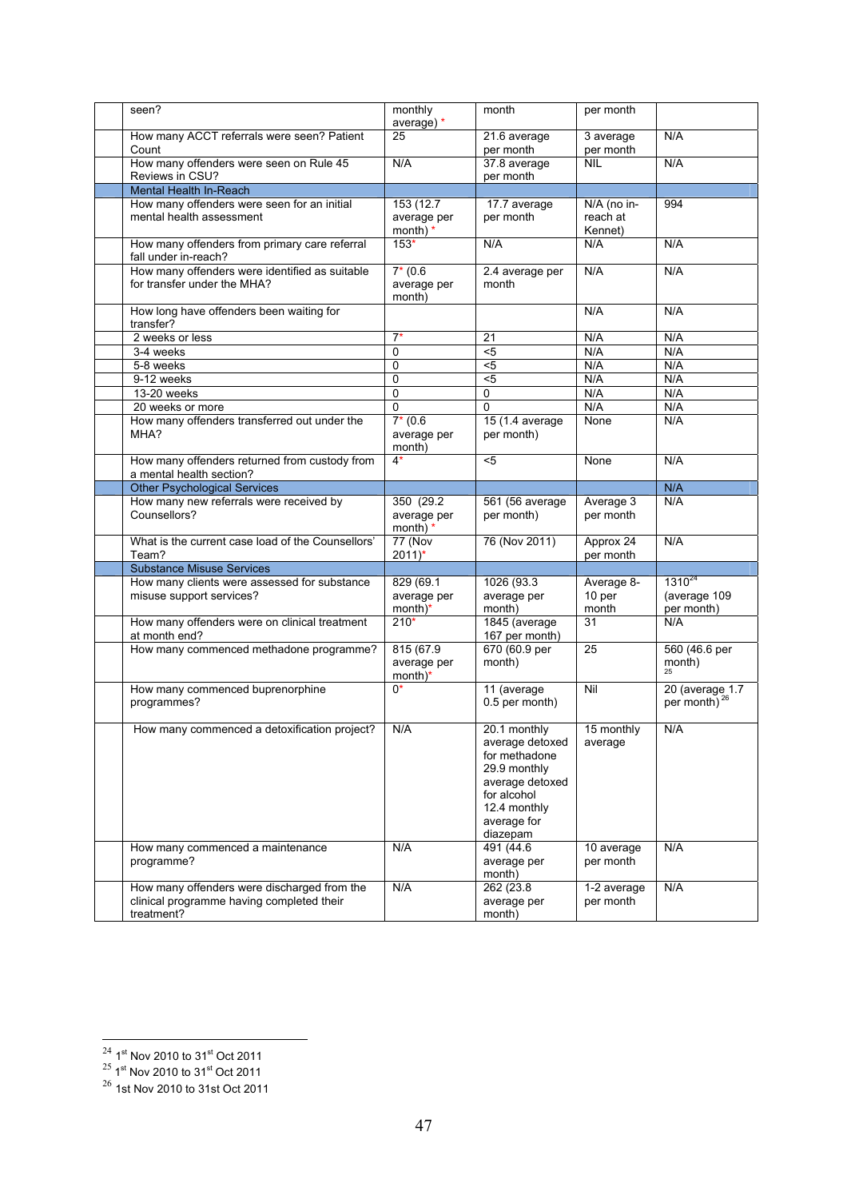| | | | | | |
|---|---|---|---|---|---|
| | seen? | monthly average) * | month | per month | |
| | How many ACCT referrals were seen? Patient Count | 25 | 21.6 average per month | 3 average per month | N/A |
| | How many offenders were seen on Rule 45 Reviews in CSU? | N/A | 37.8 average per month | NIL | N/A |
| | **Mental Health In-Reach** | | | | |
| | How many offenders were seen for an initial mental health assessment | 153 (12.7 average per month) * | 17.7 average per month | N/A (no in-reach at Kennet) | 994 |
| | How many offenders from primary care referral fall under in-reach? | 153* | N/A | N/A | N/A |
| | How many offenders were identified as suitable for transfer under the MHA? | 7* (0.6 average per month) | 2.4 average per month | N/A | N/A |
| | How long have offenders been waiting for transfer? | | | N/A | N/A |
| | 2 weeks or less | 7* | 21 | N/A | N/A |
| | 3-4 weeks | 0 | <5 | N/A | N/A |
| | 5-8 weeks | 0 | <5 | N/A | N/A |
| | 9-12 weeks | 0 | <5 | N/A | N/A |
| | 13-20 weeks | 0 | 0 | N/A | N/A |
| | 20 weeks or more | 0 | 0 | N/A | N/A |
| | How many offenders transferred out under the MHA? | 7* (0.6 average per month) | 15 (1.4 average per month) | None | N/A |
| | How many offenders returned from custody from a mental health section? | 4* | <5 | None | N/A |
| | **Other Psychological Services** | | | | N/A |
| | How many new referrals were received by Counsellors? | 350 (29.2 average per month) * | 561 (56 average per month) | Average 3 per month | N/A |
| | What is the current case load of the Counsellors' Team? | 77 (Nov 2011)* | 76 (Nov 2011) | Approx 24 per month | N/A |
| | **Substance Misuse Services** | | | | |
| | How many clients were assessed for substance misuse support services? | 829 (69.1 average per month)* | 1026 (93.3 average per month) | Average 8-10 per month | 1310[24] (average 109 per month) |
| | How many offenders were on clinical treatment at month end? | 210* | 1845 (average 167 per month) | 31 | N/A |
| | How many commenced methadone programme? | 815 (67.9 average per month)* | 670 (60.9 per month) | 25 | 560 (46.6 per month)[25] |
| | How many commenced buprenorphine programmes? | 0* | 11 (average 0.5 per month) | Nil | 20 (average 1.7 per month)[26] |
| | How many commenced a detoxification project? | N/A | 20.1 monthly average detoxed for methadone 29.9 monthly average detoxed for alcohol 12.4 monthly average for diazepam | 15 monthly average | N/A |
| | How many commenced a maintenance programme? | N/A | 491 (44.6 average per month) | 10 average per month | N/A |
| | How many offenders were discharged from the clinical programme having completed their treatment? | N/A | 262 (23.8 average per month) | 1-2 average per month | N/A |

[24] 1st Nov 2010 to 31st Oct 2011

[25] 1st Nov 2010 to 31st Oct 2011

[26] 1st Nov 2010 to 31st Oct 2011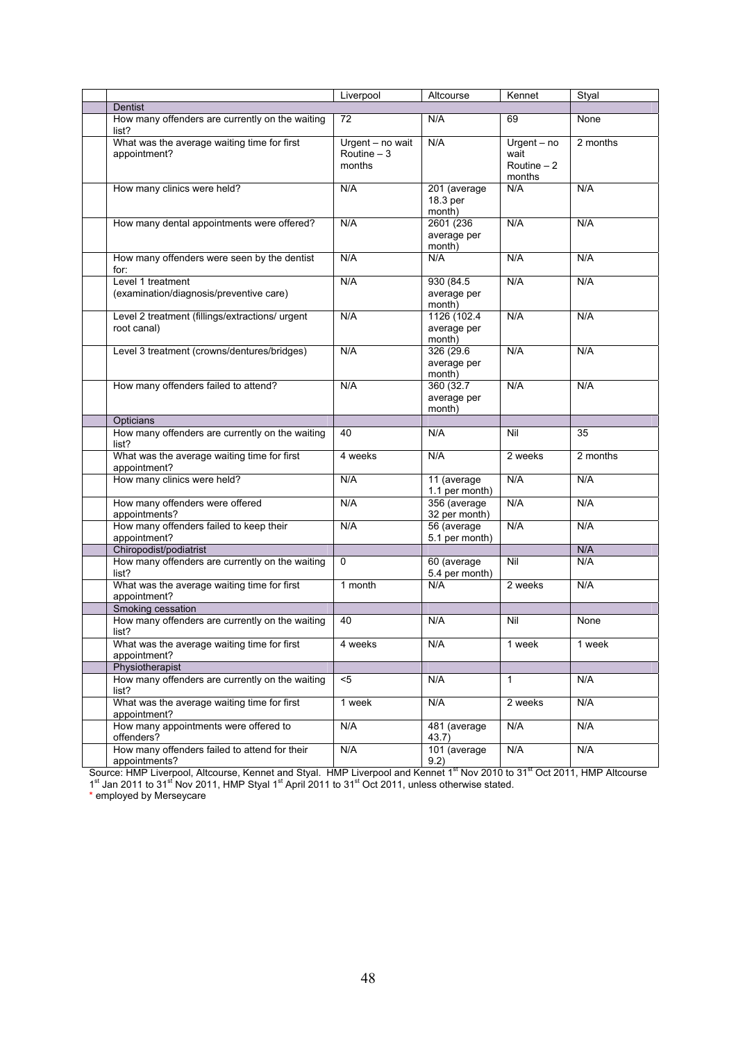| | Liverpool | Altcourse | Kennet | Styal |
|---|---|---|---|---|
| **Dentist** | | | | |
| How many offenders are currently on the waiting list? | 72 | N/A | 69 | None |
| What was the average waiting time for first appointment? | Urgent – no wait Routine – 3 months | N/A | Urgent – no wait Routine – 2 months | 2 months |
| How many clinics were held? | N/A | 201 (average 18.3 per month) | N/A | N/A |
| How many dental appointments were offered? | N/A | 2601 (236 average per month) | N/A | N/A |
| How many offenders were seen by the dentist for: | N/A | N/A | N/A | N/A |
| Level 1 treatment (examination/diagnosis/preventive care) | N/A | 930 (84.5 average per month) | N/A | N/A |
| Level 2 treatment (fillings/extractions/ urgent root canal) | N/A | 1126 (102.4 average per month) | N/A | N/A |
| Level 3 treatment (crowns/dentures/bridges) | N/A | 326 (29.6 average per month) | N/A | N/A |
| How many offenders failed to attend? | N/A | 360 (32.7 average per month) | N/A | N/A |
| **Opticians** | | | | |
| How many offenders are currently on the waiting list? | 40 | N/A | Nil | 35 |
| What was the average waiting time for first appointment? | 4 weeks | N/A | 2 weeks | 2 months |
| How many clinics were held? | N/A | 11 (average 1.1 per month) | N/A | N/A |
| How many offenders were offered appointments? | N/A | 356 (average 32 per month) | N/A | N/A |
| How many offenders failed to keep their appointment? | N/A | 56 (average 5.1 per month) | N/A | N/A |
| **Chiropodist/podiatrist** | | | | N/A |
| How many offenders are currently on the waiting list? | 0 | 60 (average 5.4 per month) | Nil | N/A |
| What was the average waiting time for first appointment? | 1 month | N/A | 2 weeks | N/A |
| **Smoking cessation** | | | | |
| How many offenders are currently on the waiting list? | 40 | N/A | Nil | None |
| What was the average waiting time for first appointment? | 4 weeks | N/A | 1 week | 1 week |
| **Physiotherapist** | | | | |
| How many offenders are currently on the waiting list? | <5 | N/A | 1 | N/A |
| What was the average waiting time for first appointment? | 1 week | N/A | 2 weeks | N/A |
| How many appointments were offered to offenders? | N/A | 481 (average 43.7) | N/A | N/A |
| How many offenders failed to attend for their appointments? | N/A | 101 (average 9.2) | N/A | N/A |

Source: HMP Liverpool, Altcourse, Kennet and Styal. HMP Liverpool and Kennet 1st Nov 2010 to 31st Oct 2011, HMP Altcourse 1st Jan 2011 to 31st Nov 2011, HMP Styal 1st April 2011 to 31st Oct 2011, unless otherwise stated.

\* employed by Merseycare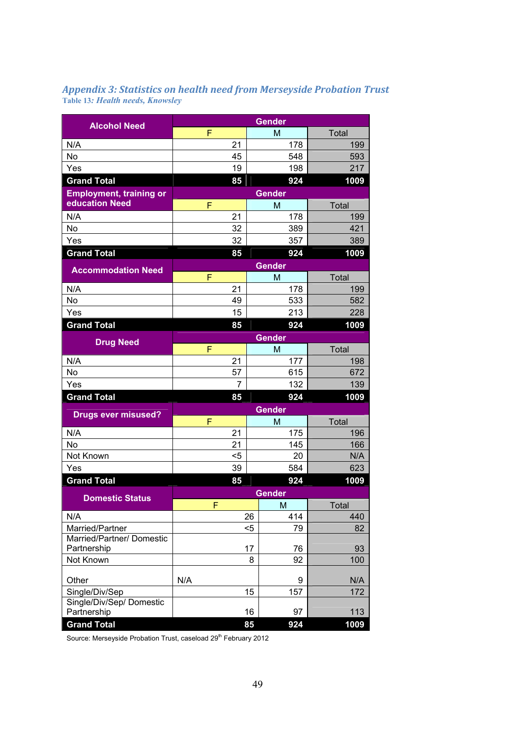## *Appendix 3: Statistics on health need from Merseyside Probation Trust*

Table 13*: Health needs, Knowsley*

| Alcohol Need | Gender | | |
|---|---|---|---|
| | F | M | Total |
| N/A | 21 | 178 | 199 |
| No | 45 | 548 | 593 |
| Yes | 19 | 198 | 217 |
| **Grand Total** | **85** | **924** | **1009** |

| Employment, training or education Need | Gender | | |
|---|---|---|---|
| | F | M | Total |
| N/A | 21 | 178 | 199 |
| No | 32 | 389 | 421 |
| Yes | 32 | 357 | 389 |
| **Grand Total** | **85** | **924** | **1009** |

| Accommodation Need | Gender | | |
|---|---|---|---|
| | F | M | Total |
| N/A | 21 | 178 | 199 |
| No | 49 | 533 | 582 |
| Yes | 15 | 213 | 228 |
| **Grand Total** | **85** | **924** | **1009** |

| Drug Need | Gender | | |
|---|---|---|---|
| | F | M | Total |
| N/A | 21 | 177 | 198 |
| No | 57 | 615 | 672 |
| Yes | 7 | 132 | 139 |
| **Grand Total** | **85** | **924** | **1009** |

| Drugs ever misused? | Gender | | |
|---|---|---|---|
| | F | M | Total |
| N/A | 21 | 175 | 196 |
| No | 21 | 145 | 166 |
| Not Known | <5 | 20 | N/A |
| Yes | 39 | 584 | 623 |
| **Grand Total** | **85** | **924** | **1009** |

| Domestic Status | Gender | | |
|---|---|---|---|
| | F | M | Total |
| N/A | 26 | 414 | 440 |
| Married/Partner | <5 | 79 | 82 |
| Married/Partner/ Domestic Partnership | 17 | 76 | 93 |
| Not Known | 8 | 92 | 100 |
| Other | N/A | 9 | N/A |
| Single/Div/Sep | 15 | 157 | 172 |
| Single/Div/Sep/ Domestic Partnership | 16 | 97 | 113 |
| **Grand Total** | **85** | **924** | **1009** |

Source: Merseyside Probation Trust, caseload 29th February 2012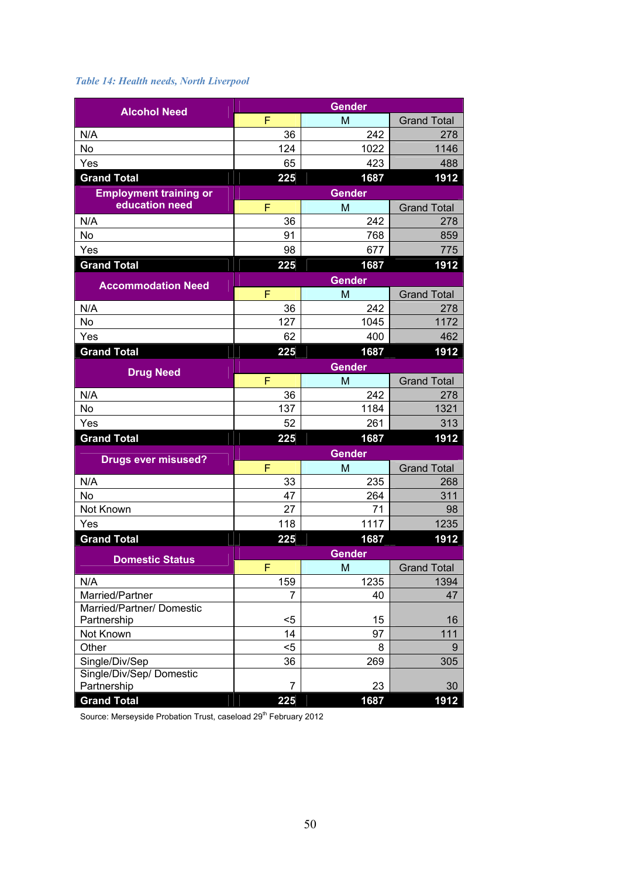*Table 14: Health needs, North Liverpool*

| Alcohol Need | Gender | | |
|---|---|---|---|
| | F | M | Grand Total |
| N/A | 36 | 242 | 278 |
| No | 124 | 1022 | 1146 |
| Yes | 65 | 423 | 488 |
| **Grand Total** | **225** | **1687** | **1912** |
| **Employment training or education need** | **Gender** | | |
| | F | M | Grand Total |
| N/A | 36 | 242 | 278 |
| No | 91 | 768 | 859 |
| Yes | 98 | 677 | 775 |
| **Grand Total** | **225** | **1687** | **1912** |
| **Accommodation Need** | **Gender** | | |
| | F | M | Grand Total |
| N/A | 36 | 242 | 278 |
| No | 127 | 1045 | 1172 |
| Yes | 62 | 400 | 462 |
| **Grand Total** | **225** | **1687** | **1912** |
| **Drug Need** | **Gender** | | |
| | F | M | Grand Total |
| N/A | 36 | 242 | 278 |
| No | 137 | 1184 | 1321 |
| Yes | 52 | 261 | 313 |
| **Grand Total** | **225** | **1687** | **1912** |
| **Drugs ever misused?** | **Gender** | | |
| | F | M | Grand Total |
| N/A | 33 | 235 | 268 |
| No | 47 | 264 | 311 |
| Not Known | 27 | 71 | 98 |
| Yes | 118 | 1117 | 1235 |
| **Grand Total** | **225** | **1687** | **1912** |
| **Domestic Status** | **Gender** | | |
| | F | M | Grand Total |
| N/A | 159 | 1235 | 1394 |
| Married/Partner | 7 | 40 | 47 |
| Married/Partner/ Domestic Partnership | <5 | 15 | 16 |
| Not Known | 14 | 97 | 111 |
| Other | <5 | 8 | 9 |
| Single/Div/Sep | 36 | 269 | 305 |
| Single/Div/Sep/ Domestic Partnership | 7 | 23 | 30 |
| **Grand Total** | **225** | **1687** | **1912** |

Source: Merseyside Probation Trust, caseload 29th February 2012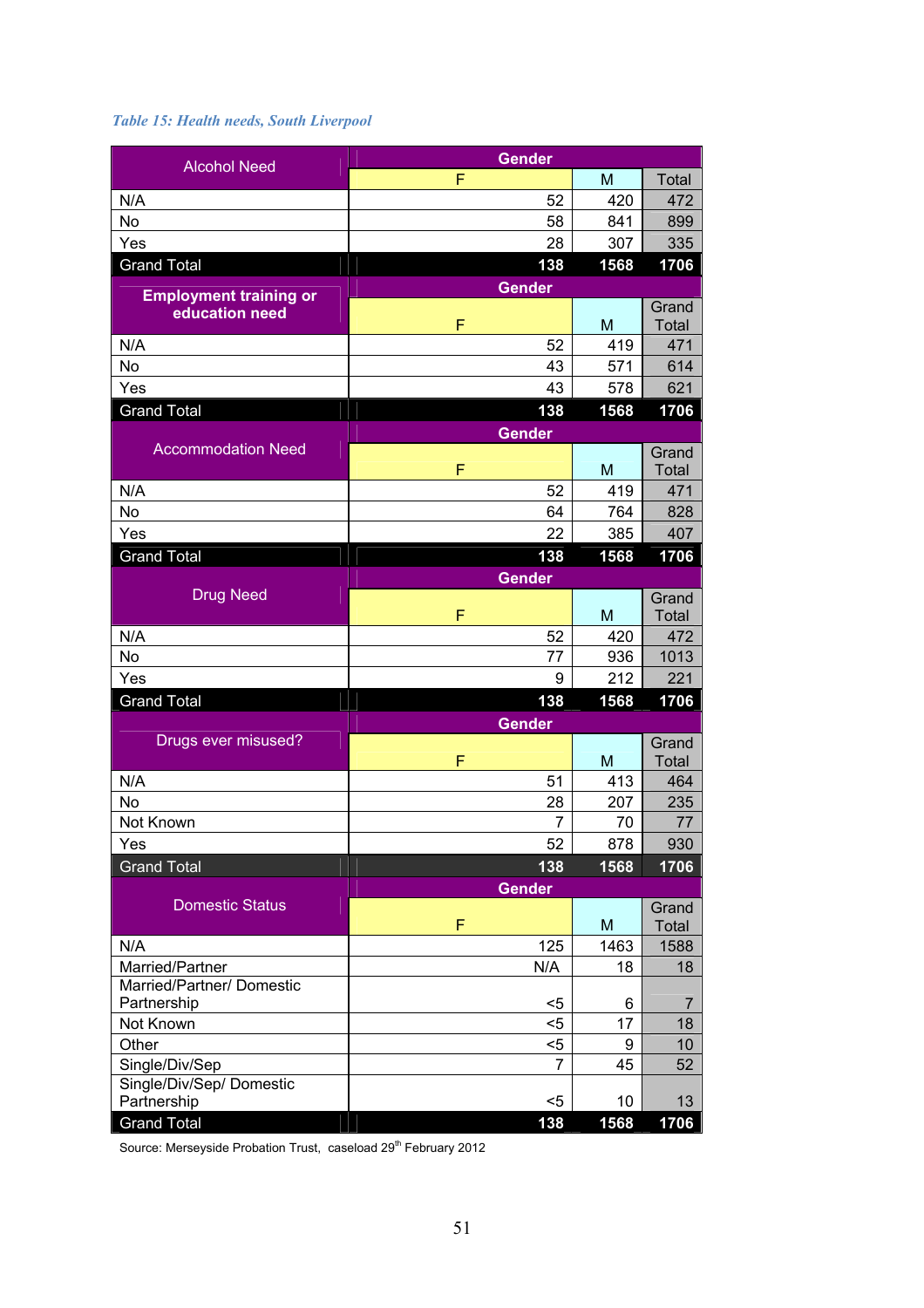*Table 15: Health needs, South Liverpool*

| Alcohol Need | Gender | | |
|---|---|---|---|
| | F | M | Total |
| N/A | 52 | 420 | 472 |
| No | 58 | 841 | 899 |
| Yes | 28 | 307 | 335 |
| **Grand Total** | **138** | **1568** | **1706** |

| **Employment training or education need** | Gender | | |
|---|---|---|---|
| | F | M | Grand Total |
| N/A | 52 | 419 | 471 |
| No | 43 | 571 | 614 |
| Yes | 43 | 578 | 621 |
| **Grand Total** | **138** | **1568** | **1706** |

| Accommodation Need | Gender | | |
|---|---|---|---|
| | F | M | Grand Total |
| N/A | 52 | 419 | 471 |
| No | 64 | 764 | 828 |
| Yes | 22 | 385 | 407 |
| **Grand Total** | **138** | **1568** | **1706** |

| Drug Need | Gender | | |
|---|---|---|---|
| | F | M | Grand Total |
| N/A | 52 | 420 | 472 |
| No | 77 | 936 | 1013 |
| Yes | 9 | 212 | 221 |
| **Grand Total** | **138** | **1568** | **1706** |

| Drugs ever misused? | Gender | | |
|---|---|---|---|
| | F | M | Grand Total |
| N/A | 51 | 413 | 464 |
| No | 28 | 207 | 235 |
| Not Known | 7 | 70 | 77 |
| Yes | 52 | 878 | 930 |
| **Grand Total** | **138** | **1568** | **1706** |

| Domestic Status | Gender | | |
|---|---|---|---|
| | F | M | Grand Total |
| N/A | 125 | 1463 | 1588 |
| Married/Partner | N/A | 18 | 18 |
| Married/Partner/ Domestic Partnership | <5 | 6 | 7 |
| Not Known | <5 | 17 | 18 |
| Other | <5 | 9 | 10 |
| Single/Div/Sep | 7 | 45 | 52 |
| Single/Div/Sep/ Domestic Partnership | <5 | 10 | 13 |
| **Grand Total** | **138** | **1568** | **1706** |

Source: Merseyside Probation Trust, caseload 29th February 2012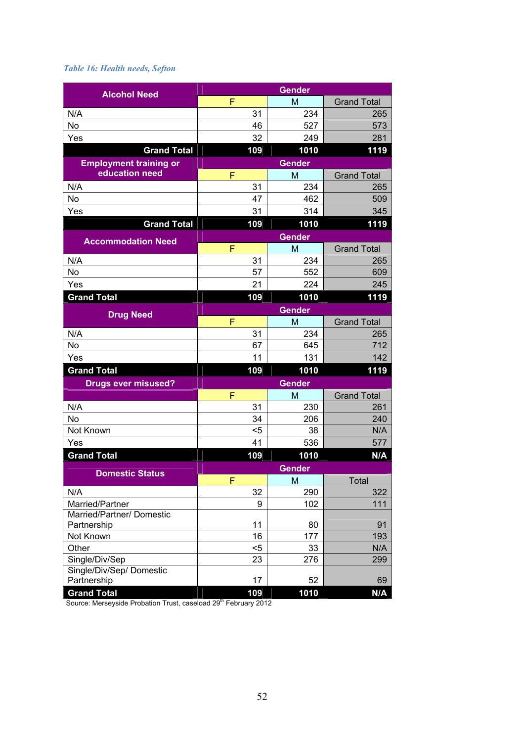*Table 16: Health needs, Sefton*

| Alcohol Need | Gender | | |
|---|---|---|---|
| | F | M | Grand Total |
| N/A | 31 | 234 | 265 |
| No | 46 | 527 | 573 |
| Yes | 32 | 249 | 281 |
| **Grand Total** | **109** | **1010** | **1119** |

| Employment training or education need | Gender | | |
|---|---|---|---|
| | F | M | Grand Total |
| N/A | 31 | 234 | 265 |
| No | 47 | 462 | 509 |
| Yes | 31 | 314 | 345 |
| **Grand Total** | **109** | **1010** | **1119** |

| Accommodation Need | Gender | | |
|---|---|---|---|
| | F | M | Grand Total |
| N/A | 31 | 234 | 265 |
| No | 57 | 552 | 609 |
| Yes | 21 | 224 | 245 |
| **Grand Total** | **109** | **1010** | **1119** |

| Drug Need | Gender | | |
|---|---|---|---|
| | F | M | Grand Total |
| N/A | 31 | 234 | 265 |
| No | 67 | 645 | 712 |
| Yes | 11 | 131 | 142 |
| **Grand Total** | **109** | **1010** | **1119** |

| Drugs ever misused? | Gender | | |
|---|---|---|---|
| | F | M | Grand Total |
| N/A | 31 | 230 | 261 |
| No | 34 | 206 | 240 |
| Not Known | <5 | 38 | N/A |
| Yes | 41 | 536 | 577 |
| **Grand Total** | **109** | **1010** | **N/A** |

| Domestic Status | Gender | | |
|---|---|---|---|
| | F | M | Total |
| N/A | 32 | 290 | 322 |
| Married/Partner | 9 | 102 | 111 |
| Married/Partner/ Domestic Partnership | 11 | 80 | 91 |
| Not Known | 16 | 177 | 193 |
| Other | <5 | 33 | N/A |
| Single/Div/Sep | 23 | 276 | 299 |
| Single/Div/Sep/ Domestic Partnership | 17 | 52 | 69 |
| **Grand Total** | **109** | **1010** | **N/A** |

Source: Merseyside Probation Trust, caseload 29th February 2012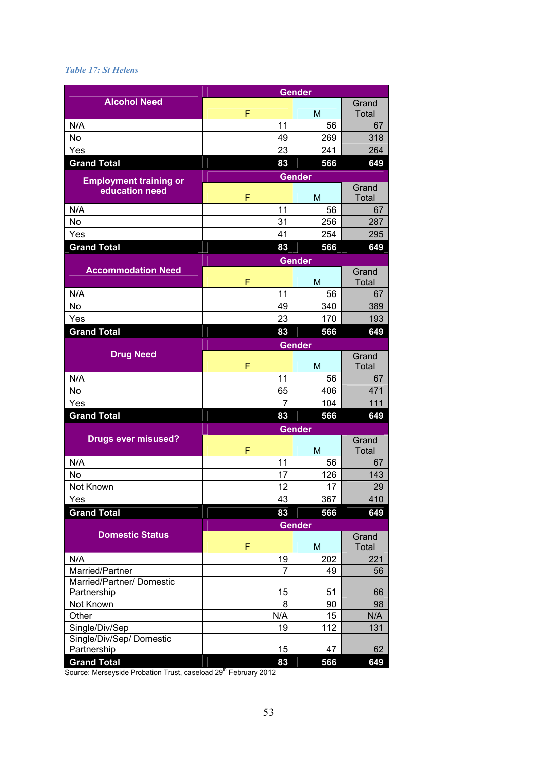*Table 17: St Helens*

| Alcohol Need | Gender | | |
|---|---|---|---|
| | F | M | Grand Total |
| N/A | 11 | 56 | 67 |
| No | 49 | 269 | 318 |
| Yes | 23 | 241 | 264 |
| **Grand Total** | **83** | **566** | **649** |

| Employment training or education need | Gender | | |
|---|---|---|---|
| | F | M | Grand Total |
| N/A | 11 | 56 | 67 |
| No | 31 | 256 | 287 |
| Yes | 41 | 254 | 295 |
| **Grand Total** | **83** | **566** | **649** |

| Accommodation Need | Gender | | |
|---|---|---|---|
| | F | M | Grand Total |
| N/A | 11 | 56 | 67 |
| No | 49 | 340 | 389 |
| Yes | 23 | 170 | 193 |
| **Grand Total** | **83** | **566** | **649** |

| Drug Need | Gender | | |
|---|---|---|---|
| | F | M | Grand Total |
| N/A | 11 | 56 | 67 |
| No | 65 | 406 | 471 |
| Yes | 7 | 104 | 111 |
| **Grand Total** | **83** | **566** | **649** |

| Drugs ever misused? | Gender | | |
|---|---|---|---|
| | F | M | Grand Total |
| N/A | 11 | 56 | 67 |
| No | 17 | 126 | 143 |
| Not Known | 12 | 17 | 29 |
| Yes | 43 | 367 | 410 |
| **Grand Total** | **83** | **566** | **649** |

| Domestic Status | Gender | | |
|---|---|---|---|
| | F | M | Grand Total |
| N/A | 19 | 202 | 221 |
| Married/Partner | 7 | 49 | 56 |
| Married/Partner/ Domestic Partnership | 15 | 51 | 66 |
| Not Known | 8 | 90 | 98 |
| Other | N/A | 15 | N/A |
| Single/Div/Sep | 19 | 112 | 131 |
| Single/Div/Sep/ Domestic Partnership | 15 | 47 | 62 |
| **Grand Total** | **83** | **566** | **649** |

Source: Merseyside Probation Trust, caseload 29th February 2012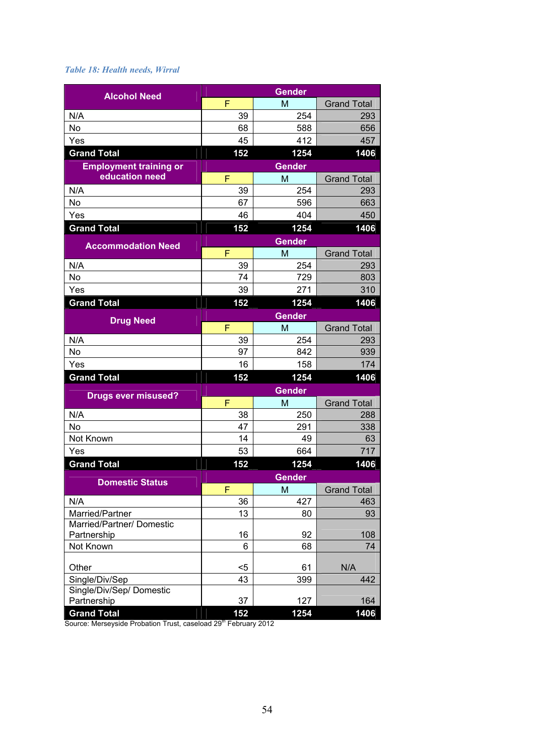*Table 18: Health needs, Wirral*

| Alcohol Need | Gender | | |
|---|---|---|---|
| | F | M | Grand Total |
| N/A | 39 | 254 | 293 |
| No | 68 | 588 | 656 |
| Yes | 45 | 412 | 457 |
| **Grand Total** | **152** | **1254** | **1406** |
| **Employment training or education need** | **Gender** | | |
| | F | M | Grand Total |
| N/A | 39 | 254 | 293 |
| No | 67 | 596 | 663 |
| Yes | 46 | 404 | 450 |
| **Grand Total** | **152** | **1254** | **1406** |
| **Accommodation Need** | **Gender** | | |
| | F | M | Grand Total |
| N/A | 39 | 254 | 293 |
| No | 74 | 729 | 803 |
| Yes | 39 | 271 | 310 |
| **Grand Total** | **152** | **1254** | **1406** |
| **Drug Need** | **Gender** | | |
| | F | M | Grand Total |
| N/A | 39 | 254 | 293 |
| No | 97 | 842 | 939 |
| Yes | 16 | 158 | 174 |
| **Grand Total** | **152** | **1254** | **1406** |
| **Drugs ever misused?** | **Gender** | | |
| | F | M | Grand Total |
| N/A | 38 | 250 | 288 |
| No | 47 | 291 | 338 |
| Not Known | 14 | 49 | 63 |
| Yes | 53 | 664 | 717 |
| **Grand Total** | **152** | **1254** | **1406** |
| **Domestic Status** | **Gender** | | |
| | F | M | Grand Total |
| N/A | 36 | 427 | 463 |
| Married/Partner | 13 | 80 | 93 |
| Married/Partner/ Domestic Partnership | 16 | 92 | 108 |
| Not Known | 6 | 68 | 74 |
| Other | <5 | 61 | N/A |
| Single/Div/Sep | 43 | 399 | 442 |
| Single/Div/Sep/ Domestic Partnership | 37 | 127 | 164 |
| **Grand Total** | **152** | **1254** | **1406** |

Source: Merseyside Probation Trust, caseload 29th February 2012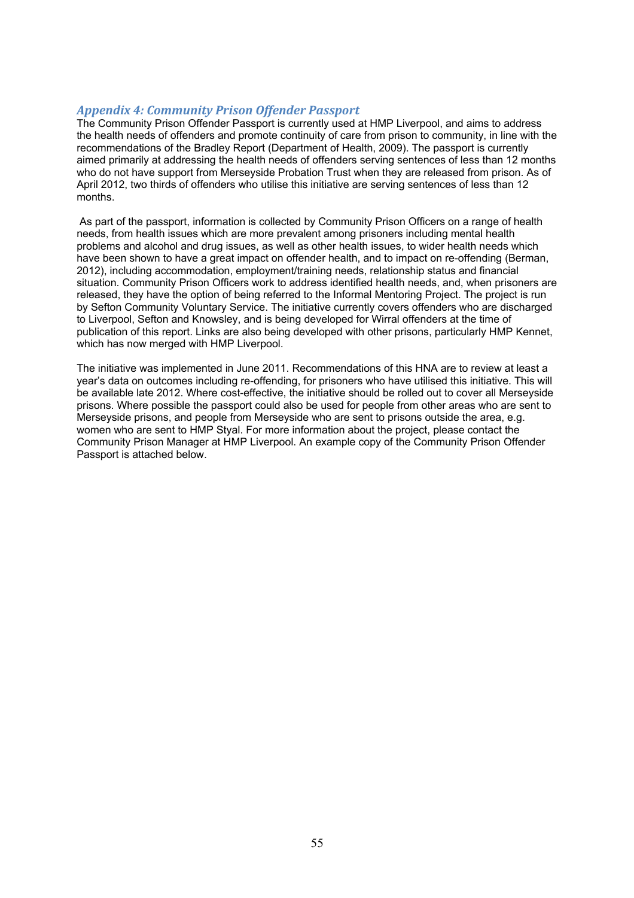## *Appendix 4: Community Prison Offender Passport*

The Community Prison Offender Passport is currently used at HMP Liverpool, and aims to address the health needs of offenders and promote continuity of care from prison to community, in line with the recommendations of the Bradley Report (Department of Health, 2009). The passport is currently aimed primarily at addressing the health needs of offenders serving sentences of less than 12 months who do not have support from Merseyside Probation Trust when they are released from prison. As of April 2012, two thirds of offenders who utilise this initiative are serving sentences of less than 12 months.

As part of the passport, information is collected by Community Prison Officers on a range of health needs, from health issues which are more prevalent among prisoners including mental health problems and alcohol and drug issues, as well as other health issues, to wider health needs which have been shown to have a great impact on offender health, and to impact on re-offending (Berman, 2012), including accommodation, employment/training needs, relationship status and financial situation. Community Prison Officers work to address identified health needs, and, when prisoners are released, they have the option of being referred to the Informal Mentoring Project. The project is run by Sefton Community Voluntary Service. The initiative currently covers offenders who are discharged to Liverpool, Sefton and Knowsley, and is being developed for Wirral offenders at the time of publication of this report. Links are also being developed with other prisons, particularly HMP Kennet, which has now merged with HMP Liverpool.

The initiative was implemented in June 2011. Recommendations of this HNA are to review at least a year's data on outcomes including re-offending, for prisoners who have utilised this initiative. This will be available late 2012. Where cost-effective, the initiative should be rolled out to cover all Merseyside prisons. Where possible the passport could also be used for people from other areas who are sent to Merseyside prisons, and people from Merseyside who are sent to prisons outside the area, e.g. women who are sent to HMP Styal. For more information about the project, please contact the Community Prison Manager at HMP Liverpool. An example copy of the Community Prison Offender Passport is attached below.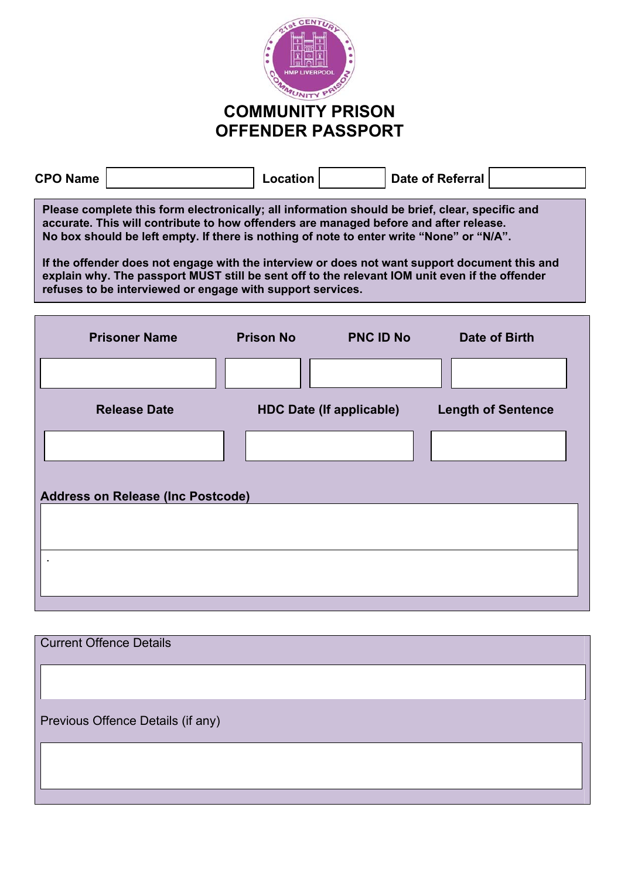# COMMUNITY PRISON
# OFFENDER PASSPORT

| CPO Name | | Location | | Date of Referral | |
|---|---|---|---|---|---|

**Please complete this form electronically; all information should be brief, clear, specific and accurate. This will contribute to how offenders are managed before and after release. No box should be left empty. If there is nothing of note to enter write "None" or "N/A".**

**If the offender does not engage with the interview or does not want support document this and explain why. The passport MUST still be sent off to the relevant IOM unit even if the offender refuses to be interviewed or engage with support services.**

| Prisoner Name | Prison No | PNC ID No | Date of Birth |
|---|---|---|---|
| | | | |

| Release Date | HDC Date (If applicable) | Length of Sentence |
|---|---|---|
| | | |

**Address on Release (Inc Postcode)**

| |
|---|
| . |

Current Offence Details

| |
|---|

Previous Offence Details (if any)

| |
|---|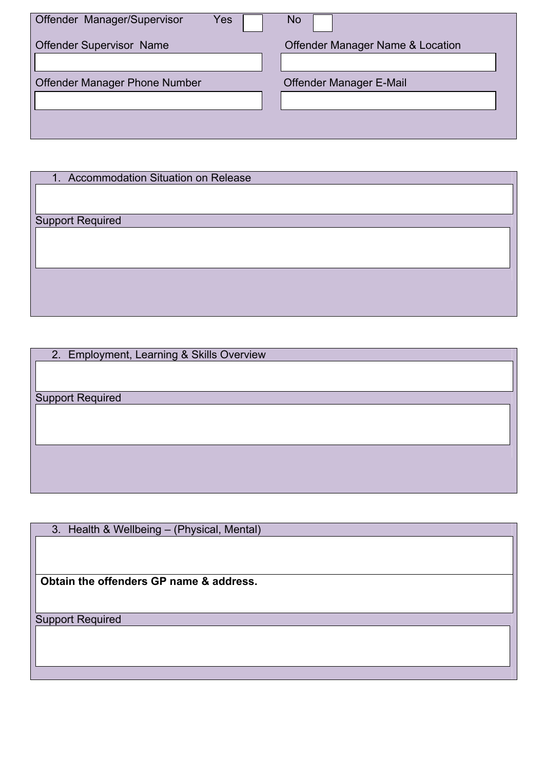Offender Manager/Supervisor Yes ☐ No ☐

| Offender Supervisor Name | Offender Manager Name & Location |
| --- | --- |
| | |

| Offender Manager Phone Number | Offender Manager E-Mail |
| --- | --- |
| | |

1. Accommodation Situation on Release

Support Required

2. Employment, Learning & Skills Overview

Support Required

3. Health & Wellbeing – (Physical, Mental)

**Obtain the offenders GP name & address.**

Support Required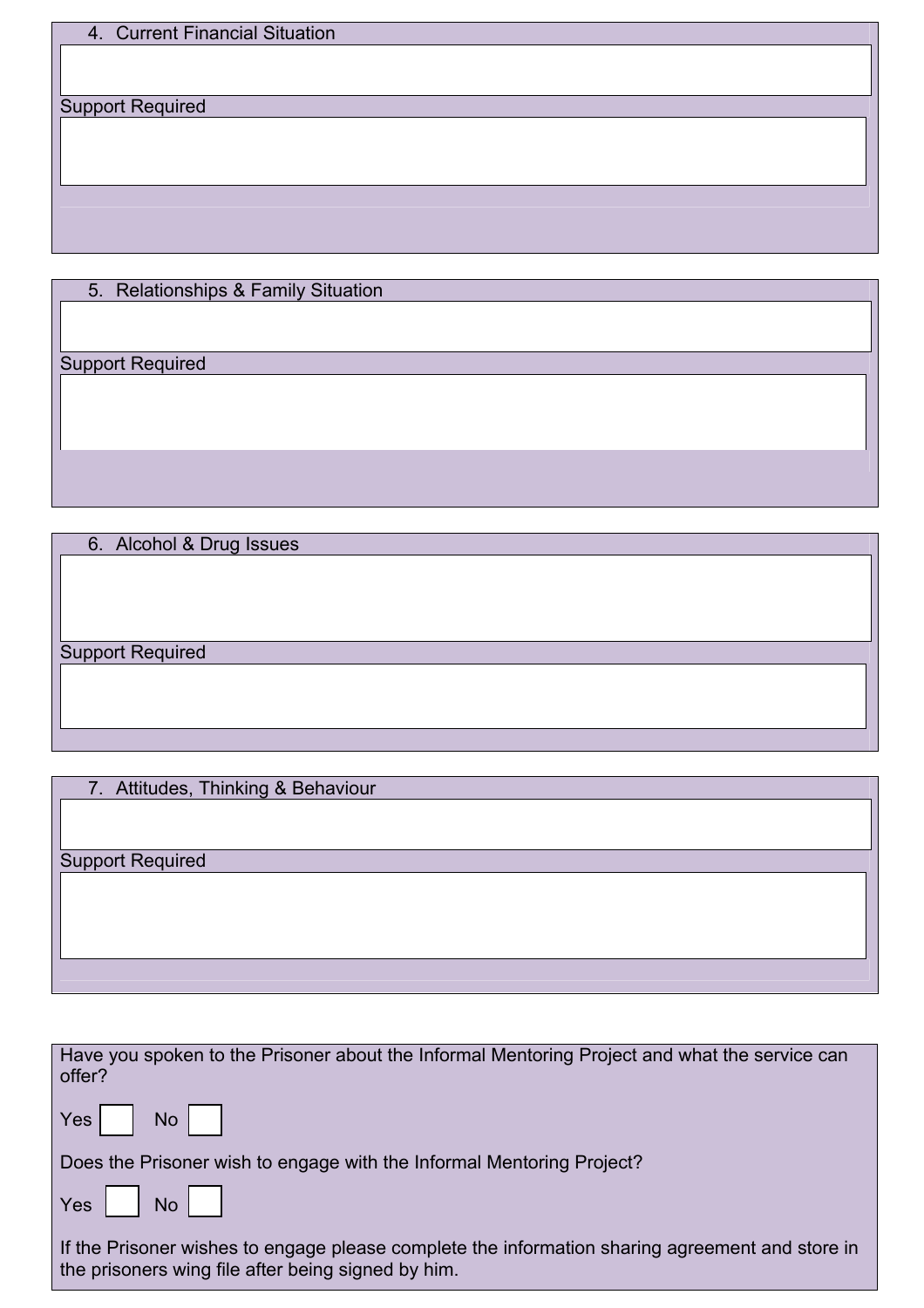4. Current Financial Situation

Support Required

5. Relationships & Family Situation

Support Required

6. Alcohol & Drug Issues

Support Required

7. Attitudes, Thinking & Behaviour

Support Required

Have you spoken to the Prisoner about the Informal Mentoring Project and what the service can offer?

Yes ☐ No ☐

Does the Prisoner wish to engage with the Informal Mentoring Project?

Yes ☐ No ☐

If the Prisoner wishes to engage please complete the information sharing agreement and store in the prisoners wing file after being signed by him.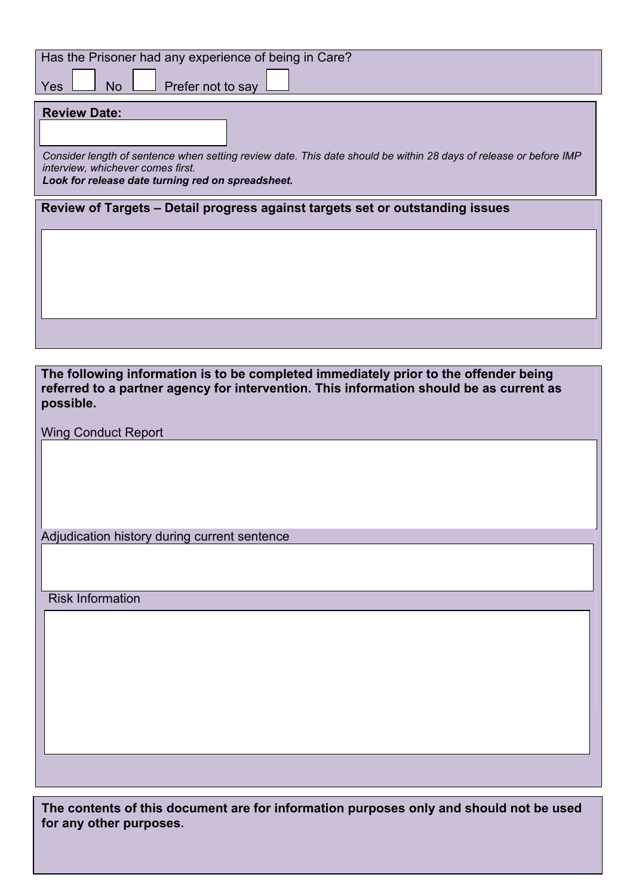Has the Prisoner had any experience of being in Care?

Yes ☐ No ☐ Prefer not to say ☐

**Review Date:**

*Consider length of sentence when setting review date. This date should be within 28 days of release or before IMP interview, whichever comes first.*
***Look for release date turning red on spreadsheet.***

**Review of Targets – Detail progress against targets set or outstanding issues**

**The following information is to be completed immediately prior to the offender being referred to a partner agency for intervention. This information should be as current as possible.**

Wing Conduct Report

Adjudication history during current sentence

Risk Information

**The contents of this document are for information purposes only and should not be used for any other purposes.**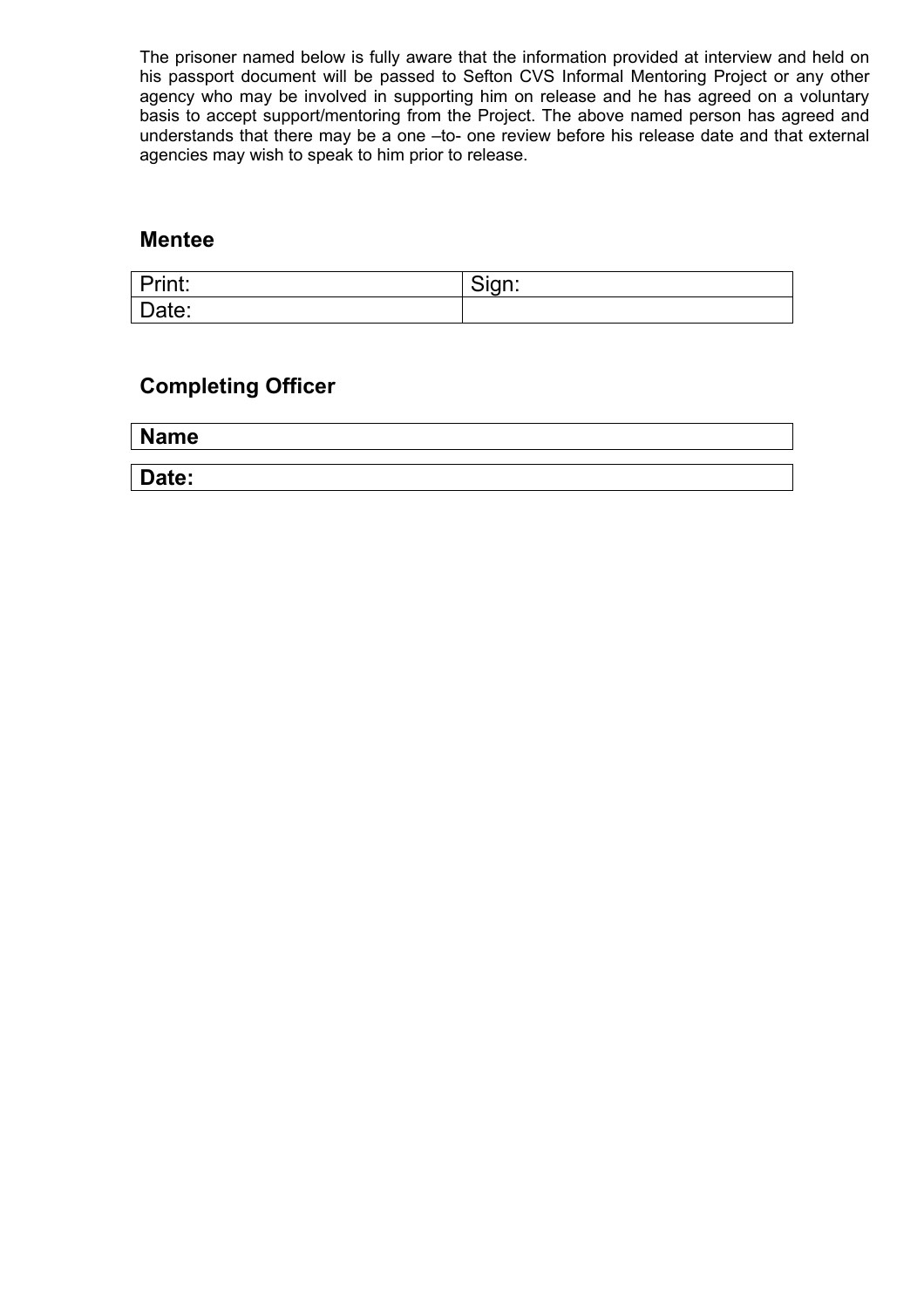The prisoner named below is fully aware that the information provided at interview and held on his passport document will be passed to Sefton CVS Informal Mentoring Project or any other agency who may be involved in supporting him on release and he has agreed on a voluntary basis to accept support/mentoring from the Project. The above named person has agreed and understands that there may be a one –to- one review before his release date and that external agencies may wish to speak to him prior to release.

## Mentee

| Print: | Sign: |
|---|---|
| Date: | |

## Completing Officer

| **Name** |
|---|

| **Date:** |
|---|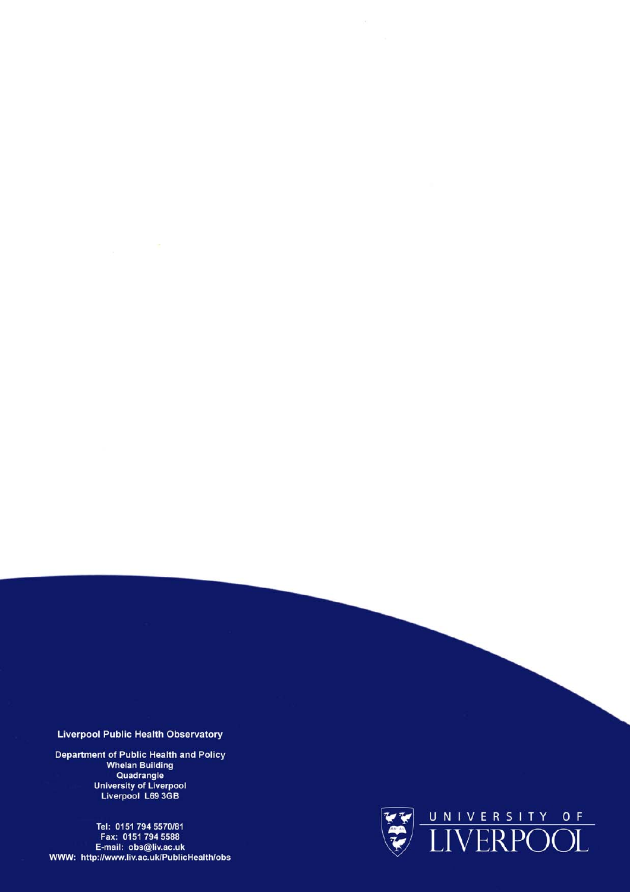**Liverpool Public Health Observatory**

**Department of Public Health and Policy**
**Whelan Building**
**Quadrangle**
**University of Liverpool**
**Liverpool L69 3GB**

**Tel: 0151 794 5570/81**
**Fax: 0151 794 5588**
**E-mail: obs@liv.ac.uk**
**WWW: http://www.liv.ac.uk/PublicHealth/obs**

UNIVERSITY OF LIVERPOOL